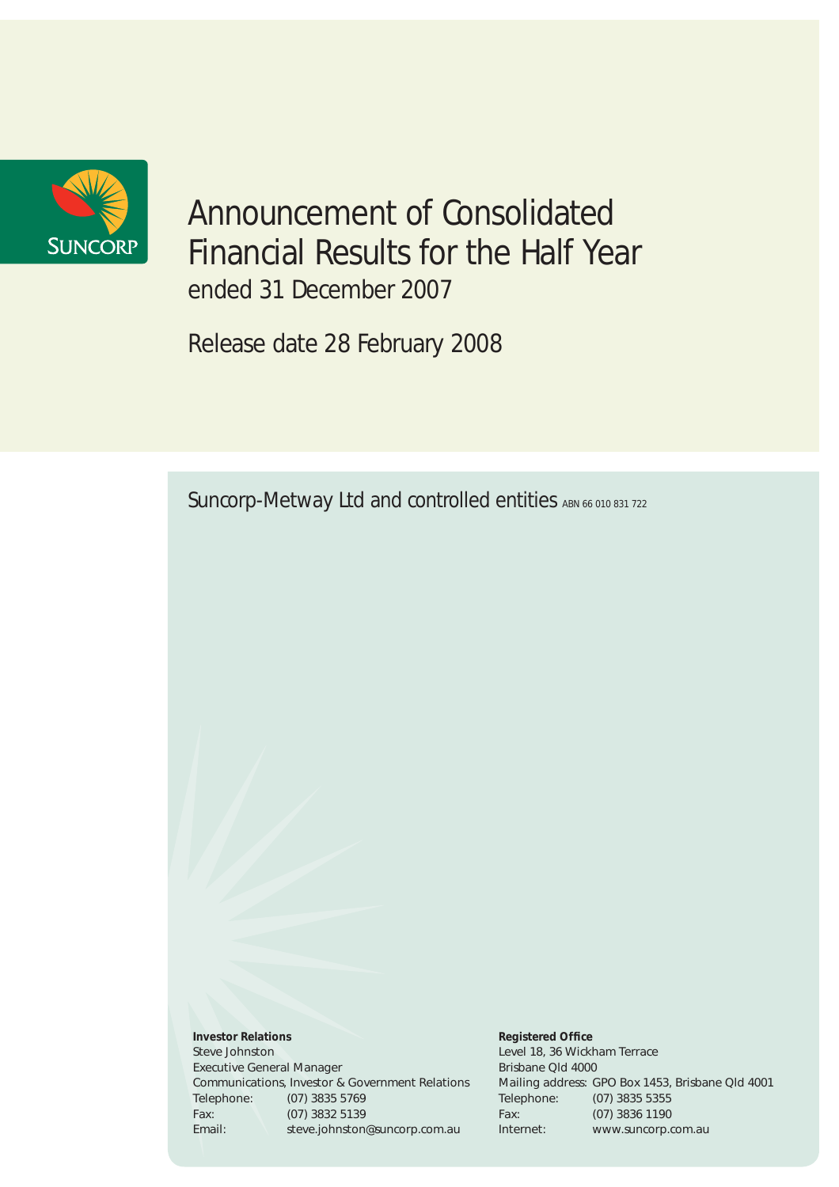SUNCORP

# Announcement of Consolidated Financial Results for the Half Year

ended 31 December 2007

Release date 28 February 2008

Suncorp-Metway Ltd and controlled entities ABN 66 010 831 722

**Investor Relations**
Steve Johnston
Executive General Manager
Communications, Investor & Government Relations

| | |
|---|---|
| Telephone: | (07) 3835 5769 |
| Fax: | (07) 3832 5139 |
| Email: | steve.johnston@suncorp.com.au |

**Registered Office**
Level 18, 36 Wickham Terrace
Brisbane Qld 4000

| | |
|---|---|
| Mailing address: | GPO Box 1453, Brisbane Qld 4001 |
| Telephone: | (07) 3835 5355 |
| Fax: | (07) 3836 1190 |
| Internet: | www.suncorp.com.au |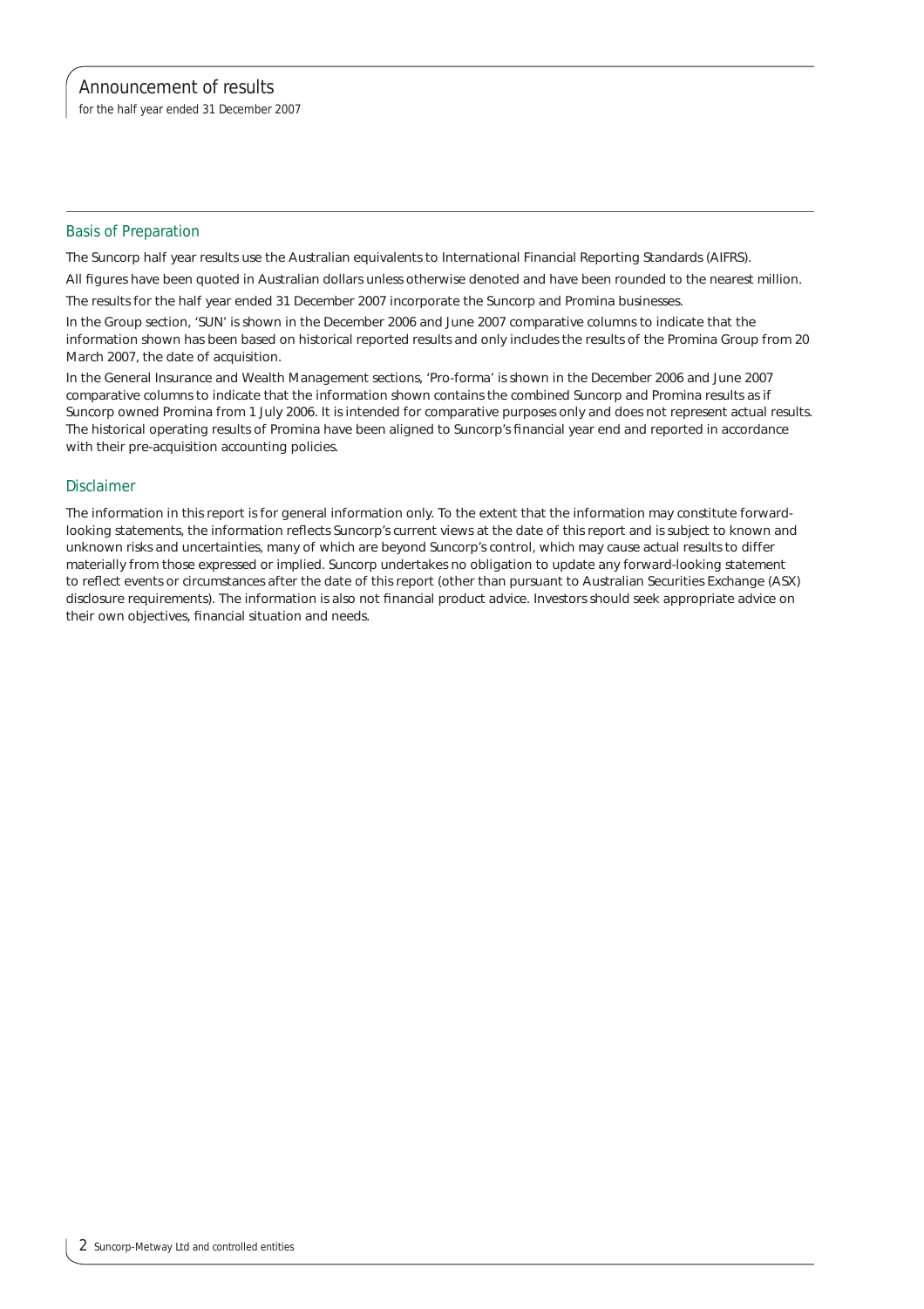## Basis of Preparation

The Suncorp half year results use the Australian equivalents to International Financial Reporting Standards (AIFRS).

All figures have been quoted in Australian dollars unless otherwise denoted and have been rounded to the nearest million.

The results for the half year ended 31 December 2007 incorporate the Suncorp and Promina businesses.

In the Group section, 'SUN' is shown in the December 2006 and June 2007 comparative columns to indicate that the information shown has been based on historical reported results and only includes the results of the Promina Group from 20 March 2007, the date of acquisition.

In the General Insurance and Wealth Management sections, 'Pro-forma' is shown in the December 2006 and June 2007 comparative columns to indicate that the information shown contains the combined Suncorp and Promina results as if Suncorp owned Promina from 1 July 2006. It is intended for comparative purposes only and does not represent actual results. The historical operating results of Promina have been aligned to Suncorp's financial year end and reported in accordance with their pre-acquisition accounting policies.

## Disclaimer

The information in this report is for general information only. To the extent that the information may constitute forward-looking statements, the information reflects Suncorp's current views at the date of this report and is subject to known and unknown risks and uncertainties, many of which are beyond Suncorp's control, which may cause actual results to differ materially from those expressed or implied. Suncorp undertakes no obligation to update any forward-looking statement to reflect events or circumstances after the date of this report (other than pursuant to Australian Securities Exchange (ASX) disclosure requirements). The information is also not financial product advice. Investors should seek appropriate advice on their own objectives, financial situation and needs.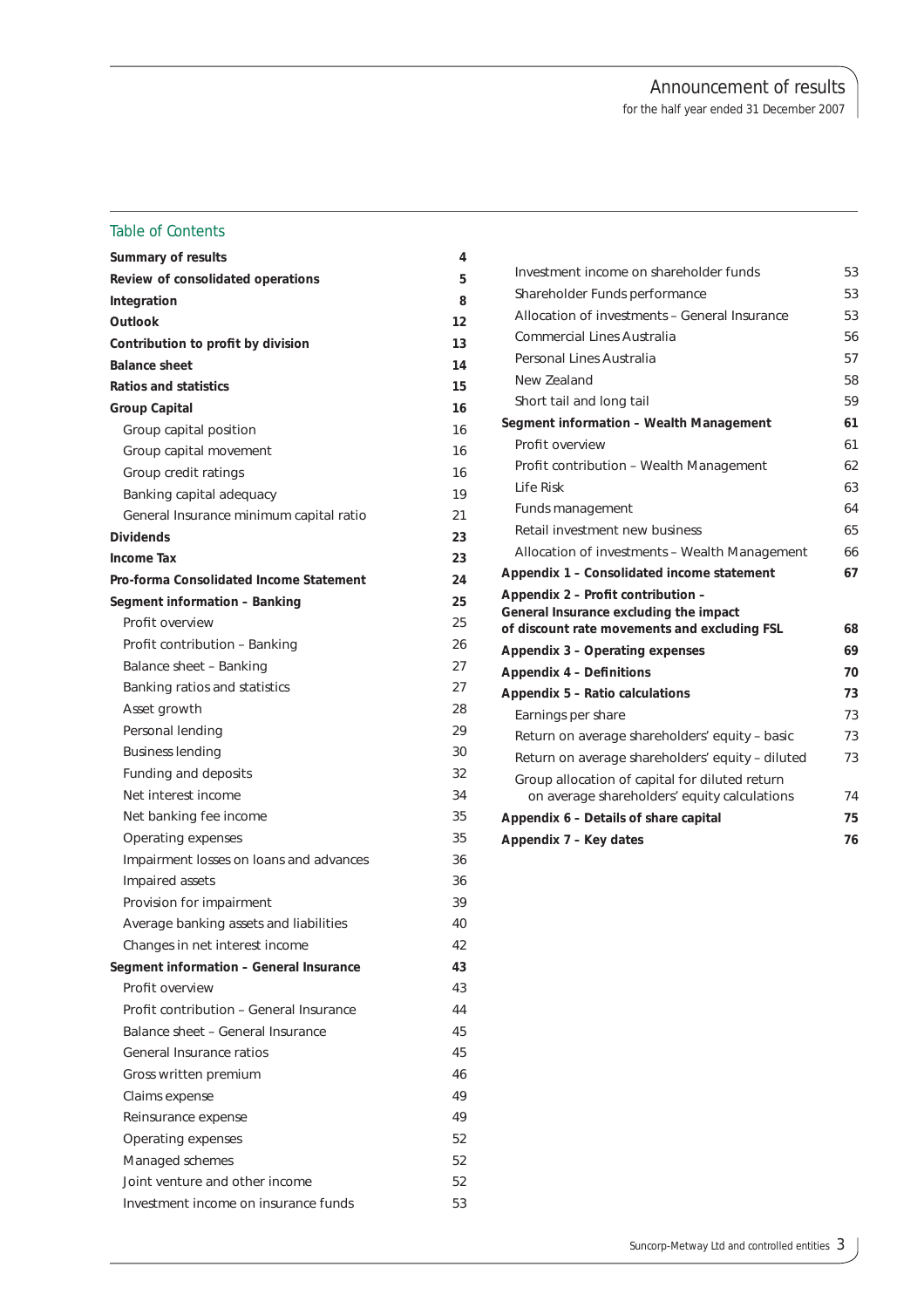## Table of Contents

| | |
|---|---|
| **Summary of results** | **4** |
| **Review of consolidated operations** | **5** |
| **Integration** | **8** |
| **Outlook** | **12** |
| **Contribution to profit by division** | **13** |
| **Balance sheet** | **14** |
| **Ratios and statistics** | **15** |
| **Group Capital** | **16** |
| Group capital position | 16 |
| Group capital movement | 16 |
| Group credit ratings | 16 |
| Banking capital adequacy | 19 |
| General Insurance minimum capital ratio | 21 |
| **Dividends** | **23** |
| **Income Tax** | **23** |
| **Pro-forma Consolidated Income Statement** | **24** |
| **Segment information – Banking** | **25** |
| Profit overview | 25 |
| Profit contribution – Banking | 26 |
| Balance sheet – Banking | 27 |
| Banking ratios and statistics | 27 |
| Asset growth | 28 |
| Personal lending | 29 |
| Business lending | 30 |
| Funding and deposits | 32 |
| Net interest income | 34 |
| Net banking fee income | 35 |
| Operating expenses | 35 |
| Impairment losses on loans and advances | 36 |
| Impaired assets | 36 |
| Provision for impairment | 39 |
| Average banking assets and liabilities | 40 |
| Changes in net interest income | 42 |
| **Segment information – General Insurance** | **43** |
| Profit overview | 43 |
| Profit contribution – General Insurance | 44 |
| Balance sheet – General Insurance | 45 |
| General Insurance ratios | 45 |
| Gross written premium | 46 |
| Claims expense | 49 |
| Reinsurance expense | 49 |
| Operating expenses | 52 |
| Managed schemes | 52 |
| Joint venture and other income | 52 |
| Investment income on insurance funds | 53 |
| Investment income on shareholder funds | 53 |
| Shareholder Funds performance | 53 |
| Allocation of investments – General Insurance | 53 |
| Commercial Lines Australia | 56 |
| Personal Lines Australia | 57 |
| New Zealand | 58 |
| Short tail and long tail | 59 |
| **Segment information – Wealth Management** | **61** |
| Profit overview | 61 |
| Profit contribution – Wealth Management | 62 |
| Life Risk | 63 |
| Funds management | 64 |
| Retail investment new business | 65 |
| Allocation of investments – Wealth Management | 66 |
| **Appendix 1 – Consolidated income statement** | **67** |
| **Appendix 2 – Profit contribution – General Insurance excluding the impact of discount rate movements and excluding FSL** | **68** |
| **Appendix 3 – Operating expenses** | **69** |
| **Appendix 4 – Definitions** | **70** |
| **Appendix 5 – Ratio calculations** | **73** |
| Earnings per share | 73 |
| Return on average shareholders' equity – basic | 73 |
| Return on average shareholders' equity – diluted | 73 |
| Group allocation of capital for diluted return on average shareholders' equity calculations | 74 |
| **Appendix 6 – Details of share capital** | **75** |
| **Appendix 7 – Key dates** | **76** |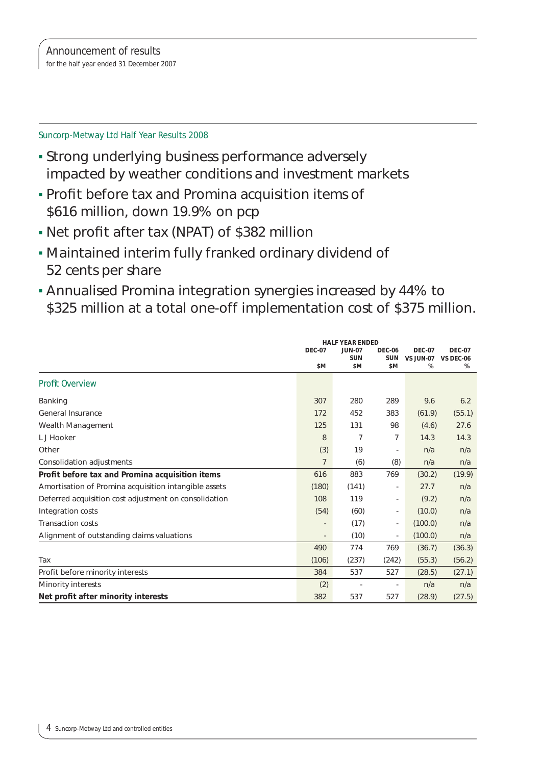Announcement of results
for the half year ended 31 December 2007

## Suncorp-Metway Ltd Half Year Results 2008

- Strong underlying business performance adversely impacted by weather conditions and investment markets
- Profit before tax and Promina acquisition items of \$616 million, down 19.9% on pcp
- Net profit after tax (NPAT) of \$382 million
- Maintained interim fully franked ordinary dividend of 52 cents per share
- Annualised Promina integration synergies increased by 44% to \$325 million at a total one-off implementation cost of \$375 million.

| | HALF YEAR ENDED | | | | |
|---|---|---|---|---|---|
| | DEC-07 | JUN-07 SUN | DEC-06 SUN | DEC-07 VS JUN-07 | DEC-07 VS DEC-06 |
| | \$M | \$M | \$M | % | % |
| **Profit Overview** | | | | | |
| Banking | 307 | 280 | 289 | 9.6 | 6.2 |
| General Insurance | 172 | 452 | 383 | (61.9) | (55.1) |
| Wealth Management | 125 | 131 | 98 | (4.6) | 27.6 |
| L J Hooker | 8 | 7 | 7 | 14.3 | 14.3 |
| Other | (3) | 19 | - | n/a | n/a |
| Consolidation adjustments | 7 | (6) | (8) | n/a | n/a |
| **Profit before tax and Promina acquisition items** | 616 | 883 | 769 | (30.2) | (19.9) |
| Amortisation of Promina acquisition intangible assets | (180) | (141) | - | 27.7 | n/a |
| Deferred acquisition cost adjustment on consolidation | 108 | 119 | - | (9.2) | n/a |
| Integration costs | (54) | (60) | - | (10.0) | n/a |
| Transaction costs | - | (17) | - | (100.0) | n/a |
| Alignment of outstanding claims valuations | - | (10) | - | (100.0) | n/a |
| | 490 | 774 | 769 | (36.7) | (36.3) |
| Tax | (106) | (237) | (242) | (55.3) | (56.2) |
| Profit before minority interests | 384 | 537 | 527 | (28.5) | (27.1) |
| Minority interests | (2) | - | - | n/a | n/a |
| **Net profit after minority interests** | 382 | 537 | 527 | (28.9) | (27.5) |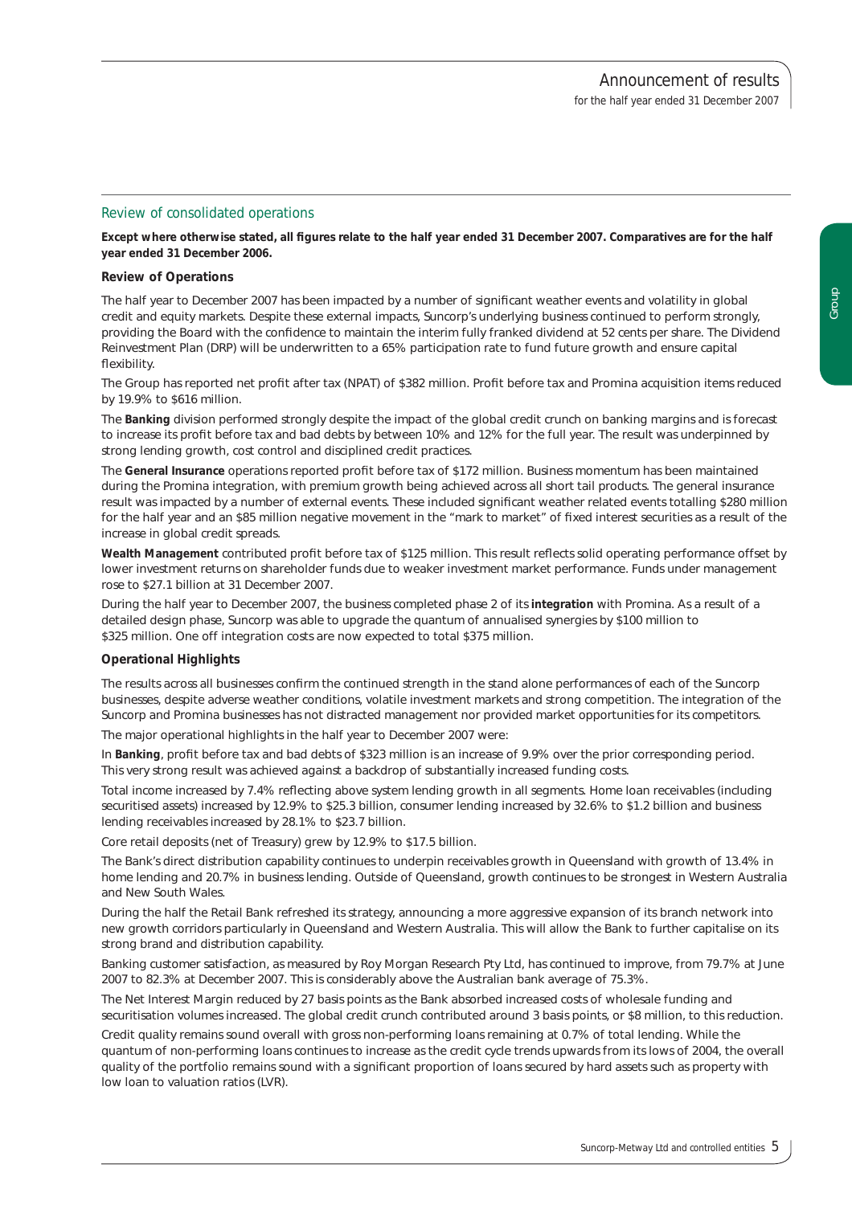## Review of consolidated operations

**Except where otherwise stated, all figures relate to the half year ended 31 December 2007. Comparatives are for the half year ended 31 December 2006.**

### Review of Operations

The half year to December 2007 has been impacted by a number of significant weather events and volatility in global credit and equity markets. Despite these external impacts, Suncorp's underlying business continued to perform strongly, providing the Board with the confidence to maintain the interim fully franked dividend at 52 cents per share. The Dividend Reinvestment Plan (DRP) will be underwritten to a 65% participation rate to fund future growth and ensure capital flexibility.

The Group has reported net profit after tax (NPAT) of $382 million. Profit before tax and Promina acquisition items reduced by 19.9% to $616 million.

The **Banking** division performed strongly despite the impact of the global credit crunch on banking margins and is forecast to increase its profit before tax and bad debts by between 10% and 12% for the full year. The result was underpinned by strong lending growth, cost control and disciplined credit practices.

The **General Insurance** operations reported profit before tax of $172 million. Business momentum has been maintained during the Promina integration, with premium growth being achieved across all short tail products. The general insurance result was impacted by a number of external events. These included significant weather related events totalling $280 million for the half year and an $85 million negative movement in the "mark to market" of fixed interest securities as a result of the increase in global credit spreads.

**Wealth Management** contributed profit before tax of $125 million. This result reflects solid operating performance offset by lower investment returns on shareholder funds due to weaker investment market performance. Funds under management rose to $27.1 billion at 31 December 2007.

During the half year to December 2007, the business completed phase 2 of its **integration** with Promina. As a result of a detailed design phase, Suncorp was able to upgrade the quantum of annualised synergies by $100 million to $325 million. One off integration costs are now expected to total $375 million.

### Operational Highlights

The results across all businesses confirm the continued strength in the stand alone performances of each of the Suncorp businesses, despite adverse weather conditions, volatile investment markets and strong competition. The integration of the Suncorp and Promina businesses has not distracted management nor provided market opportunities for its competitors.

The major operational highlights in the half year to December 2007 were:

In **Banking**, profit before tax and bad debts of $323 million is an increase of 9.9% over the prior corresponding period. This very strong result was achieved against a backdrop of substantially increased funding costs.

Total income increased by 7.4% reflecting above system lending growth in all segments. Home loan receivables (including securitised assets) increased by 12.9% to $25.3 billion, consumer lending increased by 32.6% to $1.2 billion and business lending receivables increased by 28.1% to $23.7 billion.

Core retail deposits (net of Treasury) grew by 12.9% to $17.5 billion.

The Bank's direct distribution capability continues to underpin receivables growth in Queensland with growth of 13.4% in home lending and 20.7% in business lending. Outside of Queensland, growth continues to be strongest in Western Australia and New South Wales.

During the half the Retail Bank refreshed its strategy, announcing a more aggressive expansion of its branch network into new growth corridors particularly in Queensland and Western Australia. This will allow the Bank to further capitalise on its strong brand and distribution capability.

Banking customer satisfaction, as measured by Roy Morgan Research Pty Ltd, has continued to improve, from 79.7% at June 2007 to 82.3% at December 2007. This is considerably above the Australian bank average of 75.3%.

The Net Interest Margin reduced by 27 basis points as the Bank absorbed increased costs of wholesale funding and securitisation volumes increased. The global credit crunch contributed around 3 basis points, or $8 million, to this reduction.

Credit quality remains sound overall with gross non-performing loans remaining at 0.7% of total lending. While the quantum of non-performing loans continues to increase as the credit cycle trends upwards from its lows of 2004, the overall quality of the portfolio remains sound with a significant proportion of loans secured by hard assets such as property with low loan to valuation ratios (LVR).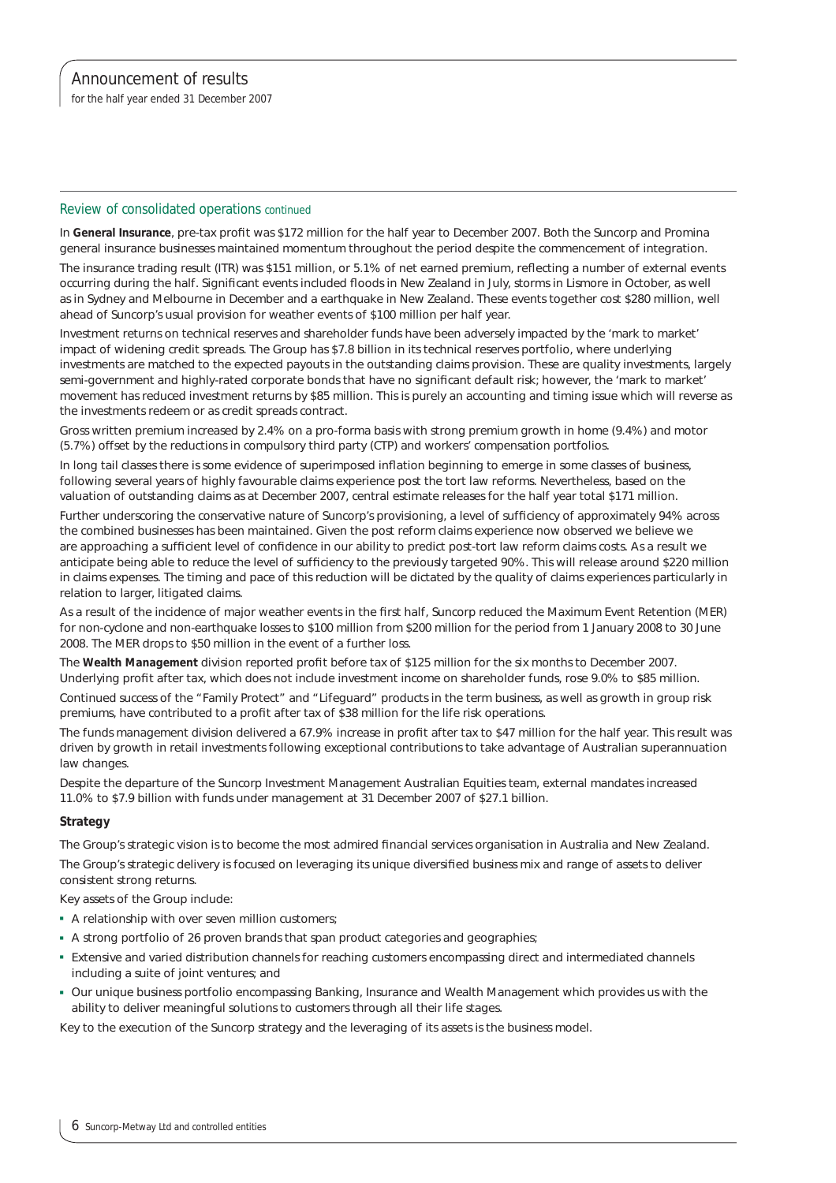## Review of consolidated operations continued

In **General Insurance**, pre-tax profit was $172 million for the half year to December 2007. Both the Suncorp and Promina general insurance businesses maintained momentum throughout the period despite the commencement of integration.

The insurance trading result (ITR) was $151 million, or 5.1% of net earned premium, reflecting a number of external events occurring during the half. Significant events included floods in New Zealand in July, storms in Lismore in October, as well as in Sydney and Melbourne in December and a earthquake in New Zealand. These events together cost $280 million, well ahead of Suncorp's usual provision for weather events of $100 million per half year.

Investment returns on technical reserves and shareholder funds have been adversely impacted by the 'mark to market' impact of widening credit spreads. The Group has $7.8 billion in its technical reserves portfolio, where underlying investments are matched to the expected payouts in the outstanding claims provision. These are quality investments, largely semi-government and highly-rated corporate bonds that have no significant default risk; however, the 'mark to market' movement has reduced investment returns by $85 million. This is purely an accounting and timing issue which will reverse as the investments redeem or as credit spreads contract.

Gross written premium increased by 2.4% on a pro-forma basis with strong premium growth in home (9.4%) and motor (5.7%) offset by the reductions in compulsory third party (CTP) and workers' compensation portfolios.

In long tail classes there is some evidence of superimposed inflation beginning to emerge in some classes of business, following several years of highly favourable claims experience post the tort law reforms. Nevertheless, based on the valuation of outstanding claims as at December 2007, central estimate releases for the half year total $171 million.

Further underscoring the conservative nature of Suncorp's provisioning, a level of sufficiency of approximately 94% across the combined businesses has been maintained. Given the post reform claims experience now observed we believe we are approaching a sufficient level of confidence in our ability to predict post-tort law reform claims costs. As a result we anticipate being able to reduce the level of sufficiency to the previously targeted 90%. This will release around $220 million in claims expenses. The timing and pace of this reduction will be dictated by the quality of claims experiences particularly in relation to larger, litigated claims.

As a result of the incidence of major weather events in the first half, Suncorp reduced the Maximum Event Retention (MER) for non-cyclone and non-earthquake losses to $100 million from $200 million for the period from 1 January 2008 to 30 June 2008. The MER drops to $50 million in the event of a further loss.

The **Wealth Management** division reported profit before tax of $125 million for the six months to December 2007. Underlying profit after tax, which does not include investment income on shareholder funds, rose 9.0% to $85 million.

Continued success of the "Family Protect" and "Lifeguard" products in the term business, as well as growth in group risk premiums, have contributed to a profit after tax of $38 million for the life risk operations.

The funds management division delivered a 67.9% increase in profit after tax to $47 million for the half year. This result was driven by growth in retail investments following exceptional contributions to take advantage of Australian superannuation law changes.

Despite the departure of the Suncorp Investment Management Australian Equities team, external mandates increased 11.0% to $7.9 billion with funds under management at 31 December 2007 of $27.1 billion.

**Strategy**

The Group's strategic vision is to become the most admired financial services organisation in Australia and New Zealand.

The Group's strategic delivery is focused on leveraging its unique diversified business mix and range of assets to deliver consistent strong returns.

Key assets of the Group include:

- A relationship with over seven million customers;
- A strong portfolio of 26 proven brands that span product categories and geographies;
- Extensive and varied distribution channels for reaching customers encompassing direct and intermediated channels including a suite of joint ventures; and
- Our unique business portfolio encompassing Banking, Insurance and Wealth Management which provides us with the ability to deliver meaningful solutions to customers through all their life stages.

Key to the execution of the Suncorp strategy and the leveraging of its assets is the business model.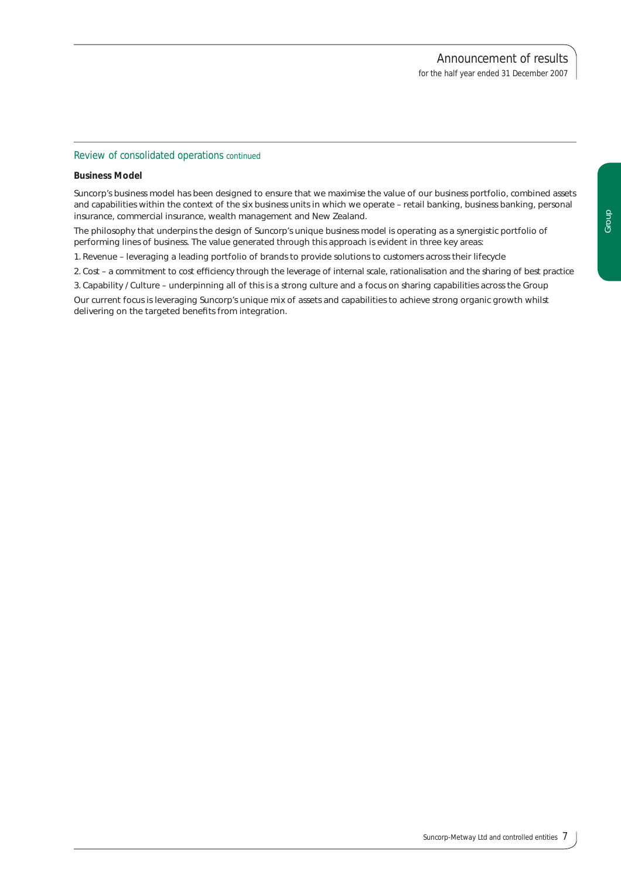## Review of consolidated operations continued

**Business Model**

Suncorp's business model has been designed to ensure that we maximise the value of our business portfolio, combined assets and capabilities within the context of the six business units in which we operate – retail banking, business banking, personal insurance, commercial insurance, wealth management and New Zealand.

The philosophy that underpins the design of Suncorp's unique business model is operating as a synergistic portfolio of performing lines of business. The value generated through this approach is evident in three key areas:

1. Revenue – leveraging a leading portfolio of brands to provide solutions to customers across their lifecycle
2. Cost – a commitment to cost efficiency through the leverage of internal scale, rationalisation and the sharing of best practice
3. Capability / Culture – underpinning all of this is a strong culture and a focus on sharing capabilities across the Group

Our current focus is leveraging Suncorp's unique mix of assets and capabilities to achieve strong organic growth whilst delivering on the targeted benefits from integration.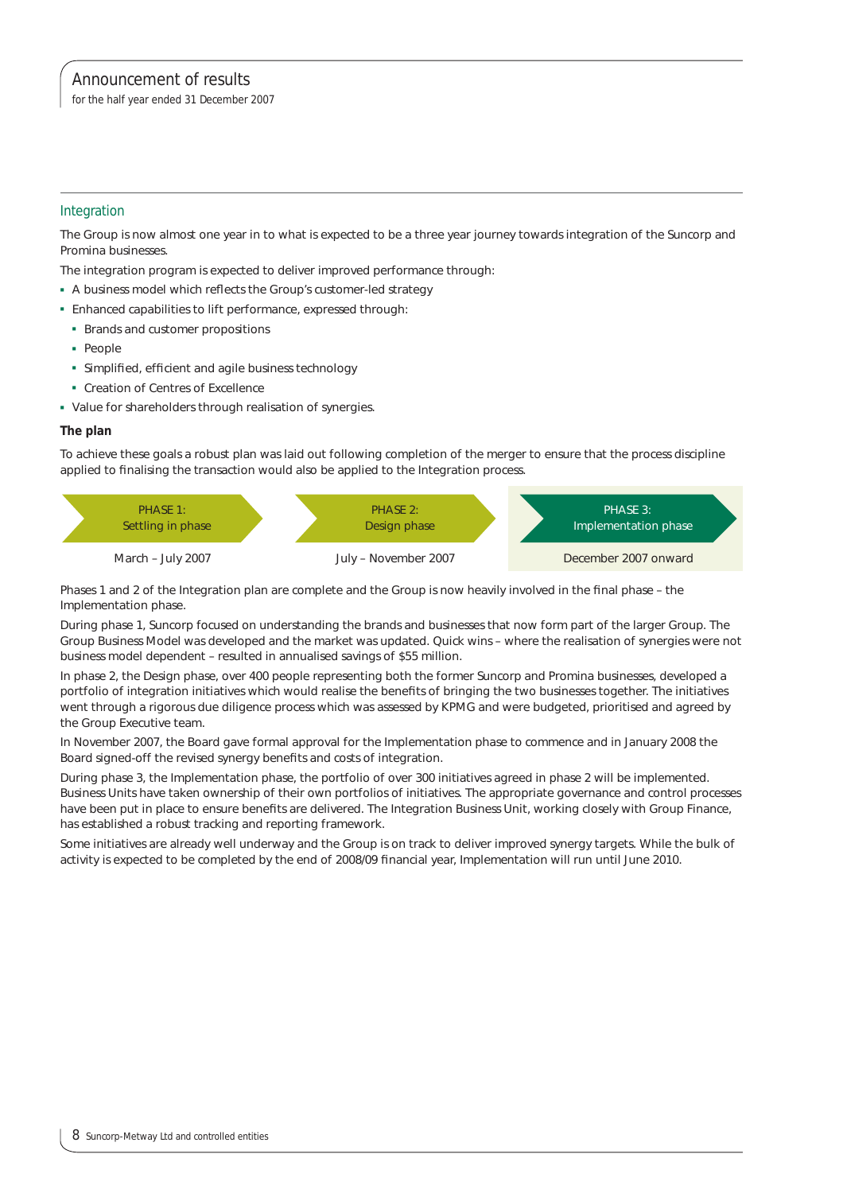## Integration

The Group is now almost one year in to what is expected to be a three year journey towards integration of the Suncorp and Promina businesses.

The integration program is expected to deliver improved performance through:

- A business model which reflects the Group's customer-led strategy
- Enhanced capabilities to lift performance, expressed through:
  - Brands and customer propositions
  - People
  - Simplified, efficient and agile business technology
  - Creation of Centres of Excellence
- Value for shareholders through realisation of synergies.

**The plan**

To achieve these goals a robust plan was laid out following completion of the merger to ensure that the process discipline applied to finalising the transaction would also be applied to the Integration process.

| PHASE 1: Settling in phase | PHASE 2: Design phase | PHASE 3: Implementation phase |
|---|---|---|
| March – July 2007 | July – November 2007 | December 2007 onward |

Phases 1 and 2 of the Integration plan are complete and the Group is now heavily involved in the final phase – the Implementation phase.

During phase 1, Suncorp focused on understanding the brands and businesses that now form part of the larger Group. The Group Business Model was developed and the market was updated. Quick wins – where the realisation of synergies were not business model dependent – resulted in annualised savings of $55 million.

In phase 2, the Design phase, over 400 people representing both the former Suncorp and Promina businesses, developed a portfolio of integration initiatives which would realise the benefits of bringing the two businesses together. The initiatives went through a rigorous due diligence process which was assessed by KPMG and were budgeted, prioritised and agreed by the Group Executive team.

In November 2007, the Board gave formal approval for the Implementation phase to commence and in January 2008 the Board signed-off the revised synergy benefits and costs of integration.

During phase 3, the Implementation phase, the portfolio of over 300 initiatives agreed in phase 2 will be implemented. Business Units have taken ownership of their own portfolios of initiatives. The appropriate governance and control processes have been put in place to ensure benefits are delivered. The Integration Business Unit, working closely with Group Finance, has established a robust tracking and reporting framework.

Some initiatives are already well underway and the Group is on track to deliver improved synergy targets. While the bulk of activity is expected to be completed by the end of 2008/09 financial year, Implementation will run until June 2010.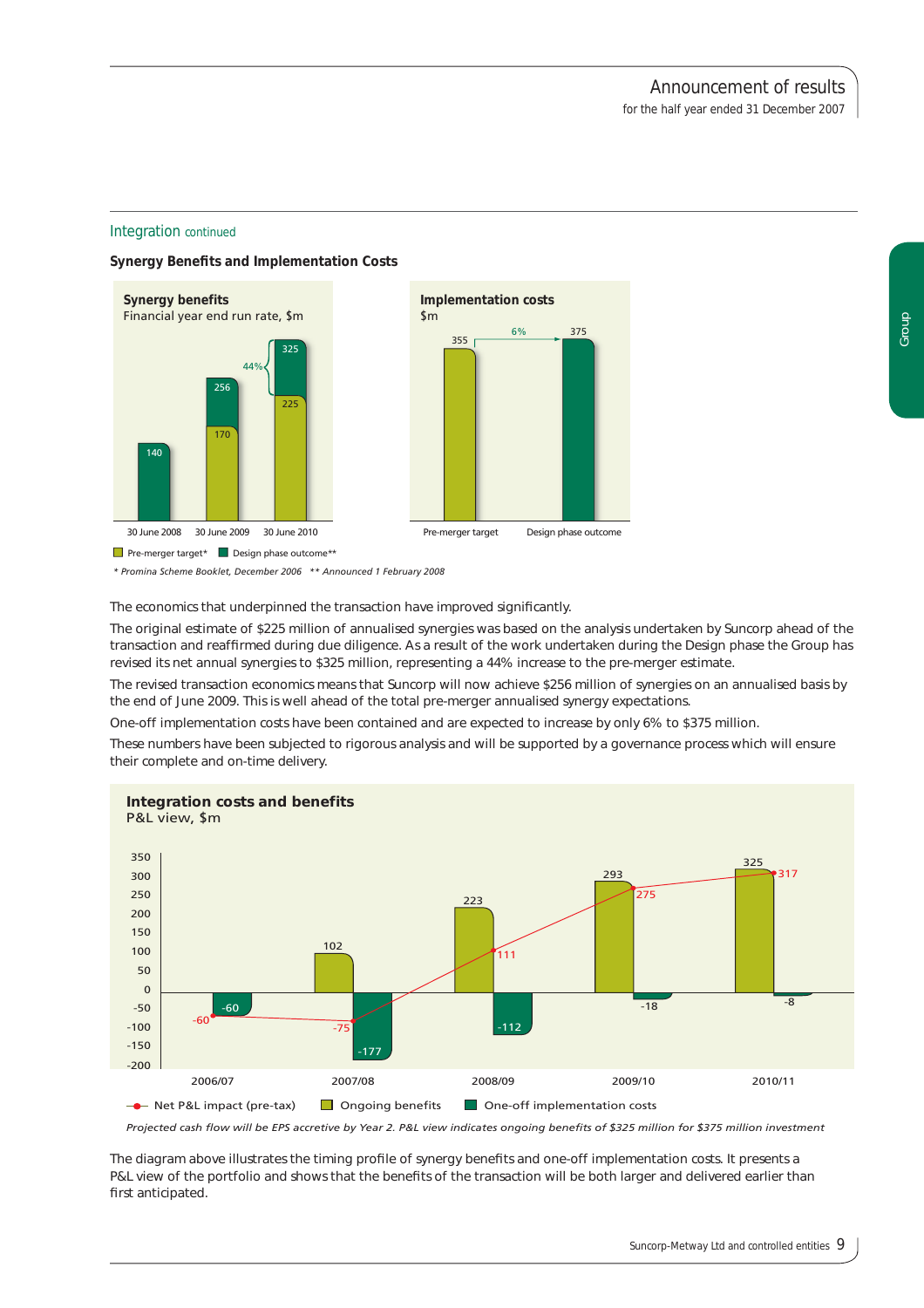## Integration continued

### Synergy Benefits and Implementation Costs

**Synergy benefits**
Financial year end run rate, $m

| | Pre-merger target* | Design phase outcome** |
|---|---|---|
| 30 June 2008 | | 140 |
| 30 June 2009 | 170 | 256 |
| 30 June 2010 | 225 | 325 |

44% increase from 225 to 325.

**Implementation costs**
$m

| Pre-merger target | Design phase outcome |
|---|---|
| 355 | 375 |

6% increase.

*\* Promina Scheme Booklet, December 2006 \*\* Announced 1 February 2008*

The economics that underpinned the transaction have improved significantly.

The original estimate of $225 million of annualised synergies was based on the analysis undertaken by Suncorp ahead of the transaction and reaffirmed during due diligence. As a result of the work undertaken during the Design phase the Group has revised its net annual synergies to $325 million, representing a 44% increase to the pre-merger estimate.

The revised transaction economics means that Suncorp will now achieve $256 million of synergies on an annualised basis by the end of June 2009. This is well ahead of the total pre-merger annualised synergy expectations.

One-off implementation costs have been contained and are expected to increase by only 6% to $375 million.

These numbers have been subjected to rigorous analysis and will be supported by a governance process which will ensure their complete and on-time delivery.

**Integration costs and benefits**
P&L view, $m

| | 2006/07 | 2007/08 | 2008/09 | 2009/10 | 2010/11 |
|---|---|---|---|---|---|
| Ongoing benefits | | 102 | 223 | 293 | 325 |
| One-off implementation costs | -60 | -177 | -112 | -18 | -8 |
| Net P&L impact (pre-tax) | -60 | -75 | 111 | 275 | 317 |

*Projected cash flow will be EPS accretive by Year 2. P&L view indicates ongoing benefits of $325 million for $375 million investment*

The diagram above illustrates the timing profile of synergy benefits and one-off implementation costs. It presents a P&L view of the portfolio and shows that the benefits of the transaction will be both larger and delivered earlier than first anticipated.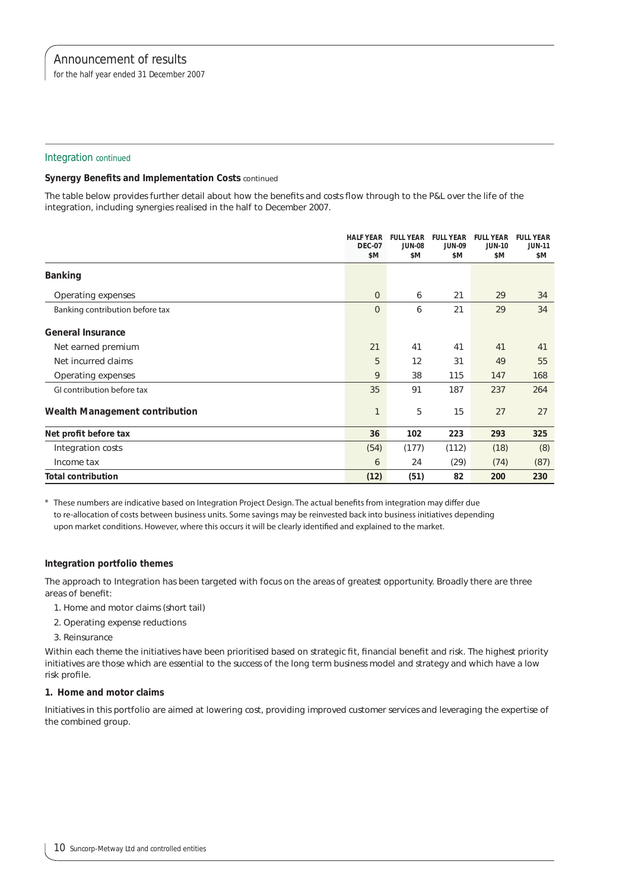## Integration continued

### Synergy Benefits and Implementation Costs continued

The table below provides further detail about how the benefits and costs flow through to the P&L over the life of the integration, including synergies realised in the half to December 2007.

| | HALF YEAR DEC-07 $M | FULL YEAR JUN-08 $M | FULL YEAR JUN-09 $M | FULL YEAR JUN-10 $M | FULL YEAR JUN-11 $M |
|---|---|---|---|---|---|
| **Banking** | | | | | |
| Operating expenses | 0 | 6 | 21 | 29 | 34 |
| Banking contribution before tax | 0 | 6 | 21 | 29 | 34 |
| **General Insurance** | | | | | |
| Net earned premium | 21 | 41 | 41 | 41 | 41 |
| Net incurred claims | 5 | 12 | 31 | 49 | 55 |
| Operating expenses | 9 | 38 | 115 | 147 | 168 |
| GI contribution before tax | 35 | 91 | 187 | 237 | 264 |
| **Wealth Management contribution** | 1 | 5 | 15 | 27 | 27 |
| **Net profit before tax** | **36** | **102** | **223** | **293** | **325** |
| Integration costs | (54) | (177) | (112) | (18) | (8) |
| Income tax | 6 | 24 | (29) | (74) | (87) |
| **Total contribution** | **(12)** | **(51)** | **82** | **200** | **230** |

* These numbers are indicative based on Integration Project Design. The actual benefits from integration may differ due to re-allocation of costs between business units. Some savings may be reinvested back into business initiatives depending upon market conditions. However, where this occurs it will be clearly identified and explained to the market.

### Integration portfolio themes

The approach to Integration has been targeted with focus on the areas of greatest opportunity. Broadly there are three areas of benefit:

1. Home and motor claims (short tail)
2. Operating expense reductions
3. Reinsurance

Within each theme the initiatives have been prioritised based on strategic fit, financial benefit and risk. The highest priority initiatives are those which are essential to the success of the long term business model and strategy and which have a low risk profile.

#### 1. Home and motor claims

Initiatives in this portfolio are aimed at lowering cost, providing improved customer services and leveraging the expertise of the combined group.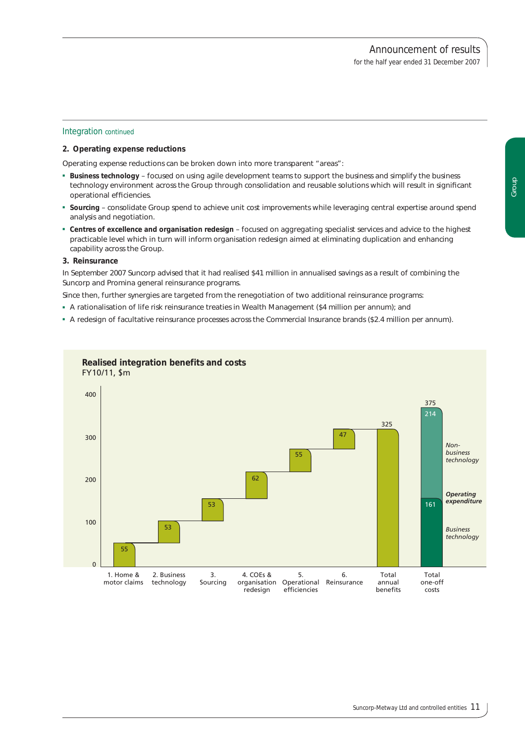## Integration continued

### 2. Operating expense reductions

Operating expense reductions can be broken down into more transparent "areas":

- **Business technology** – focused on using agile development teams to support the business and simplify the business technology environment across the Group through consolidation and reusable solutions which will result in significant operational efficiencies.
- **Sourcing** – consolidate Group spend to achieve unit cost improvements while leveraging central expertise around spend analysis and negotiation.
- **Centres of excellence and organisation redesign** – focused on aggregating specialist services and advice to the highest practicable level which in turn will inform organisation redesign aimed at eliminating duplication and enhancing capability across the Group.

### 3. Reinsurance

In September 2007 Suncorp advised that it had realised $41 million in annualised savings as a result of combining the Suncorp and Promina general reinsurance programs.

Since then, further synergies are targeted from the renegotiation of two additional reinsurance programs:

- A rationalisation of life risk reinsurance treaties in Wealth Management ($4 million per annum); and
- A redesign of facultative reinsurance processes across the Commercial Insurance brands ($2.4 million per annum).

**Realised integration benefits and costs**
FY10/11, $m

| Category | $m |
|---|---|
| 1. Home & motor claims | 55 |
| 2. Business technology | 53 |
| 3. Sourcing | 53 |
| 4. COEs & organisation redesign | 62 |
| 5. Operational efficiencies | 55 |
| 6. Reinsurance | 47 |
| Total annual benefits | 325 |
| Total one-off costs | 375 (Operating expenditure: Business technology 161; Non-business technology 214) |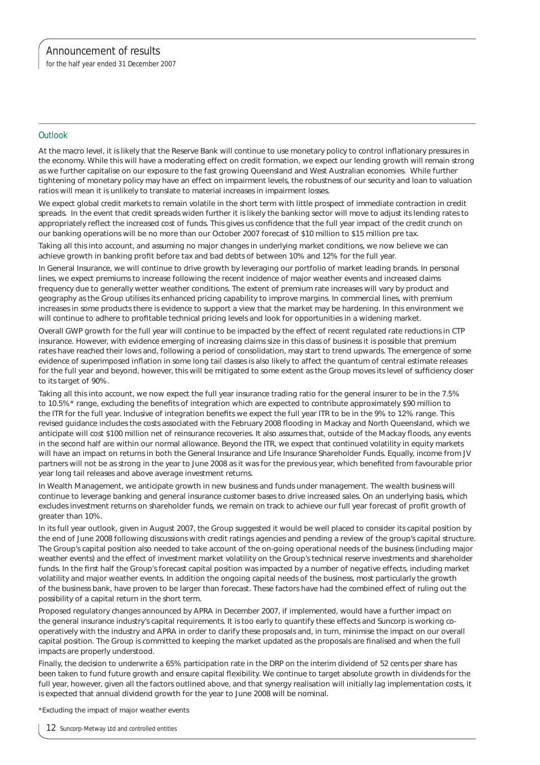## Outlook

At the macro level, it is likely that the Reserve Bank will continue to use monetary policy to control inflationary pressures in the economy. While this will have a moderating effect on credit formation, we expect our lending growth will remain strong as we further capitalise on our exposure to the fast growing Queensland and West Australian economies. While further tightening of monetary policy may have an effect on impairment levels, the robustness of our security and loan to valuation ratios will mean it is unlikely to translate to material increases in impairment losses.

We expect global credit markets to remain volatile in the short term with little prospect of immediate contraction in credit spreads. In the event that credit spreads widen further it is likely the banking sector will move to adjust its lending rates to appropriately reflect the increased cost of funds. This gives us confidence that the full year impact of the credit crunch on our banking operations will be no more than our October 2007 forecast of $10 million to $15 million pre tax.

Taking all this into account, and assuming no major changes in underlying market conditions, we now believe we can achieve growth in banking profit before tax and bad debts of between 10% and 12% for the full year.

In General Insurance, we will continue to drive growth by leveraging our portfolio of market leading brands. In personal lines, we expect premiums to increase following the recent incidence of major weather events and increased claims frequency due to generally wetter weather conditions. The extent of premium rate increases will vary by product and geography as the Group utilises its enhanced pricing capability to improve margins. In commercial lines, with premium increases in some products there is evidence to support a view that the market may be hardening. In this environment we will continue to adhere to profitable technical pricing levels and look for opportunities in a widening market.

Overall GWP growth for the full year will continue to be impacted by the effect of recent regulated rate reductions in CTP insurance. However, with evidence emerging of increasing claims size in this class of business it is possible that premium rates have reached their lows and, following a period of consolidation, may start to trend upwards. The emergence of some evidence of superimposed inflation in some long tail classes is also likely to affect the quantum of central estimate releases for the full year and beyond, however, this will be mitigated to some extent as the Group moves its level of sufficiency closer to its target of 90%.

Taking all this into account, we now expect the full year insurance trading ratio for the general insurer to be in the 7.5% to 10.5%* range, excluding the benefits of integration which are expected to contribute approximately $90 million to the ITR for the full year. Inclusive of integration benefits we expect the full year ITR to be in the 9% to 12% range. This revised guidance includes the costs associated with the February 2008 flooding in Mackay and North Queensland, which we anticipate will cost $100 million net of reinsurance recoveries. It also assumes that, outside of the Mackay floods, any events in the second half are within our normal allowance. Beyond the ITR, we expect that continued volatility in equity markets will have an impact on returns in both the General Insurance and Life Insurance Shareholder Funds. Equally, income from JV partners will not be as strong in the year to June 2008 as it was for the previous year, which benefited from favourable prior year long tail releases and above average investment returns.

In Wealth Management, we anticipate growth in new business and funds under management. The wealth business will continue to leverage banking and general insurance customer bases to drive increased sales. On an underlying basis, which excludes investment returns on shareholder funds, we remain on track to achieve our full year forecast of profit growth of greater than 10%.

In its full year outlook, given in August 2007, the Group suggested it would be well placed to consider its capital position by the end of June 2008 following discussions with credit ratings agencies and pending a review of the group's capital structure. The Group's capital position also needed to take account of the on-going operational needs of the business (including major weather events) and the effect of investment market volatility on the Group's technical reserve investments and shareholder funds. In the first half the Group's forecast capital position was impacted by a number of negative effects, including market volatility and major weather events. In addition the ongoing capital needs of the business, most particularly the growth of the business bank, have proven to be larger than forecast. These factors have had the combined effect of ruling out the possibility of a capital return in the short term.

Proposed regulatory changes announced by APRA in December 2007, if implemented, would have a further impact on the general insurance industry's capital requirements. It is too early to quantify these effects and Suncorp is working co-operatively with the industry and APRA in order to clarify these proposals and, in turn, minimise the impact on our overall capital position. The Group is committed to keeping the market updated as the proposals are finalised and when the full impacts are properly understood.

Finally, the decision to underwrite a 65% participation rate in the DRP on the interim dividend of 52 cents per share has been taken to fund future growth and ensure capital flexibility. We continue to target absolute growth in dividends for the full year, however, given all the factors outlined above, and that synergy realisation will initially lag implementation costs, it is expected that annual dividend growth for the year to June 2008 will be nominal.

*Excluding the impact of major weather events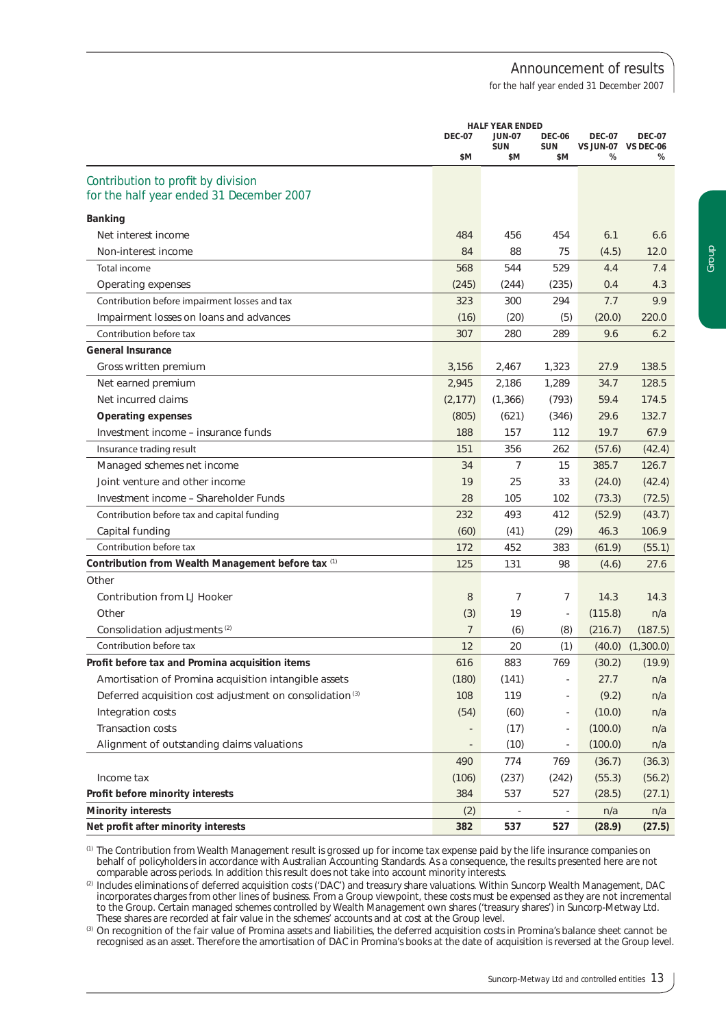## Contribution to profit by division
for the half year ended 31 December 2007

| | HALF YEAR ENDED DEC-07 $M | JUN-07 SUN $M | DEC-06 SUN $M | DEC-07 VS JUN-07 % | DEC-07 VS DEC-06 % |
|---|---|---|---|---|---|
| **Banking** | | | | | |
| Net interest income | 484 | 456 | 454 | 6.1 | 6.6 |
| Non-interest income | 84 | 88 | 75 | (4.5) | 12.0 |
| Total income | 568 | 544 | 529 | 4.4 | 7.4 |
| Operating expenses | (245) | (244) | (235) | 0.4 | 4.3 |
| Contribution before impairment losses and tax | 323 | 300 | 294 | 7.7 | 9.9 |
| Impairment losses on loans and advances | (16) | (20) | (5) | (20.0) | 220.0 |
| Contribution before tax | 307 | 280 | 289 | 9.6 | 6.2 |
| **General Insurance** | | | | | |
| Gross written premium | 3,156 | 2,467 | 1,323 | 27.9 | 138.5 |
| Net earned premium | 2,945 | 2,186 | 1,289 | 34.7 | 128.5 |
| Net incurred claims | (2,177) | (1,366) | (793) | 59.4 | 174.5 |
| **Operating expenses** | (805) | (621) | (346) | 29.6 | 132.7 |
| Investment income – insurance funds | 188 | 157 | 112 | 19.7 | 67.9 |
| Insurance trading result | 151 | 356 | 262 | (57.6) | (42.4) |
| Managed schemes net income | 34 | 7 | 15 | 385.7 | 126.7 |
| Joint venture and other income | 19 | 25 | 33 | (24.0) | (42.4) |
| Investment income – Shareholder Funds | 28 | 105 | 102 | (73.3) | (72.5) |
| Contribution before tax and capital funding | 232 | 493 | 412 | (52.9) | (43.7) |
| Capital funding | (60) | (41) | (29) | 46.3 | 106.9 |
| Contribution before tax | 172 | 452 | 383 | (61.9) | (55.1) |
| **Contribution from Wealth Management before tax** [1] | 125 | 131 | 98 | (4.6) | 27.6 |
| Other | | | | | |
| Contribution from LJ Hooker | 8 | 7 | 7 | 14.3 | 14.3 |
| Other | (3) | 19 | - | (115.8) | n/a |
| Consolidation adjustments [2] | 7 | (6) | (8) | (216.7) | (187.5) |
| Contribution before tax | 12 | 20 | (1) | (40.0) | (1,300.0) |
| **Profit before tax and Promina acquisition items** | 616 | 883 | 769 | (30.2) | (19.9) |
| Amortisation of Promina acquisition intangible assets | (180) | (141) | - | 27.7 | n/a |
| Deferred acquisition cost adjustment on consolidation [3] | 108 | 119 | - | (9.2) | n/a |
| Integration costs | (54) | (60) | - | (10.0) | n/a |
| Transaction costs | - | (17) | - | (100.0) | n/a |
| Alignment of outstanding claims valuations | - | (10) | - | (100.0) | n/a |
| | 490 | 774 | 769 | (36.7) | (36.3) |
| Income tax | (106) | (237) | (242) | (55.3) | (56.2) |
| **Profit before minority interests** | 384 | 537 | 527 | (28.5) | (27.1) |
| **Minority interests** | (2) | - | - | n/a | n/a |
| **Net profit after minority interests** | **382** | **537** | **527** | **(28.9)** | **(27.5)** |

[1] The Contribution from Wealth Management result is grossed up for income tax expense paid by the life insurance companies on behalf of policyholders in accordance with Australian Accounting Standards. As a consequence, the results presented here are not comparable across periods. In addition this result does not take into account minority interests.

[2] Includes eliminations of deferred acquisition costs ('DAC') and treasury share valuations. Within Suncorp Wealth Management, DAC incorporates charges from other lines of business. From a Group viewpoint, these costs must be expensed as they are not incremental to the Group. Certain managed schemes controlled by Wealth Management own shares ('treasury shares') in Suncorp-Metway Ltd. These shares are recorded at fair value in the schemes' accounts and at cost at the Group level.

[3] On recognition of the fair value of Promina assets and liabilities, the deferred acquisition costs in Promina's balance sheet cannot be recognised as an asset. Therefore the amortisation of DAC in Promina's books at the date of acquisition is reversed at the Group level.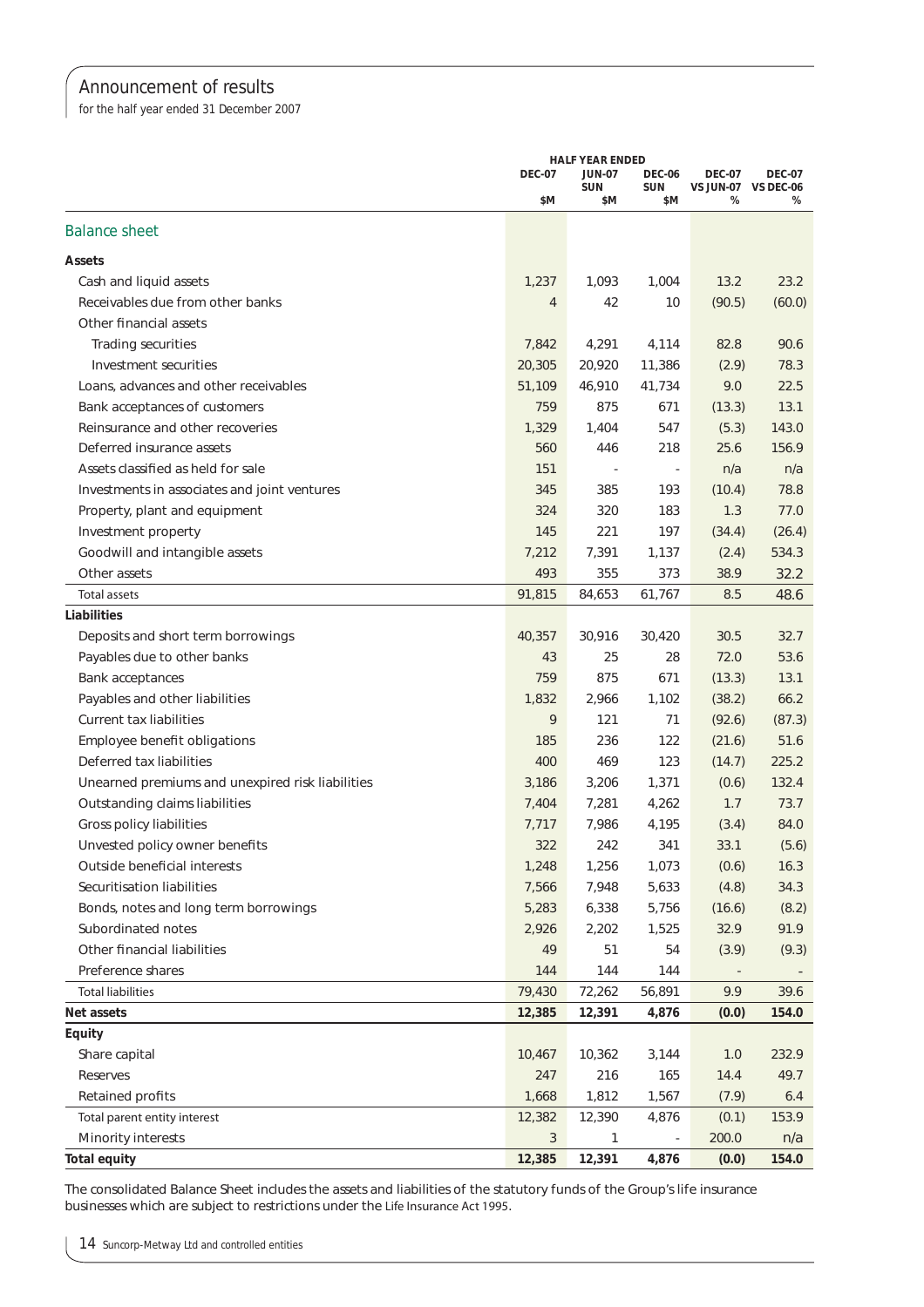# Announcement of results

for the half year ended 31 December 2007

| | HALF YEAR ENDED | | | | |
|---|---|---|---|---|---|
| | DEC-07 $M | JUN-07 SUN $M | DEC-06 SUN $M | DEC-07 VS JUN-07 % | DEC-07 VS DEC-06 % |
| **Balance sheet** | | | | | |
| **Assets** | | | | | |
| Cash and liquid assets | 1,237 | 1,093 | 1,004 | 13.2 | 23.2 |
| Receivables due from other banks | 4 | 42 | 10 | (90.5) | (60.0) |
| Other financial assets | | | | | |
| Trading securities | 7,842 | 4,291 | 4,114 | 82.8 | 90.6 |
| Investment securities | 20,305 | 20,920 | 11,386 | (2.9) | 78.3 |
| Loans, advances and other receivables | 51,109 | 46,910 | 41,734 | 9.0 | 22.5 |
| Bank acceptances of customers | 759 | 875 | 671 | (13.3) | 13.1 |
| Reinsurance and other recoveries | 1,329 | 1,404 | 547 | (5.3) | 143.0 |
| Deferred insurance assets | 560 | 446 | 218 | 25.6 | 156.9 |
| Assets classified as held for sale | 151 | - | - | n/a | n/a |
| Investments in associates and joint ventures | 345 | 385 | 193 | (10.4) | 78.8 |
| Property, plant and equipment | 324 | 320 | 183 | 1.3 | 77.0 |
| Investment property | 145 | 221 | 197 | (34.4) | (26.4) |
| Goodwill and intangible assets | 7,212 | 7,391 | 1,137 | (2.4) | 534.3 |
| Other assets | 493 | 355 | 373 | 38.9 | 32.2 |
| Total assets | 91,815 | 84,653 | 61,767 | 8.5 | 48.6 |
| **Liabilities** | | | | | |
| Deposits and short term borrowings | 40,357 | 30,916 | 30,420 | 30.5 | 32.7 |
| Payables due to other banks | 43 | 25 | 28 | 72.0 | 53.6 |
| Bank acceptances | 759 | 875 | 671 | (13.3) | 13.1 |
| Payables and other liabilities | 1,832 | 2,966 | 1,102 | (38.2) | 66.2 |
| Current tax liabilities | 9 | 121 | 71 | (92.6) | (87.3) |
| Employee benefit obligations | 185 | 236 | 122 | (21.6) | 51.6 |
| Deferred tax liabilities | 400 | 469 | 123 | (14.7) | 225.2 |
| Unearned premiums and unexpired risk liabilities | 3,186 | 3,206 | 1,371 | (0.6) | 132.4 |
| Outstanding claims liabilities | 7,404 | 7,281 | 4,262 | 1.7 | 73.7 |
| Gross policy liabilities | 7,717 | 7,986 | 4,195 | (3.4) | 84.0 |
| Unvested policy owner benefits | 322 | 242 | 341 | 33.1 | (5.6) |
| Outside beneficial interests | 1,248 | 1,256 | 1,073 | (0.6) | 16.3 |
| Securitisation liabilities | 7,566 | 7,948 | 5,633 | (4.8) | 34.3 |
| Bonds, notes and long term borrowings | 5,283 | 6,338 | 5,756 | (16.6) | (8.2) |
| Subordinated notes | 2,926 | 2,202 | 1,525 | 32.9 | 91.9 |
| Other financial liabilities | 49 | 51 | 54 | (3.9) | (9.3) |
| Preference shares | 144 | 144 | 144 | - | - |
| Total liabilities | 79,430 | 72,262 | 56,891 | 9.9 | 39.6 |
| **Net assets** | **12,385** | **12,391** | **4,876** | **(0.0)** | **154.0** |
| **Equity** | | | | | |
| Share capital | 10,467 | 10,362 | 3,144 | 1.0 | 232.9 |
| Reserves | 247 | 216 | 165 | 14.4 | 49.7 |
| Retained profits | 1,668 | 1,812 | 1,567 | (7.9) | 6.4 |
| Total parent entity interest | 12,382 | 12,390 | 4,876 | (0.1) | 153.9 |
| Minority interests | 3 | 1 | - | 200.0 | n/a |
| **Total equity** | **12,385** | **12,391** | **4,876** | **(0.0)** | **154.0** |

The consolidated Balance Sheet includes the assets and liabilities of the statutory funds of the Group's life insurance businesses which are subject to restrictions under the Life Insurance Act 1995.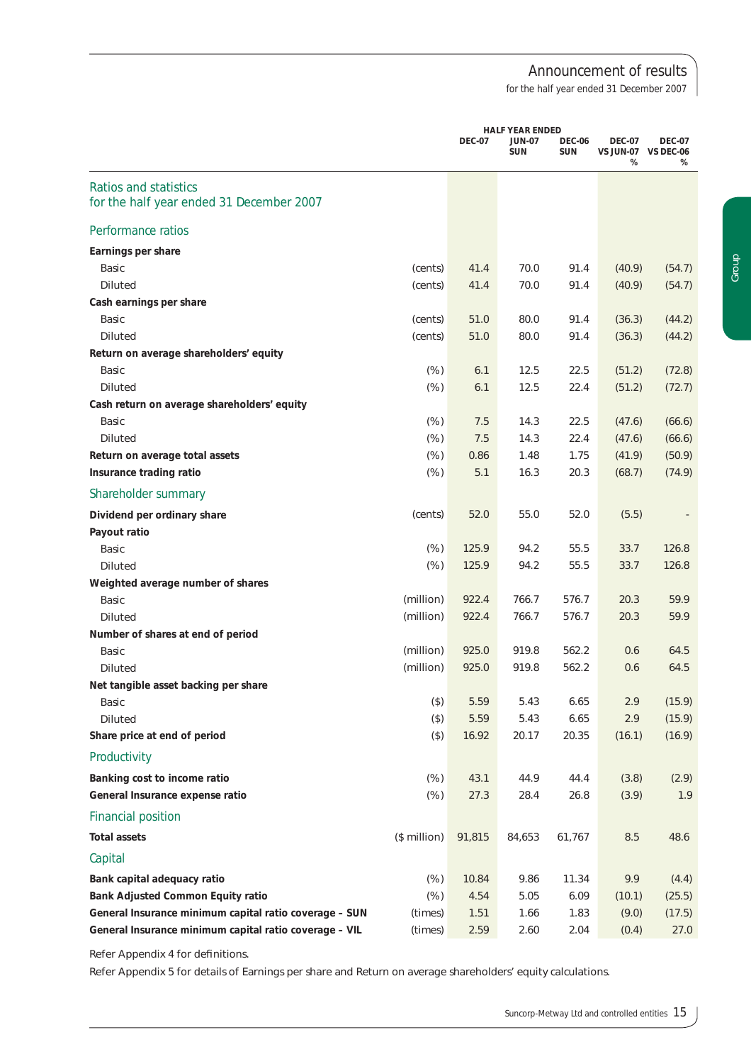# Announcement of results

for the half year ended 31 December 2007

## Ratios and statistics for the half year ended 31 December 2007

| | | HALF YEAR ENDED DEC-07 | JUN-07 SUN | DEC-06 SUN | DEC-07 VS JUN-07 % | DEC-07 VS DEC-06 % |
|---|---|---|---|---|---|---|
| **Performance ratios** | | | | | | |
| **Earnings per share** | | | | | | |
| Basic | (cents) | 41.4 | 70.0 | 91.4 | (40.9) | (54.7) |
| Diluted | (cents) | 41.4 | 70.0 | 91.4 | (40.9) | (54.7) |
| **Cash earnings per share** | | | | | | |
| Basic | (cents) | 51.0 | 80.0 | 91.4 | (36.3) | (44.2) |
| Diluted | (cents) | 51.0 | 80.0 | 91.4 | (36.3) | (44.2) |
| **Return on average shareholders' equity** | | | | | | |
| Basic | (%) | 6.1 | 12.5 | 22.5 | (51.2) | (72.8) |
| Diluted | (%) | 6.1 | 12.5 | 22.4 | (51.2) | (72.7) |
| **Cash return on average shareholders' equity** | | | | | | |
| Basic | (%) | 7.5 | 14.3 | 22.5 | (47.6) | (66.6) |
| Diluted | (%) | 7.5 | 14.3 | 22.4 | (47.6) | (66.6) |
| **Return on average total assets** | (%) | 0.86 | 1.48 | 1.75 | (41.9) | (50.9) |
| **Insurance trading ratio** | (%) | 5.1 | 16.3 | 20.3 | (68.7) | (74.9) |
| **Shareholder summary** | | | | | | |
| **Dividend per ordinary share** | (cents) | 52.0 | 55.0 | 52.0 | (5.5) | - |
| **Payout ratio** | | | | | | |
| Basic | (%) | 125.9 | 94.2 | 55.5 | 33.7 | 126.8 |
| Diluted | (%) | 125.9 | 94.2 | 55.5 | 33.7 | 126.8 |
| **Weighted average number of shares** | | | | | | |
| Basic | (million) | 922.4 | 766.7 | 576.7 | 20.3 | 59.9 |
| Diluted | (million) | 922.4 | 766.7 | 576.7 | 20.3 | 59.9 |
| **Number of shares at end of period** | | | | | | |
| Basic | (million) | 925.0 | 919.8 | 562.2 | 0.6 | 64.5 |
| Diluted | (million) | 925.0 | 919.8 | 562.2 | 0.6 | 64.5 |
| **Net tangible asset backing per share** | | | | | | |
| Basic | ($) | 5.59 | 5.43 | 6.65 | 2.9 | (15.9) |
| Diluted | ($) | 5.59 | 5.43 | 6.65 | 2.9 | (15.9) |
| **Share price at end of period** | ($) | 16.92 | 20.17 | 20.35 | (16.1) | (16.9) |
| **Productivity** | | | | | | |
| **Banking cost to income ratio** | (%) | 43.1 | 44.9 | 44.4 | (3.8) | (2.9) |
| **General Insurance expense ratio** | (%) | 27.3 | 28.4 | 26.8 | (3.9) | 1.9 |
| **Financial position** | | | | | | |
| **Total assets** | ($ million) | 91,815 | 84,653 | 61,767 | 8.5 | 48.6 |
| **Capital** | | | | | | |
| **Bank capital adequacy ratio** | (%) | 10.84 | 9.86 | 11.34 | 9.9 | (4.4) |
| **Bank Adjusted Common Equity ratio** | (%) | 4.54 | 5.05 | 6.09 | (10.1) | (25.5) |
| **General Insurance minimum capital ratio coverage – SUN** | (times) | 1.51 | 1.66 | 1.83 | (9.0) | (17.5) |
| **General Insurance minimum capital ratio coverage – VIL** | (times) | 2.59 | 2.60 | 2.04 | (0.4) | 27.0 |

Refer Appendix 4 for definitions.

Refer Appendix 5 for details of Earnings per share and Return on average shareholders' equity calculations.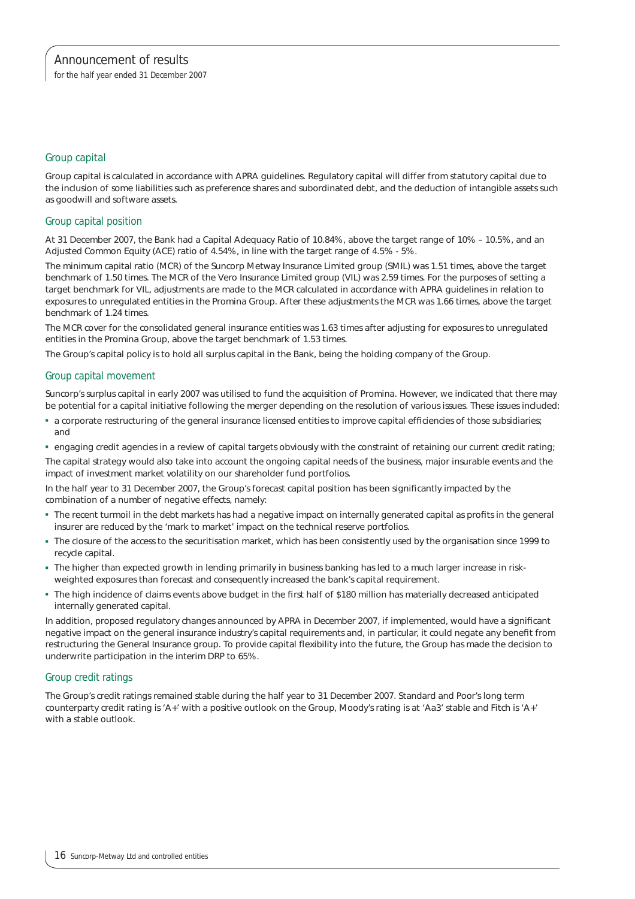## Group capital

Group capital is calculated in accordance with APRA guidelines. Regulatory capital will differ from statutory capital due to the inclusion of some liabilities such as preference shares and subordinated debt, and the deduction of intangible assets such as goodwill and software assets.

## Group capital position

At 31 December 2007, the Bank had a Capital Adequacy Ratio of 10.84%, above the target range of 10% – 10.5%, and an Adjusted Common Equity (ACE) ratio of 4.54%, in line with the target range of 4.5% - 5%.

The minimum capital ratio (MCR) of the Suncorp Metway Insurance Limited group (SMIL) was 1.51 times, above the target benchmark of 1.50 times. The MCR of the Vero Insurance Limited group (VIL) was 2.59 times. For the purposes of setting a target benchmark for VIL, adjustments are made to the MCR calculated in accordance with APRA guidelines in relation to exposures to unregulated entities in the Promina Group. After these adjustments the MCR was 1.66 times, above the target benchmark of 1.24 times.

The MCR cover for the consolidated general insurance entities was 1.63 times after adjusting for exposures to unregulated entities in the Promina Group, above the target benchmark of 1.53 times.

The Group's capital policy is to hold all surplus capital in the Bank, being the holding company of the Group.

## Group capital movement

Suncorp's surplus capital in early 2007 was utilised to fund the acquisition of Promina. However, we indicated that there may be potential for a capital initiative following the merger depending on the resolution of various issues. These issues included:

- a corporate restructuring of the general insurance licensed entities to improve capital efficiencies of those subsidiaries; and
- engaging credit agencies in a review of capital targets obviously with the constraint of retaining our current credit rating;

The capital strategy would also take into account the ongoing capital needs of the business, major insurable events and the impact of investment market volatility on our shareholder fund portfolios.

In the half year to 31 December 2007, the Group's forecast capital position has been significantly impacted by the combination of a number of negative effects, namely:

- The recent turmoil in the debt markets has had a negative impact on internally generated capital as profits in the general insurer are reduced by the 'mark to market' impact on the technical reserve portfolios.
- The closure of the access to the securitisation market, which has been consistently used by the organisation since 1999 to recycle capital.
- The higher than expected growth in lending primarily in business banking has led to a much larger increase in risk-weighted exposures than forecast and consequently increased the bank's capital requirement.
- The high incidence of claims events above budget in the first half of $180 million has materially decreased anticipated internally generated capital.

In addition, proposed regulatory changes announced by APRA in December 2007, if implemented, would have a significant negative impact on the general insurance industry's capital requirements and, in particular, it could negate any benefit from restructuring the General Insurance group. To provide capital flexibility into the future, the Group has made the decision to underwrite participation in the interim DRP to 65%.

## Group credit ratings

The Group's credit ratings remained stable during the half year to 31 December 2007. Standard and Poor's long term counterparty credit rating is 'A+' with a positive outlook on the Group, Moody's rating is at 'Aa3' stable and Fitch is 'A+' with a stable outlook.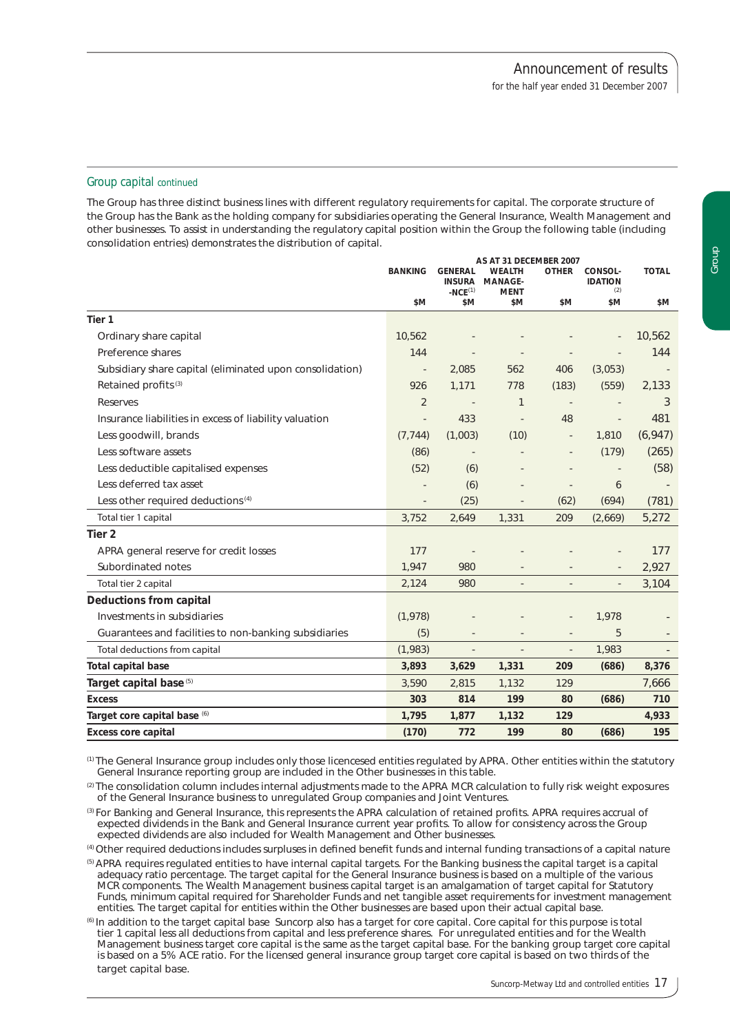## Group capital continued

The Group has three distinct business lines with different regulatory requirements for capital. The corporate structure of the Group has the Bank as the holding company for subsidiaries operating the General Insurance, Wealth Management and other businesses. To assist in understanding the regulatory capital position within the Group the following table (including consolidation entries) demonstrates the distribution of capital.

| | AS AT 31 DECEMBER 2007 | | | | | |
|---|---|---|---|---|---|---|
| | BANKING | GENERAL INSURANCE[(1)] | WEALTH MANAGEMENT | OTHER | CONSOLIDATION[(2)] | TOTAL |
| | $M | $M | $M | $M | $M | $M |
| **Tier 1** | | | | | | |
| Ordinary share capital | 10,562 | - | - | - | - | 10,562 |
| Preference shares | 144 | - | - | - | - | 144 |
| Subsidiary share capital (eliminated upon consolidation) | - | 2,085 | 562 | 406 | (3,053) | - |
| Retained profits[(3)] | 926 | 1,171 | 778 | (183) | (559) | 2,133 |
| Reserves | 2 | - | 1 | - | - | 3 |
| Insurance liabilities in excess of liability valuation | - | 433 | - | 48 | - | 481 |
| Less goodwill, brands | (7,744) | (1,003) | (10) | - | 1,810 | (6,947) |
| Less software assets | (86) | - | - | - | (179) | (265) |
| Less deductible capitalised expenses | (52) | (6) | - | - | - | (58) |
| Less deferred tax asset | - | (6) | - | - | 6 | - |
| Less other required deductions[(4)] | - | (25) | - | (62) | (694) | (781) |
| Total tier 1 capital | 3,752 | 2,649 | 1,331 | 209 | (2,669) | 5,272 |
| **Tier 2** | | | | | | |
| APRA general reserve for credit losses | 177 | - | - | - | - | 177 |
| Subordinated notes | 1,947 | 980 | - | - | - | 2,927 |
| Total tier 2 capital | 2,124 | 980 | - | - | - | 3,104 |
| **Deductions from capital** | | | | | | |
| Investments in subsidiaries | (1,978) | - | - | - | 1,978 | - |
| Guarantees and facilities to non-banking subsidiaries | (5) | - | - | - | 5 | - |
| Total deductions from capital | (1,983) | - | - | - | 1,983 | - |
| **Total capital base** | **3,893** | **3,629** | **1,331** | **209** | **(686)** | **8,376** |
| **Target capital base**[(5)] | 3,590 | 2,815 | 1,132 | 129 | | 7,666 |
| **Excess** | **303** | **814** | **199** | **80** | **(686)** | **710** |
| **Target core capital base**[(6)] | **1,795** | **1,877** | **1,132** | **129** | | **4,933** |
| **Excess core capital** | **(170)** | **772** | **199** | **80** | **(686)** | **195** |

(1) The General Insurance group includes only those licencesed entities regulated by APRA. Other entities within the statutory General Insurance reporting group are included in the Other businesses in this table.

(2) The consolidation column includes internal adjustments made to the APRA MCR calculation to fully risk weight exposures of the General Insurance business to unregulated Group companies and Joint Ventures.

(3) For Banking and General Insurance, this represents the APRA calculation of retained profits. APRA requires accrual of expected dividends in the Bank and General Insurance current year profits. To allow for consistency across the Group expected dividends are also included for Wealth Management and Other businesses.

(4) Other required deductions includes surpluses in defined benefit funds and internal funding transactions of a capital nature

(5) APRA requires regulated entities to have internal capital targets. For the Banking business the capital target is a capital adequacy ratio percentage. The target capital for the General Insurance business is based on a multiple of the various MCR components. The Wealth Management business capital target is an amalgamation of target capital for Statutory Funds, minimum capital required for Shareholder Funds and net tangible asset requirements for investment management entities. The target capital for entities within the Other businesses are based upon their actual capital base.

(6) In addition to the target capital base Suncorp also has a target for core capital. Core capital for this purpose is total tier 1 capital less all deductions from capital and less preference shares. For unregulated entities and for the Wealth Management business target core capital is the same as the target capital base. For the banking group target core capital is based on a 5% ACE ratio. For the licensed general insurance group target core capital is based on two thirds of the target capital base.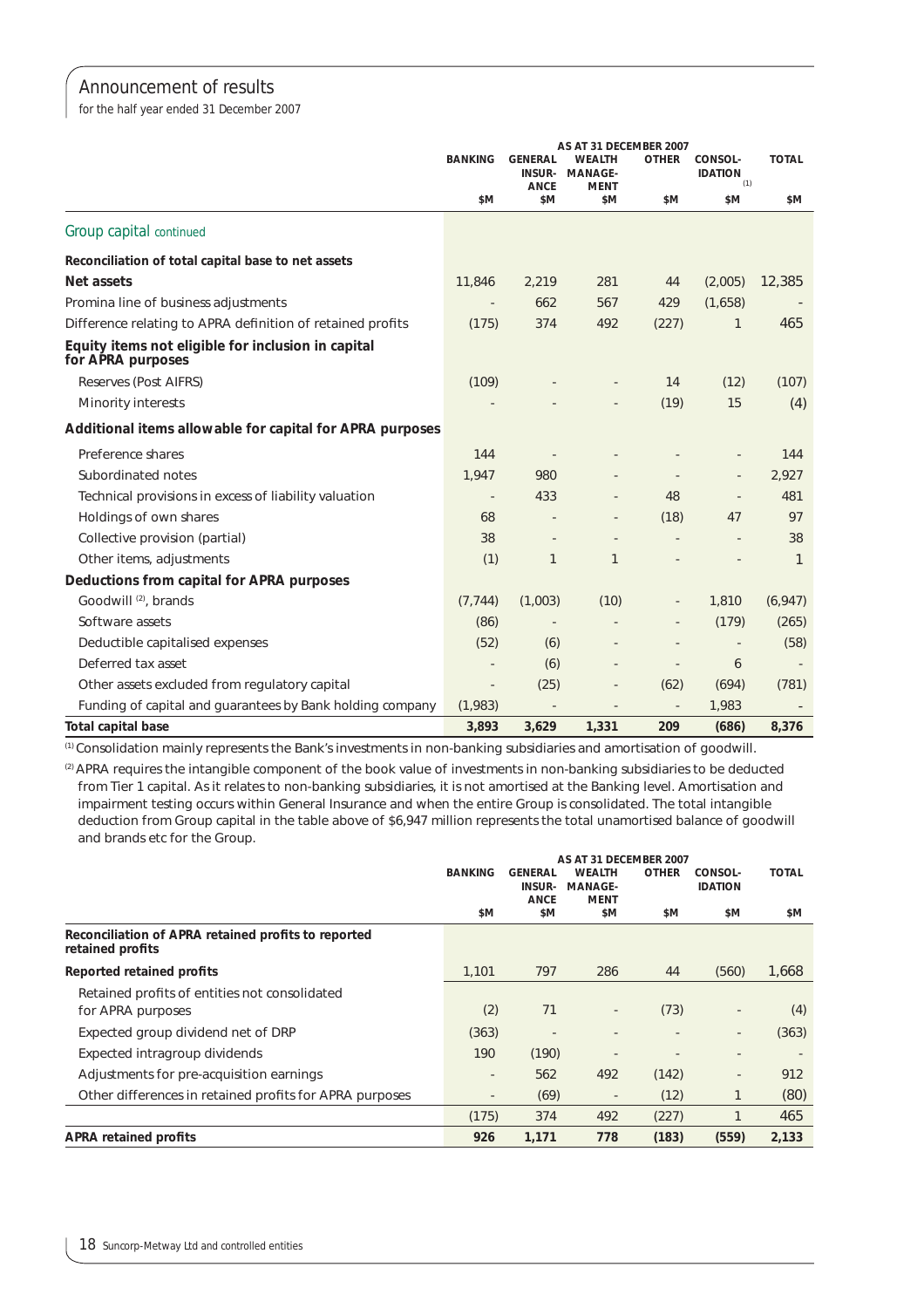# Announcement of results

for the half year ended 31 December 2007

| | AS AT 31 DECEMBER 2007 | | | | | |
|---|---|---|---|---|---|---|
| | BANKING | GENERAL INSURANCE | WEALTH MANAGEMENT | OTHER | CONSOLIDATION [1] | TOTAL |
| | $M | $M | $M | $M | $M | $M |
| **Group capital** continued | | | | | | |
| **Reconciliation of total capital base to net assets** | | | | | | |
| **Net assets** | 11,846 | 2,219 | 281 | 44 | (2,005) | 12,385 |
| Promina line of business adjustments | - | 662 | 567 | 429 | (1,658) | - |
| Difference relating to APRA definition of retained profits | (175) | 374 | 492 | (227) | 1 | 465 |
| **Equity items not eligible for inclusion in capital for APRA purposes** | | | | | | |
| Reserves (Post AIFRS) | (109) | - | - | 14 | (12) | (107) |
| Minority interests | - | - | - | (19) | 15 | (4) |
| **Additional items allowable for capital for APRA purposes** | | | | | | |
| Preference shares | 144 | - | - | - | - | 144 |
| Subordinated notes | 1,947 | 980 | - | - | - | 2,927 |
| Technical provisions in excess of liability valuation | - | 433 | - | 48 | - | 481 |
| Holdings of own shares | 68 | - | - | (18) | 47 | 97 |
| Collective provision (partial) | 38 | - | - | - | - | 38 |
| Other items, adjustments | (1) | 1 | 1 | - | - | 1 |
| **Deductions from capital for APRA purposes** | | | | | | |
| Goodwill [2], brands | (7,744) | (1,003) | (10) | - | 1,810 | (6,947) |
| Software assets | (86) | - | - | - | (179) | (265) |
| Deductible capitalised expenses | (52) | (6) | - | - | - | (58) |
| Deferred tax asset | - | (6) | - | - | 6 | - |
| Other assets excluded from regulatory capital | - | (25) | - | (62) | (694) | (781) |
| Funding of capital and guarantees by Bank holding company | (1,983) | - | - | - | 1,983 | - |
| **Total capital base** | **3,893** | **3,629** | **1,331** | **209** | **(686)** | **8,376** |

[1] Consolidation mainly represents the Bank's investments in non-banking subsidiaries and amortisation of goodwill.

[2] APRA requires the intangible component of the book value of investments in non-banking subsidiaries to be deducted from Tier 1 capital. As it relates to non-banking subsidiaries, it is not amortised at the Banking level. Amortisation and impairment testing occurs within General Insurance and when the entire Group is consolidated. The total intangible deduction from Group capital in the table above of $6,947 million represents the total unamortised balance of goodwill and brands etc for the Group.

| | AS AT 31 DECEMBER 2007 | | | | | |
|---|---|---|---|---|---|---|
| | BANKING | GENERAL INSURANCE | WEALTH MANAGEMENT | OTHER | CONSOLIDATION | TOTAL |
| | $M | $M | $M | $M | $M | $M |
| **Reconciliation of APRA retained profits to reported retained profits** | | | | | | |
| **Reported retained profits** | 1,101 | 797 | 286 | 44 | (560) | 1,668 |
| Retained profits of entities not consolidated for APRA purposes | (2) | 71 | - | (73) | - | (4) |
| Expected group dividend net of DRP | (363) | - | - | - | - | (363) |
| Expected intragroup dividends | 190 | (190) | - | - | - | - |
| Adjustments for pre-acquisition earnings | - | 562 | 492 | (142) | - | 912 |
| Other differences in retained profits for APRA purposes | - | (69) | - | (12) | 1 | (80) |
| | (175) | 374 | 492 | (227) | 1 | 465 |
| **APRA retained profits** | **926** | **1,171** | **778** | **(183)** | **(559)** | **2,133** |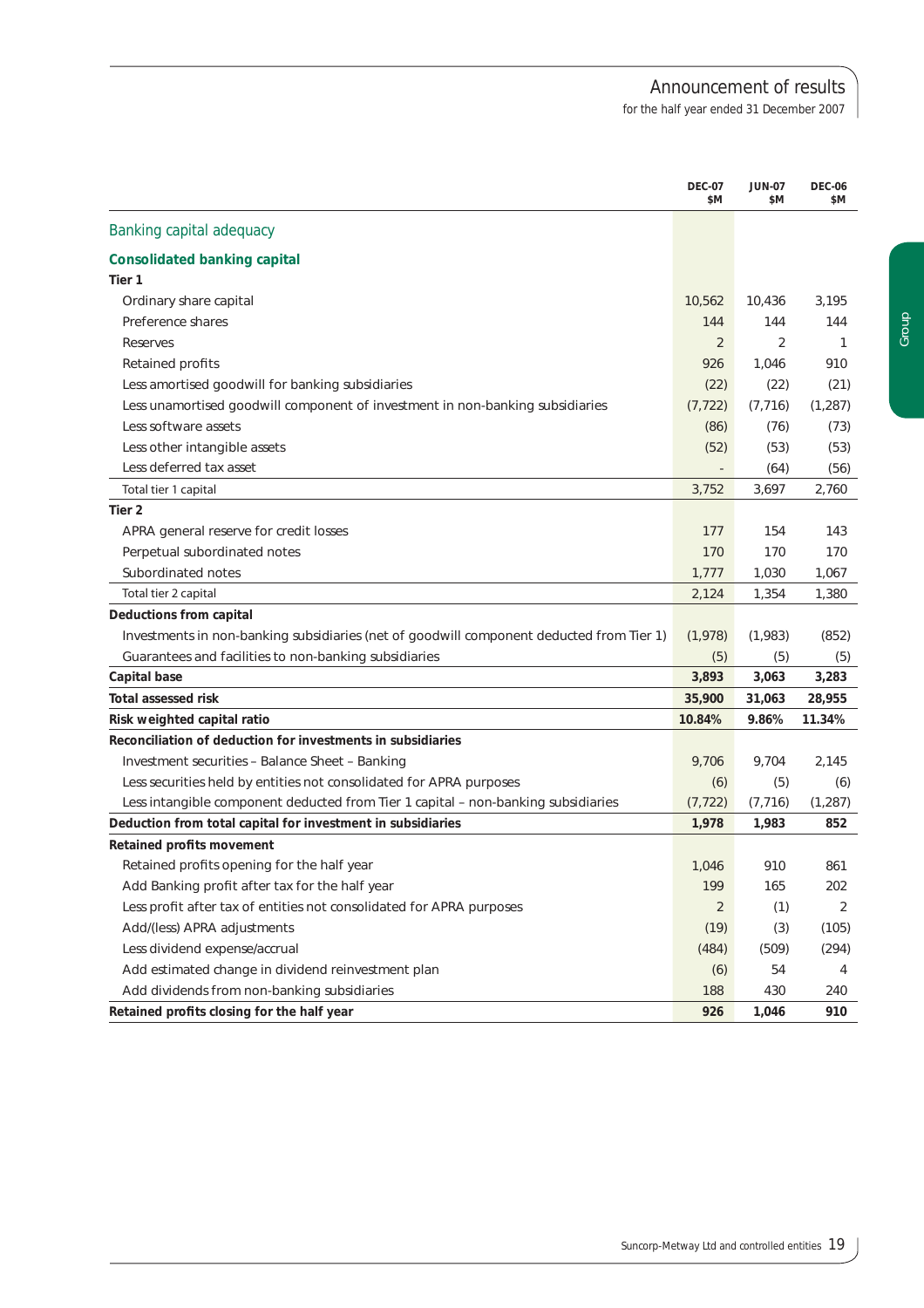## Banking capital adequacy

| | DEC-07 $M | JUN-07 $M | DEC-06 $M |
|---|---|---|---|
| **Consolidated banking capital** | | | |
| **Tier 1** | | | |
| Ordinary share capital | 10,562 | 10,436 | 3,195 |
| Preference shares | 144 | 144 | 144 |
| Reserves | 2 | 2 | 1 |
| Retained profits | 926 | 1,046 | 910 |
| Less amortised goodwill for banking subsidiaries | (22) | (22) | (21) |
| Less unamortised goodwill component of investment in non-banking subsidiaries | (7,722) | (7,716) | (1,287) |
| Less software assets | (86) | (76) | (73) |
| Less other intangible assets | (52) | (53) | (53) |
| Less deferred tax asset | - | (64) | (56) |
| Total tier 1 capital | 3,752 | 3,697 | 2,760 |
| **Tier 2** | | | |
| APRA general reserve for credit losses | 177 | 154 | 143 |
| Perpetual subordinated notes | 170 | 170 | 170 |
| Subordinated notes | 1,777 | 1,030 | 1,067 |
| Total tier 2 capital | 2,124 | 1,354 | 1,380 |
| **Deductions from capital** | | | |
| Investments in non-banking subsidiaries (net of goodwill component deducted from Tier 1) | (1,978) | (1,983) | (852) |
| Guarantees and facilities to non-banking subsidiaries | (5) | (5) | (5) |
| **Capital base** | **3,893** | **3,063** | **3,283** |
| **Total assessed risk** | **35,900** | **31,063** | **28,955** |
| **Risk weighted capital ratio** | **10.84%** | **9.86%** | **11.34%** |
| **Reconciliation of deduction for investments in subsidiaries** | | | |
| Investment securities – Balance Sheet – Banking | 9,706 | 9,704 | 2,145 |
| Less securities held by entities not consolidated for APRA purposes | (6) | (5) | (6) |
| Less intangible component deducted from Tier 1 capital – non-banking subsidiaries | (7,722) | (7,716) | (1,287) |
| **Deduction from total capital for investment in subsidiaries** | **1,978** | **1,983** | **852** |
| **Retained profits movement** | | | |
| Retained profits opening for the half year | 1,046 | 910 | 861 |
| Add Banking profit after tax for the half year | 199 | 165 | 202 |
| Less profit after tax of entities not consolidated for APRA purposes | 2 | (1) | 2 |
| Add/(less) APRA adjustments | (19) | (3) | (105) |
| Less dividend expense/accrual | (484) | (509) | (294) |
| Add estimated change in dividend reinvestment plan | (6) | 54 | 4 |
| Add dividends from non-banking subsidiaries | 188 | 430 | 240 |
| **Retained profits closing for the half year** | **926** | **1,046** | **910** |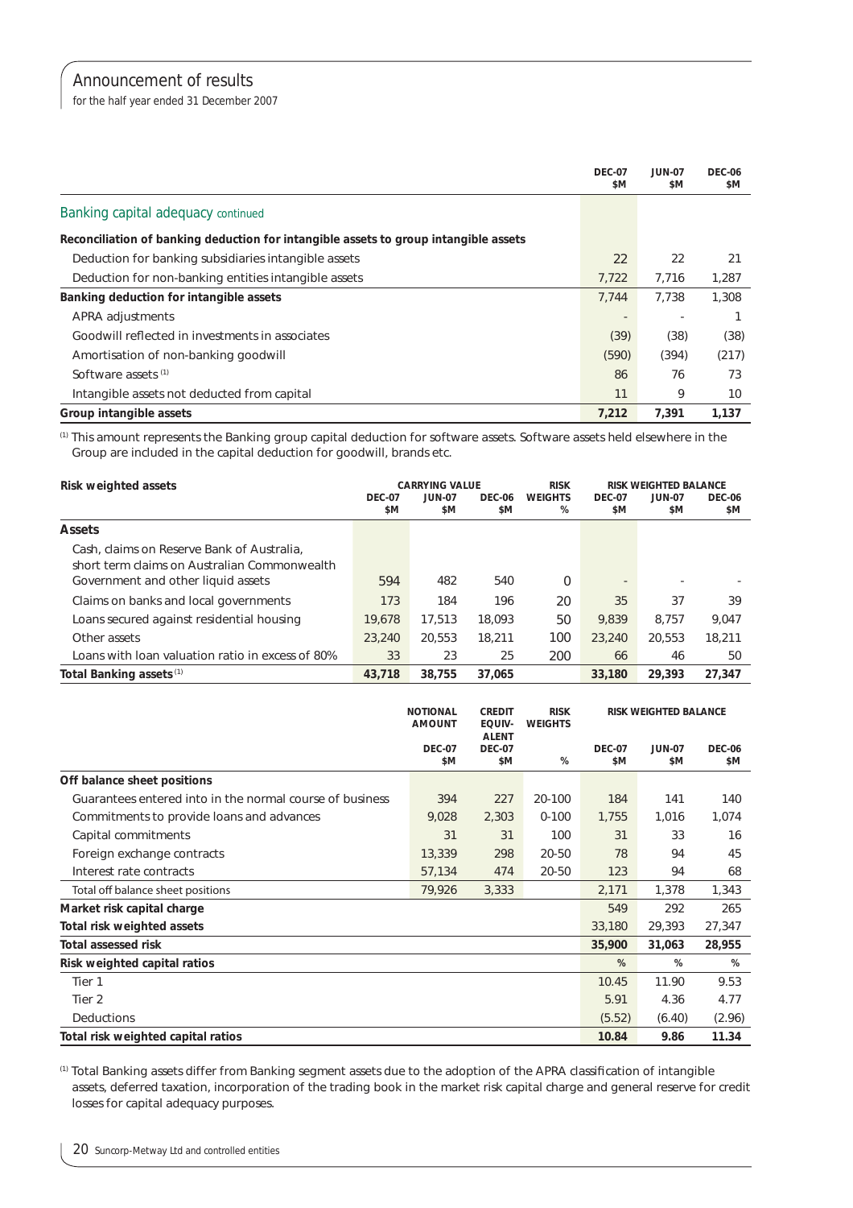## Banking capital adequacy continued

| | DEC-07 $M | JUN-07 $M | DEC-06 $M |
|---|---|---|---|
| **Reconciliation of banking deduction for intangible assets to group intangible assets** | | | |
| Deduction for banking subsidiaries intangible assets | 22 | 22 | 21 |
| Deduction for non-banking entities intangible assets | 7,722 | 7,716 | 1,287 |
| **Banking deduction for intangible assets** | 7,744 | 7,738 | 1,308 |
| APRA adjustments | - | - | 1 |
| Goodwill reflected in investments in associates | (39) | (38) | (38) |
| Amortisation of non-banking goodwill | (590) | (394) | (217) |
| Software assets [1] | 86 | 76 | 73 |
| Intangible assets not deducted from capital | 11 | 9 | 10 |
| **Group intangible assets** | **7,212** | **7,391** | **1,137** |

[1] This amount represents the Banking group capital deduction for software assets. Software assets held elsewhere in the Group are included in the capital deduction for goodwill, brands etc.

| Risk weighted assets | CARRYING VALUE | | | RISK WEIGHTS | RISK WEIGHTED BALANCE | | |
|---|---|---|---|---|---|---|---|
| | DEC-07 $M | JUN-07 $M | DEC-06 $M | % | DEC-07 $M | JUN-07 $M | DEC-06 $M |
| **Assets** | | | | | | | |
| Cash, claims on Reserve Bank of Australia, short term claims on Australian Commonwealth Government and other liquid assets | 594 | 482 | 540 | 0 | - | - | - |
| Claims on banks and local governments | 173 | 184 | 196 | 20 | 35 | 37 | 39 |
| Loans secured against residential housing | 19,678 | 17,513 | 18,093 | 50 | 9,839 | 8,757 | 9,047 |
| Other assets | 23,240 | 20,553 | 18,211 | 100 | 23,240 | 20,553 | 18,211 |
| Loans with loan valuation ratio in excess of 80% | 33 | 23 | 25 | 200 | 66 | 46 | 50 |
| **Total Banking assets** [1] | **43,718** | **38,755** | **37,065** | | **33,180** | **29,393** | **27,347** |

| | NOTIONAL AMOUNT | CREDIT EQUIVALENT | RISK WEIGHTS | RISK WEIGHTED BALANCE | | |
|---|---|---|---|---|---|---|
| | DEC-07 $M | DEC-07 $M | % | DEC-07 $M | JUN-07 $M | DEC-06 $M |
| **Off balance sheet positions** | | | | | | |
| Guarantees entered into in the normal course of business | 394 | 227 | 20-100 | 184 | 141 | 140 |
| Commitments to provide loans and advances | 9,028 | 2,303 | 0-100 | 1,755 | 1,016 | 1,074 |
| Capital commitments | 31 | 31 | 100 | 31 | 33 | 16 |
| Foreign exchange contracts | 13,339 | 298 | 20-50 | 78 | 94 | 45 |
| Interest rate contracts | 57,134 | 474 | 20-50 | 123 | 94 | 68 |
| Total off balance sheet positions | 79,926 | 3,333 | | 2,171 | 1,378 | 1,343 |
| **Market risk capital charge** | | | | 549 | 292 | 265 |
| **Total risk weighted assets** | | | | 33,180 | 29,393 | 27,347 |
| **Total assessed risk** | | | | **35,900** | **31,063** | **28,955** |
| **Risk weighted capital ratios** | | | | % | % | % |
| Tier 1 | | | | 10.45 | 11.90 | 9.53 |
| Tier 2 | | | | 5.91 | 4.36 | 4.77 |
| Deductions | | | | (5.52) | (6.40) | (2.96) |
| **Total risk weighted capital ratios** | | | | **10.84** | **9.86** | **11.34** |

[1] Total Banking assets differ from Banking segment assets due to the adoption of the APRA classification of intangible assets, deferred taxation, incorporation of the trading book in the market risk capital charge and general reserve for credit losses for capital adequacy purposes.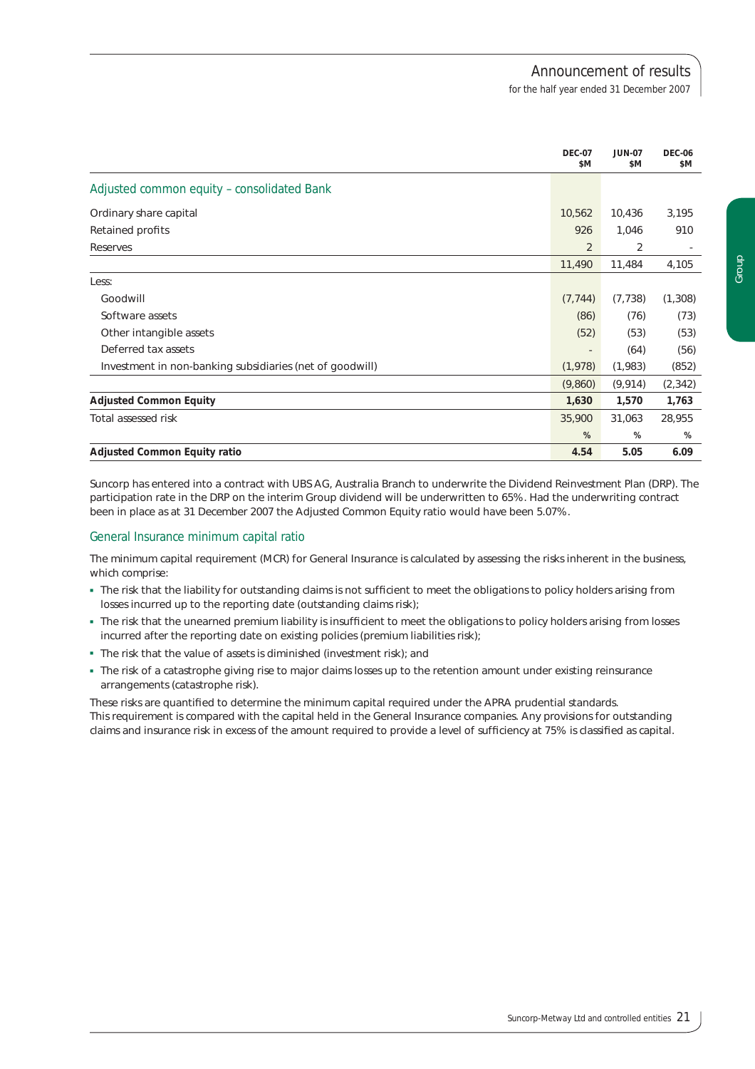| | DEC-07 $M | JUN-07 $M | DEC-06 $M |
|---|---|---|---|
| **Adjusted common equity – consolidated Bank** | | | |
| Ordinary share capital | 10,562 | 10,436 | 3,195 |
| Retained profits | 926 | 1,046 | 910 |
| Reserves | 2 | 2 | - |
| | 11,490 | 11,484 | 4,105 |
| Less: | | | |
| Goodwill | (7,744) | (7,738) | (1,308) |
| Software assets | (86) | (76) | (73) |
| Other intangible assets | (52) | (53) | (53) |
| Deferred tax assets | - | (64) | (56) |
| Investment in non-banking subsidiaries (net of goodwill) | (1,978) | (1,983) | (852) |
| | (9,860) | (9,914) | (2,342) |
| **Adjusted Common Equity** | **1,630** | **1,570** | **1,763** |
| Total assessed risk | 35,900 | 31,063 | 28,955 |
| | % | % | % |
| **Adjusted Common Equity ratio** | **4.54** | **5.05** | **6.09** |

Suncorp has entered into a contract with UBS AG, Australia Branch to underwrite the Dividend Reinvestment Plan (DRP). The participation rate in the DRP on the interim Group dividend will be underwritten to 65%. Had the underwriting contract been in place as at 31 December 2007 the Adjusted Common Equity ratio would have been 5.07%.

## General Insurance minimum capital ratio

The minimum capital requirement (MCR) for General Insurance is calculated by assessing the risks inherent in the business, which comprise:

- The risk that the liability for outstanding claims is not sufficient to meet the obligations to policy holders arising from losses incurred up to the reporting date (outstanding claims risk);
- The risk that the unearned premium liability is insufficient to meet the obligations to policy holders arising from losses incurred after the reporting date on existing policies (premium liabilities risk);
- The risk that the value of assets is diminished (investment risk); and
- The risk of a catastrophe giving rise to major claims losses up to the retention amount under existing reinsurance arrangements (catastrophe risk).

These risks are quantified to determine the minimum capital required under the APRA prudential standards. This requirement is compared with the capital held in the General Insurance companies. Any provisions for outstanding claims and insurance risk in excess of the amount required to provide a level of sufficiency at 75% is classified as capital.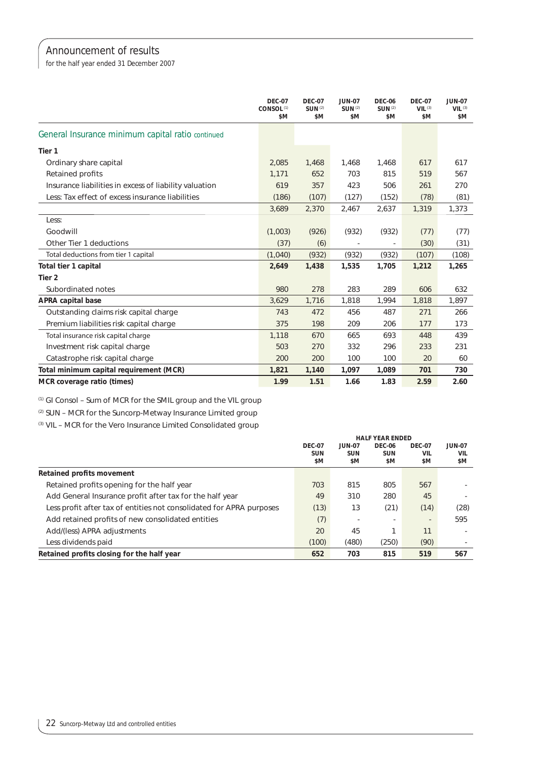## General Insurance minimum capital ratio continued

| | DEC-07 CONSOL [1] $M | DEC-07 SUN [2] $M | JUN-07 SUN [2] $M | DEC-06 SUN [2] $M | DEC-07 VIL [3] $M | JUN-07 VIL [3] $M |
|---|---|---|---|---|---|---|
| **Tier 1** | | | | | | |
| Ordinary share capital | 2,085 | 1,468 | 1,468 | 1,468 | 617 | 617 |
| Retained profits | 1,171 | 652 | 703 | 815 | 519 | 567 |
| Insurance liabilities in excess of liability valuation | 619 | 357 | 423 | 506 | 261 | 270 |
| Less: Tax effect of excess insurance liabilities | (186) | (107) | (127) | (152) | (78) | (81) |
| | 3,689 | 2,370 | 2,467 | 2,637 | 1,319 | 1,373 |
| Less: | | | | | | |
| Goodwill | (1,003) | (926) | (932) | (932) | (77) | (77) |
| Other Tier 1 deductions | (37) | (6) | - | - | (30) | (31) |
| Total deductions from tier 1 capital | (1,040) | (932) | (932) | (932) | (107) | (108) |
| **Total tier 1 capital** | **2,649** | **1,438** | **1,535** | **1,705** | **1,212** | **1,265** |
| **Tier 2** | | | | | | |
| Subordinated notes | 980 | 278 | 283 | 289 | 606 | 632 |
| **APRA capital base** | 3,629 | 1,716 | 1,818 | 1,994 | 1,818 | 1,897 |
| Outstanding claims risk capital charge | 743 | 472 | 456 | 487 | 271 | 266 |
| Premium liabilities risk capital charge | 375 | 198 | 209 | 206 | 177 | 173 |
| Total insurance risk capital charge | 1,118 | 670 | 665 | 693 | 448 | 439 |
| Investment risk capital charge | 503 | 270 | 332 | 296 | 233 | 231 |
| Catastrophe risk capital charge | 200 | 200 | 100 | 100 | 20 | 60 |
| **Total minimum capital requirement (MCR)** | **1,821** | **1,140** | **1,097** | **1,089** | **701** | **730** |
| **MCR coverage ratio (times)** | **1.99** | **1.51** | **1.66** | **1.83** | **2.59** | **2.60** |

[1] GI Consol – Sum of MCR for the SMIL group and the VIL group

[2] SUN – MCR for the Suncorp-Metway Insurance Limited group

[3] VIL – MCR for the Vero Insurance Limited Consolidated group

| | HALF YEAR ENDED | | | | |
|---|---|---|---|---|---|
| | DEC-07 SUN $M | JUN-07 SUN $M | DEC-06 SUN $M | DEC-07 VIL $M | JUN-07 VIL $M |
| **Retained profits movement** | | | | | |
| Retained profits opening for the half year | 703 | 815 | 805 | 567 | - |
| Add General Insurance profit after tax for the half year | 49 | 310 | 280 | 45 | - |
| Less profit after tax of entities not consolidated for APRA purposes | (13) | 13 | (21) | (14) | (28) |
| Add retained profits of new consolidated entities | (7) | - | - | - | 595 |
| Add/(less) APRA adjustments | 20 | 45 | 1 | 11 | - |
| Less dividends paid | (100) | (480) | (250) | (90) | - |
| **Retained profits closing for the half year** | **652** | **703** | **815** | **519** | **567** |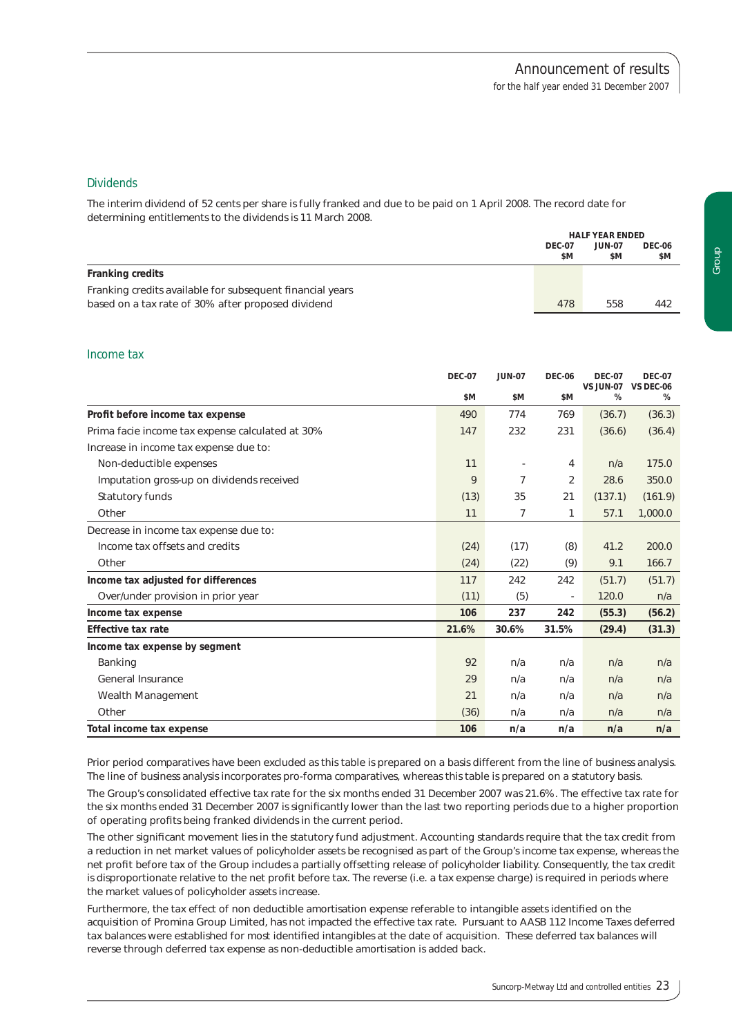## Dividends

The interim dividend of 52 cents per share is fully franked and due to be paid on 1 April 2008. The record date for determining entitlements to the dividends is 11 March 2008.

| | HALF YEAR ENDED | | |
|---|---|---|---|
| | DEC-07 $M | JUN-07 $M | DEC-06 $M |
| **Franking credits** | | | |
| Franking credits available for subsequent financial years based on a tax rate of 30% after proposed dividend | 478 | 558 | 442 |

## Income tax

| | DEC-07 $M | JUN-07 $M | DEC-06 $M | DEC-07 VS JUN-07 % | DEC-07 VS DEC-06 % |
|---|---|---|---|---|---|
| **Profit before income tax expense** | 490 | 774 | 769 | (36.7) | (36.3) |
| Prima facie income tax expense calculated at 30% | 147 | 232 | 231 | (36.6) | (36.4) |
| Increase in income tax expense due to: | | | | | |
| Non-deductible expenses | 11 | - | 4 | n/a | 175.0 |
| Imputation gross-up on dividends received | 9 | 7 | 2 | 28.6 | 350.0 |
| Statutory funds | (13) | 35 | 21 | (137.1) | (161.9) |
| Other | 11 | 7 | 1 | 57.1 | 1,000.0 |
| Decrease in income tax expense due to: | | | | | |
| Income tax offsets and credits | (24) | (17) | (8) | 41.2 | 200.0 |
| Other | (24) | (22) | (9) | 9.1 | 166.7 |
| **Income tax adjusted for differences** | 117 | 242 | 242 | (51.7) | (51.7) |
| Over/under provision in prior year | (11) | (5) | - | 120.0 | n/a |
| **Income tax expense** | **106** | **237** | **242** | **(55.3)** | **(56.2)** |
| **Effective tax rate** | **21.6%** | **30.6%** | **31.5%** | **(29.4)** | **(31.3)** |
| **Income tax expense by segment** | | | | | |
| Banking | 92 | n/a | n/a | n/a | n/a |
| General Insurance | 29 | n/a | n/a | n/a | n/a |
| Wealth Management | 21 | n/a | n/a | n/a | n/a |
| Other | (36) | n/a | n/a | n/a | n/a |
| **Total income tax expense** | **106** | **n/a** | **n/a** | **n/a** | **n/a** |

Prior period comparatives have been excluded as this table is prepared on a basis different from the line of business analysis. The line of business analysis incorporates pro-forma comparatives, whereas this table is prepared on a statutory basis.

The Group's consolidated effective tax rate for the six months ended 31 December 2007 was 21.6%. The effective tax rate for the six months ended 31 December 2007 is significantly lower than the last two reporting periods due to a higher proportion of operating profits being franked dividends in the current period.

The other significant movement lies in the statutory fund adjustment. Accounting standards require that the tax credit from a reduction in net market values of policyholder assets be recognised as part of the Group's income tax expense, whereas the net profit before tax of the Group includes a partially offsetting release of policyholder liability. Consequently, the tax credit is disproportionate relative to the net profit before tax. The reverse (i.e. a tax expense charge) is required in periods where the market values of policyholder assets increase.

Furthermore, the tax effect of non deductible amortisation expense referable to intangible assets identified on the acquisition of Promina Group Limited, has not impacted the effective tax rate. Pursuant to AASB 112 Income Taxes deferred tax balances were established for most identified intangibles at the date of acquisition. These deferred tax balances will reverse through deferred tax expense as non-deductible amortisation is added back.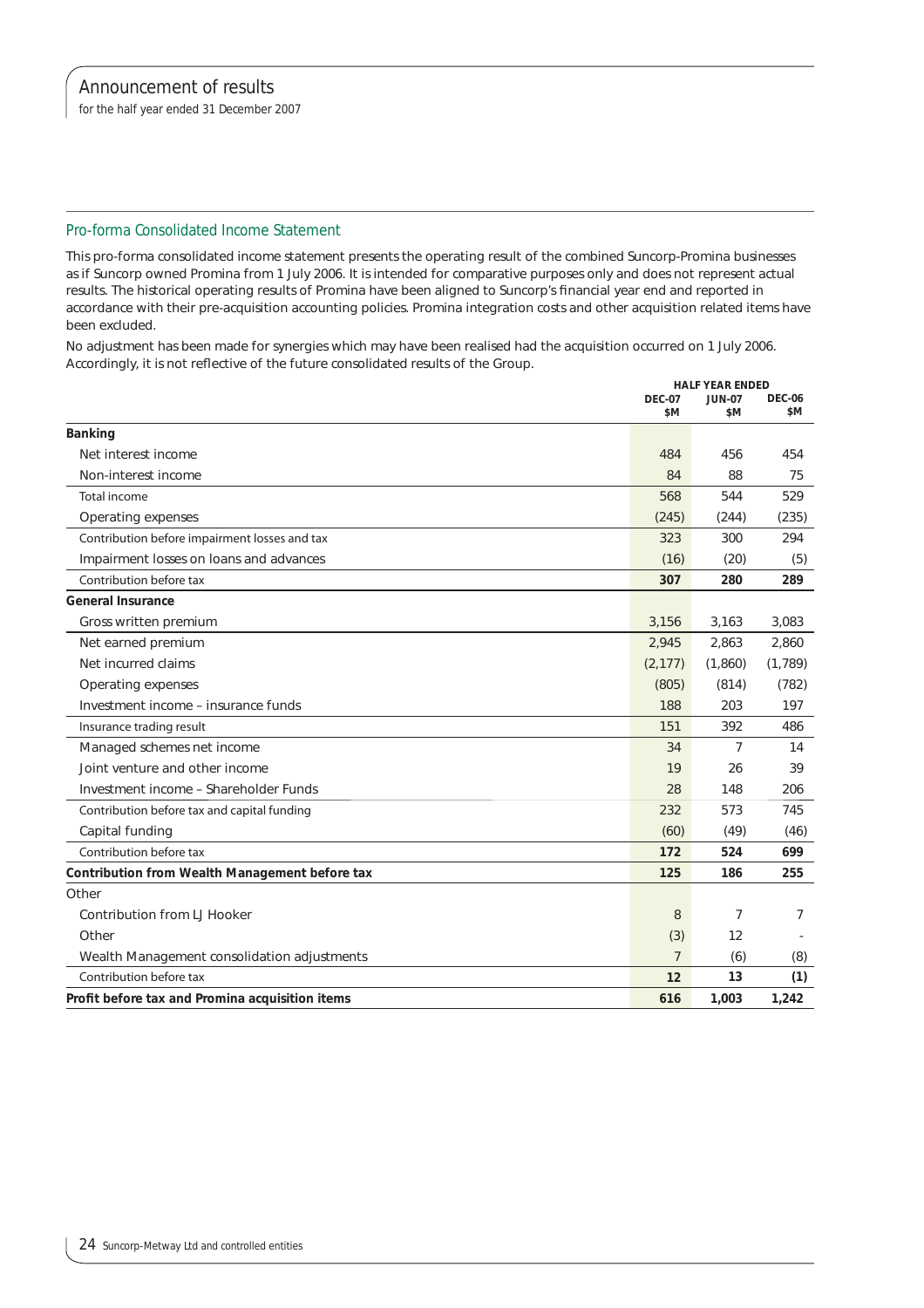## Pro-forma Consolidated Income Statement

This pro-forma consolidated income statement presents the operating result of the combined Suncorp-Promina businesses as if Suncorp owned Promina from 1 July 2006. It is intended for comparative purposes only and does not represent actual results. The historical operating results of Promina have been aligned to Suncorp's financial year end and reported in accordance with their pre-acquisition accounting policies. Promina integration costs and other acquisition related items have been excluded.

No adjustment has been made for synergies which may have been realised had the acquisition occurred on 1 July 2006. Accordingly, it is not reflective of the future consolidated results of the Group.

| | HALF YEAR ENDED | | |
|---|---|---|---|
| | DEC-07 $M | JUN-07 $M | DEC-06 $M |
| **Banking** | | | |
| Net interest income | 484 | 456 | 454 |
| Non-interest income | 84 | 88 | 75 |
| Total income | 568 | 544 | 529 |
| Operating expenses | (245) | (244) | (235) |
| Contribution before impairment losses and tax | 323 | 300 | 294 |
| Impairment losses on loans and advances | (16) | (20) | (5) |
| Contribution before tax | **307** | **280** | **289** |
| **General Insurance** | | | |
| Gross written premium | 3,156 | 3,163 | 3,083 |
| Net earned premium | 2,945 | 2,863 | 2,860 |
| Net incurred claims | (2,177) | (1,860) | (1,789) |
| Operating expenses | (805) | (814) | (782) |
| Investment income – insurance funds | 188 | 203 | 197 |
| Insurance trading result | 151 | 392 | 486 |
| Managed schemes net income | 34 | 7 | 14 |
| Joint venture and other income | 19 | 26 | 39 |
| Investment income – Shareholder Funds | 28 | 148 | 206 |
| Contribution before tax and capital funding | 232 | 573 | 745 |
| Capital funding | (60) | (49) | (46) |
| Contribution before tax | **172** | **524** | **699** |
| **Contribution from Wealth Management before tax** | **125** | **186** | **255** |
| Other | | | |
| Contribution from LJ Hooker | 8 | 7 | 7 |
| Other | (3) | 12 | - |
| Wealth Management consolidation adjustments | 7 | (6) | (8) |
| Contribution before tax | **12** | **13** | **(1)** |
| **Profit before tax and Promina acquisition items** | **616** | **1,003** | **1,242** |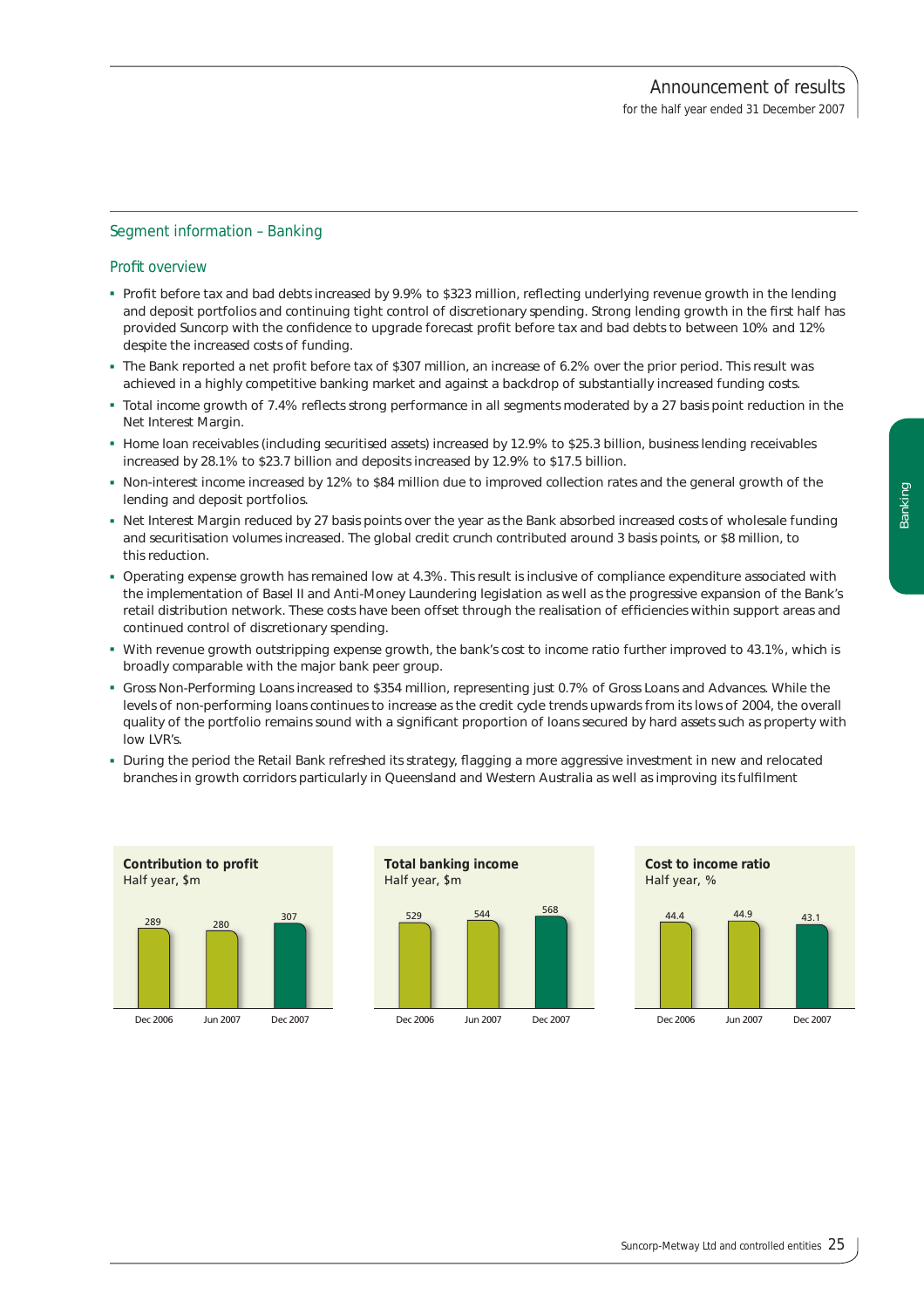## Segment information – Banking

### Profit overview

- Profit before tax and bad debts increased by 9.9% to $323 million, reflecting underlying revenue growth in the lending and deposit portfolios and continuing tight control of discretionary spending. Strong lending growth in the first half has provided Suncorp with the confidence to upgrade forecast profit before tax and bad debts to between 10% and 12% despite the increased costs of funding.
- The Bank reported a net profit before tax of $307 million, an increase of 6.2% over the prior period. This result was achieved in a highly competitive banking market and against a backdrop of substantially increased funding costs.
- Total income growth of 7.4% reflects strong performance in all segments moderated by a 27 basis point reduction in the Net Interest Margin.
- Home loan receivables (including securitised assets) increased by 12.9% to $25.3 billion, business lending receivables increased by 28.1% to $23.7 billion and deposits increased by 12.9% to $17.5 billion.
- Non-interest income increased by 12% to $84 million due to improved collection rates and the general growth of the lending and deposit portfolios.
- Net Interest Margin reduced by 27 basis points over the year as the Bank absorbed increased costs of wholesale funding and securitisation volumes increased. The global credit crunch contributed around 3 basis points, or $8 million, to this reduction.
- Operating expense growth has remained low at 4.3%. This result is inclusive of compliance expenditure associated with the implementation of Basel II and Anti-Money Laundering legislation as well as the progressive expansion of the Bank's retail distribution network. These costs have been offset through the realisation of efficiencies within support areas and continued control of discretionary spending.
- With revenue growth outstripping expense growth, the bank's cost to income ratio further improved to 43.1%, which is broadly comparable with the major bank peer group.
- Gross Non-Performing Loans increased to $354 million, representing just 0.7% of Gross Loans and Advances. While the levels of non-performing loans continues to increase as the credit cycle trends upwards from its lows of 2004, the overall quality of the portfolio remains sound with a significant proportion of loans secured by hard assets such as property with low LVR's.
- During the period the Retail Bank refreshed its strategy, flagging a more aggressive investment in new and relocated branches in growth corridors particularly in Queensland and Western Australia as well as improving its fulfilment

**Contribution to profit**
Half year, $m

| Dec 2006 | Jun 2007 | Dec 2007 |
|---|---|---|
| 289 | 280 | 307 |

**Total banking income**
Half year, $m

| Dec 2006 | Jun 2007 | Dec 2007 |
|---|---|---|
| 529 | 544 | 568 |

**Cost to income ratio**
Half year, %

| Dec 2006 | Jun 2007 | Dec 2007 |
|---|---|---|
| 44.4 | 44.9 | 43.1 |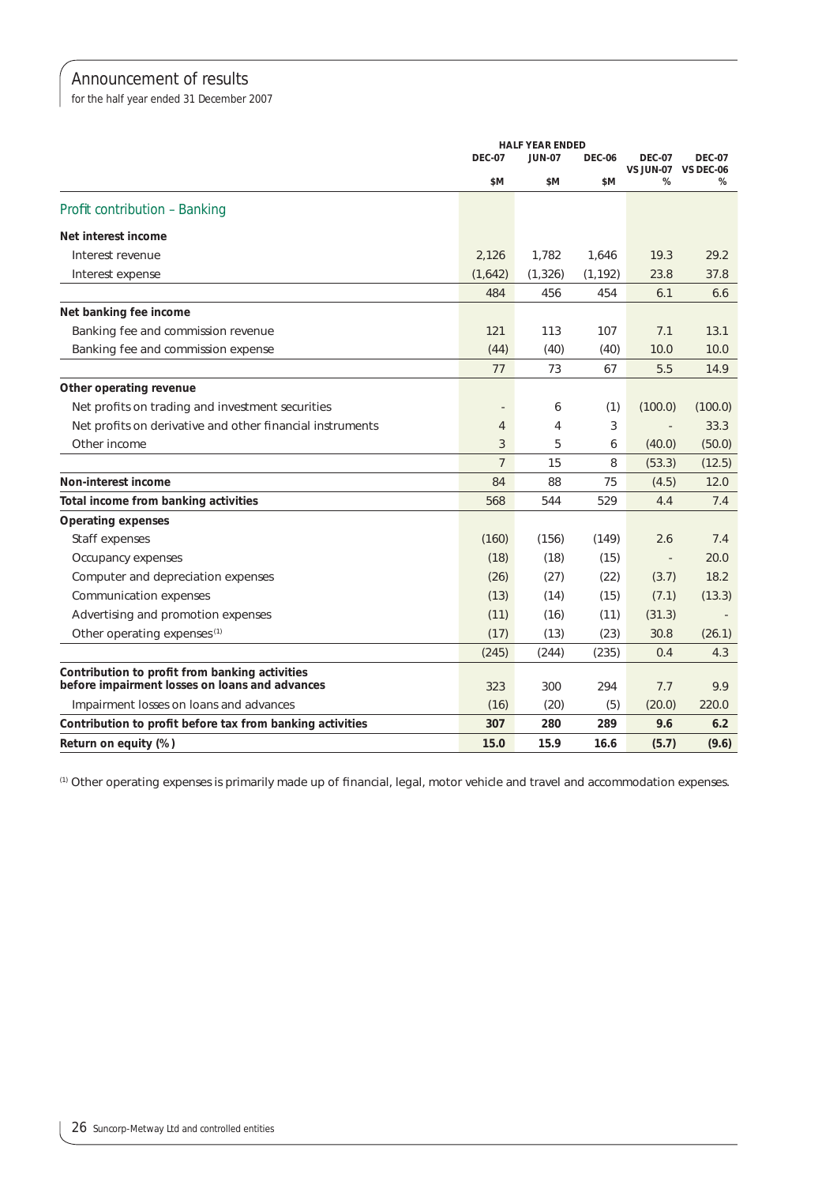# Announcement of results

for the half year ended 31 December 2007

| | HALF YEAR ENDED | | | | |
|---|---|---|---|---|---|
| | DEC-07 | JUN-07 | DEC-06 | DEC-07 VS JUN-07 | DEC-07 VS DEC-06 |
| | $M | $M | $M | % | % |
| **Profit contribution – Banking** | | | | | |
| **Net interest income** | | | | | |
| Interest revenue | 2,126 | 1,782 | 1,646 | 19.3 | 29.2 |
| Interest expense | (1,642) | (1,326) | (1,192) | 23.8 | 37.8 |
| | 484 | 456 | 454 | 6.1 | 6.6 |
| **Net banking fee income** | | | | | |
| Banking fee and commission revenue | 121 | 113 | 107 | 7.1 | 13.1 |
| Banking fee and commission expense | (44) | (40) | (40) | 10.0 | 10.0 |
| | 77 | 73 | 67 | 5.5 | 14.9 |
| **Other operating revenue** | | | | | |
| Net profits on trading and investment securities | - | 6 | (1) | (100.0) | (100.0) |
| Net profits on derivative and other financial instruments | 4 | 4 | 3 | - | 33.3 |
| Other income | 3 | 5 | 6 | (40.0) | (50.0) |
| | 7 | 15 | 8 | (53.3) | (12.5) |
| **Non-interest income** | 84 | 88 | 75 | (4.5) | 12.0 |
| **Total income from banking activities** | 568 | 544 | 529 | 4.4 | 7.4 |
| **Operating expenses** | | | | | |
| Staff expenses | (160) | (156) | (149) | 2.6 | 7.4 |
| Occupancy expenses | (18) | (18) | (15) | - | 20.0 |
| Computer and depreciation expenses | (26) | (27) | (22) | (3.7) | 18.2 |
| Communication expenses | (13) | (14) | (15) | (7.1) | (13.3) |
| Advertising and promotion expenses | (11) | (16) | (11) | (31.3) | - |
| Other operating expenses[1] | (17) | (13) | (23) | 30.8 | (26.1) |
| | (245) | (244) | (235) | 0.4 | 4.3 |
| **Contribution to profit from banking activities before impairment losses on loans and advances** | 323 | 300 | 294 | 7.7 | 9.9 |
| Impairment losses on loans and advances | (16) | (20) | (5) | (20.0) | 220.0 |
| **Contribution to profit before tax from banking activities** | **307** | **280** | **289** | **9.6** | **6.2** |
| **Return on equity (%)** | **15.0** | **15.9** | **16.6** | **(5.7)** | **(9.6)** |

[1] Other operating expenses is primarily made up of financial, legal, motor vehicle and travel and accommodation expenses.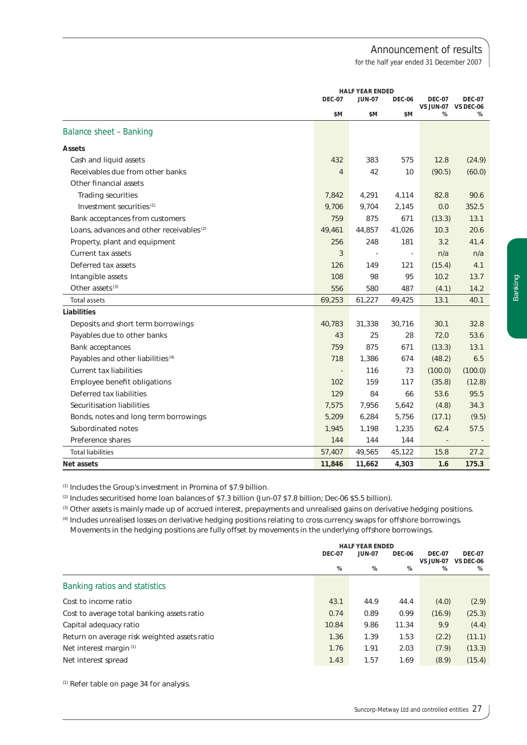# Announcement of results

for the half year ended 31 December 2007

| | HALF YEAR ENDED DEC-07 $M | JUN-07 $M | DEC-06 $M | DEC-07 VS JUN-07 % | DEC-07 VS DEC-06 % |
|---|---|---|---|---|---|
| **Balance sheet – Banking** | | | | | |
| **Assets** | | | | | |
| Cash and liquid assets | 432 | 383 | 575 | 12.8 | (24.9) |
| Receivables due from other banks | 4 | 42 | 10 | (90.5) | (60.0) |
| Other financial assets | | | | | |
| Trading securities | 7,842 | 4,291 | 4,114 | 82.8 | 90.6 |
| Investment securities [1] | 9,706 | 9,704 | 2,145 | 0.0 | 352.5 |
| Bank acceptances from customers | 759 | 875 | 671 | (13.3) | 13.1 |
| Loans, advances and other receivables [2] | 49,461 | 44,857 | 41,026 | 10.3 | 20.6 |
| Property, plant and equipment | 256 | 248 | 181 | 3.2 | 41.4 |
| Current tax assets | 3 | - | - | n/a | n/a |
| Deferred tax assets | 126 | 149 | 121 | (15.4) | 4.1 |
| Intangible assets | 108 | 98 | 95 | 10.2 | 13.7 |
| Other assets [3] | 556 | 580 | 487 | (4.1) | 14.2 |
| Total assets | 69,253 | 61,227 | 49,425 | 13.1 | 40.1 |
| **Liabilities** | | | | | |
| Deposits and short term borrowings | 40,783 | 31,338 | 30,716 | 30.1 | 32.8 |
| Payables due to other banks | 43 | 25 | 28 | 72.0 | 53.6 |
| Bank acceptances | 759 | 875 | 671 | (13.3) | 13.1 |
| Payables and other liabilities [4] | 718 | 1,386 | 674 | (48.2) | 6.5 |
| Current tax liabilities | - | 116 | 73 | (100.0) | (100.0) |
| Employee benefit obligations | 102 | 159 | 117 | (35.8) | (12.8) |
| Deferred tax liabilities | 129 | 84 | 66 | 53.6 | 95.5 |
| Securitisation liabilities | 7,575 | 7,956 | 5,642 | (4.8) | 34.3 |
| Bonds, notes and long term borrowings | 5,209 | 6,284 | 5,756 | (17.1) | (9.5) |
| Subordinated notes | 1,945 | 1,198 | 1,235 | 62.4 | 57.5 |
| Preference shares | 144 | 144 | 144 | - | - |
| Total liabilities | 57,407 | 49,565 | 45,122 | 15.8 | 27.2 |
| **Net assets** | **11,846** | **11,662** | **4,303** | **1.6** | **175.3** |

[1] Includes the Group's investment in Promina of $7.9 billion.

[2] Includes securitised home loan balances of $7.3 billion (Jun-07 $7.8 billion; Dec-06 $5.5 billion).

[3] Other assets is mainly made up of accrued interest, prepayments and unrealised gains on derivative hedging positions.

[4] Includes unrealised losses on derivative hedging positions relating to cross currency swaps for offshore borrowings. Movements in the hedging positions are fully offset by movements in the underlying offshore borrowings.

| | HALF YEAR ENDED DEC-07 % | JUN-07 % | DEC-06 % | DEC-07 VS JUN-07 % | DEC-07 VS DEC-06 % |
|---|---|---|---|---|---|
| **Banking ratios and statistics** | | | | | |
| Cost to income ratio | 43.1 | 44.9 | 44.4 | (4.0) | (2.9) |
| Cost to average total banking assets ratio | 0.74 | 0.89 | 0.99 | (16.9) | (25.3) |
| Capital adequacy ratio | 10.84 | 9.86 | 11.34 | 9.9 | (4.4) |
| Return on average risk weighted assets ratio | 1.36 | 1.39 | 1.53 | (2.2) | (11.1) |
| Net interest margin [1] | 1.76 | 1.91 | 2.03 | (7.9) | (13.3) |
| Net interest spread | 1.43 | 1.57 | 1.69 | (8.9) | (15.4) |

[1] Refer table on page 34 for analysis.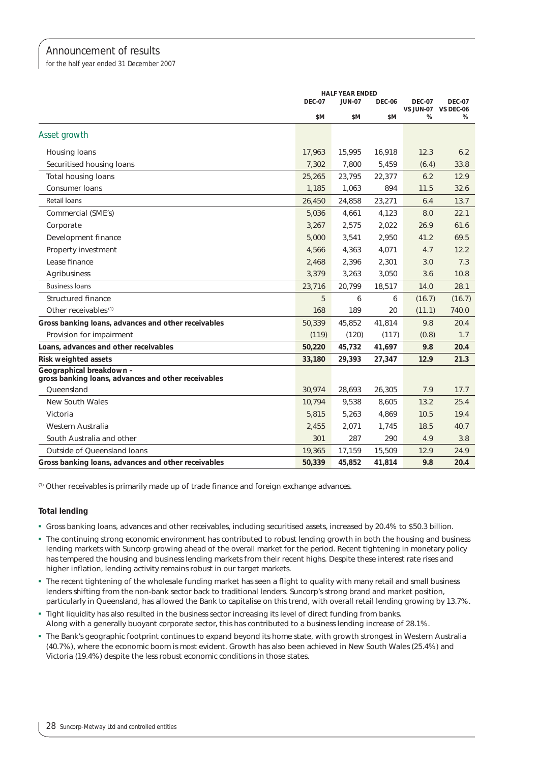# Announcement of results

for the half year ended 31 December 2007

| | HALF YEAR ENDED | | | | |
|---|---|---|---|---|---|
| | DEC-07 | JUN-07 | DEC-06 | DEC-07 VS JUN-07 | DEC-07 VS DEC-06 |
| | $M | $M | $M | % | % |
| **Asset growth** | | | | | |
| Housing loans | 17,963 | 15,995 | 16,918 | 12.3 | 6.2 |
| Securitised housing loans | 7,302 | 7,800 | 5,459 | (6.4) | 33.8 |
| Total housing loans | 25,265 | 23,795 | 22,377 | 6.2 | 12.9 |
| Consumer loans | 1,185 | 1,063 | 894 | 11.5 | 32.6 |
| Retail loans | 26,450 | 24,858 | 23,271 | 6.4 | 13.7 |
| Commercial (SME's) | 5,036 | 4,661 | 4,123 | 8.0 | 22.1 |
| Corporate | 3,267 | 2,575 | 2,022 | 26.9 | 61.6 |
| Development finance | 5,000 | 3,541 | 2,950 | 41.2 | 69.5 |
| Property investment | 4,566 | 4,363 | 4,071 | 4.7 | 12.2 |
| Lease finance | 2,468 | 2,396 | 2,301 | 3.0 | 7.3 |
| Agribusiness | 3,379 | 3,263 | 3,050 | 3.6 | 10.8 |
| Business loans | 23,716 | 20,799 | 18,517 | 14.0 | 28.1 |
| Structured finance | 5 | 6 | 6 | (16.7) | (16.7) |
| Other receivables[1] | 168 | 189 | 20 | (11.1) | 740.0 |
| **Gross banking loans, advances and other receivables** | 50,339 | 45,852 | 41,814 | 9.8 | 20.4 |
| Provision for impairment | (119) | (120) | (117) | (0.8) | 1.7 |
| **Loans, advances and other receivables** | **50,220** | **45,732** | **41,697** | **9.8** | **20.4** |
| **Risk weighted assets** | **33,180** | **29,393** | **27,347** | **12.9** | **21.3** |
| **Geographical breakdown – gross banking loans, advances and other receivables** | | | | | |
| Queensland | 30,974 | 28,693 | 26,305 | 7.9 | 17.7 |
| New South Wales | 10,794 | 9,538 | 8,605 | 13.2 | 25.4 |
| Victoria | 5,815 | 5,263 | 4,869 | 10.5 | 19.4 |
| Western Australia | 2,455 | 2,071 | 1,745 | 18.5 | 40.7 |
| South Australia and other | 301 | 287 | 290 | 4.9 | 3.8 |
| Outside of Queensland loans | 19,365 | 17,159 | 15,509 | 12.9 | 24.9 |
| **Gross banking loans, advances and other receivables** | **50,339** | **45,852** | **41,814** | **9.8** | **20.4** |

[1] Other receivables is primarily made up of trade finance and foreign exchange advances.

### Total lending

- Gross banking loans, advances and other receivables, including securitised assets, increased by 20.4% to $50.3 billion.
- The continuing strong economic environment has contributed to robust lending growth in both the housing and business lending markets with Suncorp growing ahead of the overall market for the period. Recent tightening in monetary policy has tempered the housing and business lending markets from their recent highs. Despite these interest rate rises and higher inflation, lending activity remains robust in our target markets.
- The recent tightening of the wholesale funding market has seen a flight to quality with many retail and small business lenders shifting from the non-bank sector back to traditional lenders. Suncorp's strong brand and market position, particularly in Queensland, has allowed the Bank to capitalise on this trend, with overall retail lending growing by 13.7%.
- Tight liquidity has also resulted in the business sector increasing its level of direct funding from banks. Along with a generally buoyant corporate sector, this has contributed to a business lending increase of 28.1%.
- The Bank's geographic footprint continues to expand beyond its home state, with growth strongest in Western Australia (40.7%), where the economic boom is most evident. Growth has also been achieved in New South Wales (25.4%) and Victoria (19.4%) despite the less robust economic conditions in those states.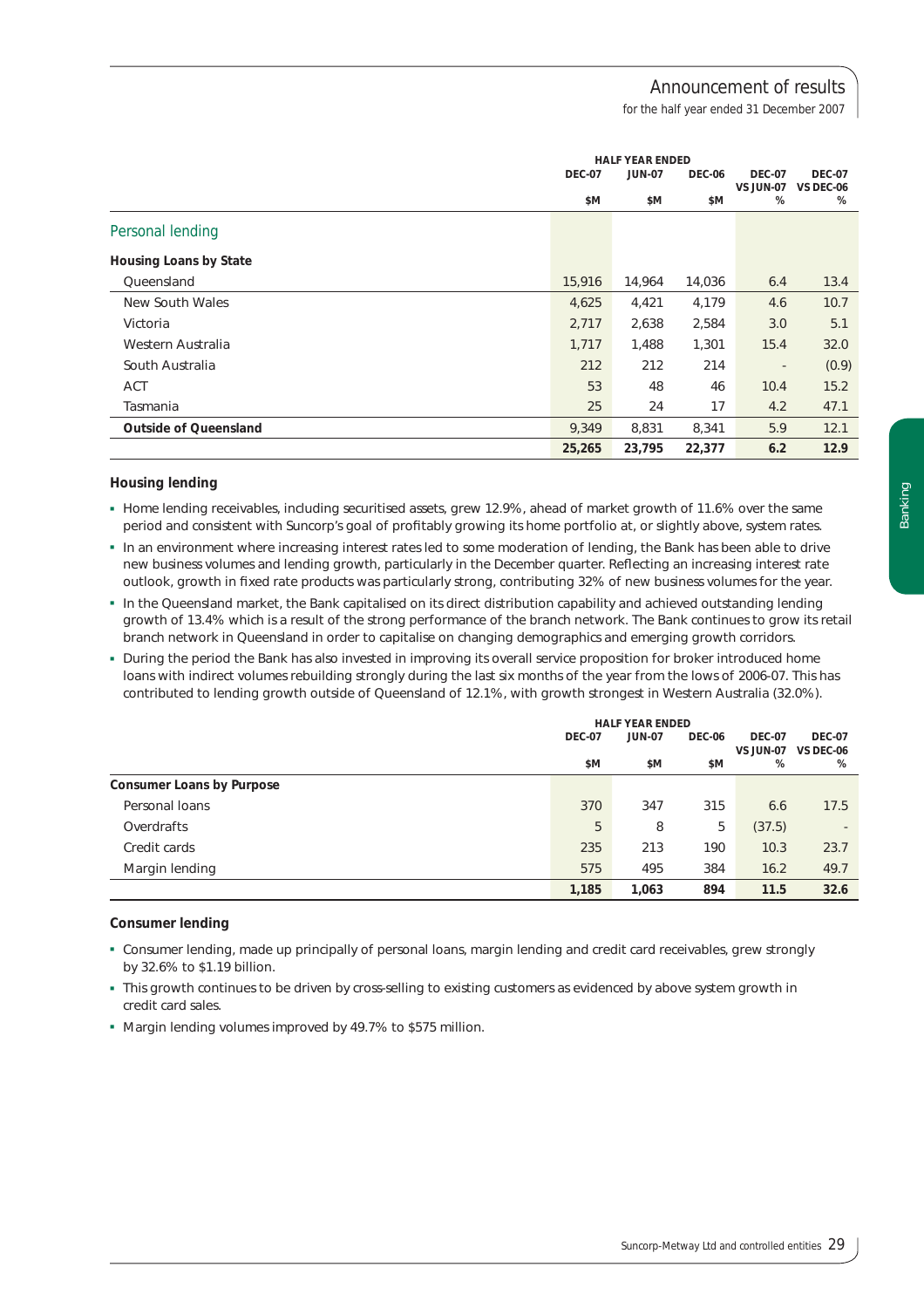|  | HALF YEAR ENDED |  |  |  |  |
|---|---|---|---|---|---|
|  | DEC-07 | JUN-07 | DEC-06 | DEC-07 VS JUN-07 | DEC-07 VS DEC-06 |
|  | $M | $M | $M | % | % |
| **Personal lending** |  |  |  |  |  |
| **Housing Loans by State** |  |  |  |  |  |
| Queensland | 15,916 | 14,964 | 14,036 | 6.4 | 13.4 |
| New South Wales | 4,625 | 4,421 | 4,179 | 4.6 | 10.7 |
| Victoria | 2,717 | 2,638 | 2,584 | 3.0 | 5.1 |
| Western Australia | 1,717 | 1,488 | 1,301 | 15.4 | 32.0 |
| South Australia | 212 | 212 | 214 | - | (0.9) |
| ACT | 53 | 48 | 46 | 10.4 | 15.2 |
| Tasmania | 25 | 24 | 17 | 4.2 | 47.1 |
| **Outside of Queensland** | 9,349 | 8,831 | 8,341 | 5.9 | 12.1 |
|  | **25,265** | **23,795** | **22,377** | **6.2** | **12.9** |

### Housing lending

- Home lending receivables, including securitised assets, grew 12.9%, ahead of market growth of 11.6% over the same period and consistent with Suncorp's goal of profitably growing its home portfolio at, or slightly above, system rates.
- In an environment where increasing interest rates led to some moderation of lending, the Bank has been able to drive new business volumes and lending growth, particularly in the December quarter. Reflecting an increasing interest rate outlook, growth in fixed rate products was particularly strong, contributing 32% of new business volumes for the year.
- In the Queensland market, the Bank capitalised on its direct distribution capability and achieved outstanding lending growth of 13.4% which is a result of the strong performance of the branch network. The Bank continues to grow its retail branch network in Queensland in order to capitalise on changing demographics and emerging growth corridors.
- During the period the Bank has also invested in improving its overall service proposition for broker introduced home loans with indirect volumes rebuilding strongly during the last six months of the year from the lows of 2006-07. This has contributed to lending growth outside of Queensland of 12.1%, with growth strongest in Western Australia (32.0%).

|  | HALF YEAR ENDED |  |  |  |  |
|---|---|---|---|---|---|
|  | DEC-07 | JUN-07 | DEC-06 | DEC-07 VS JUN-07 | DEC-07 VS DEC-06 |
|  | $M | $M | $M | % | % |
| **Consumer Loans by Purpose** |  |  |  |  |  |
| Personal loans | 370 | 347 | 315 | 6.6 | 17.5 |
| Overdrafts | 5 | 8 | 5 | (37.5) | - |
| Credit cards | 235 | 213 | 190 | 10.3 | 23.7 |
| Margin lending | 575 | 495 | 384 | 16.2 | 49.7 |
|  | **1,185** | **1,063** | **894** | **11.5** | **32.6** |

### Consumer lending

- Consumer lending, made up principally of personal loans, margin lending and credit card receivables, grew strongly by 32.6% to $1.19 billion.
- This growth continues to be driven by cross-selling to existing customers as evidenced by above system growth in credit card sales.
- Margin lending volumes improved by 49.7% to $575 million.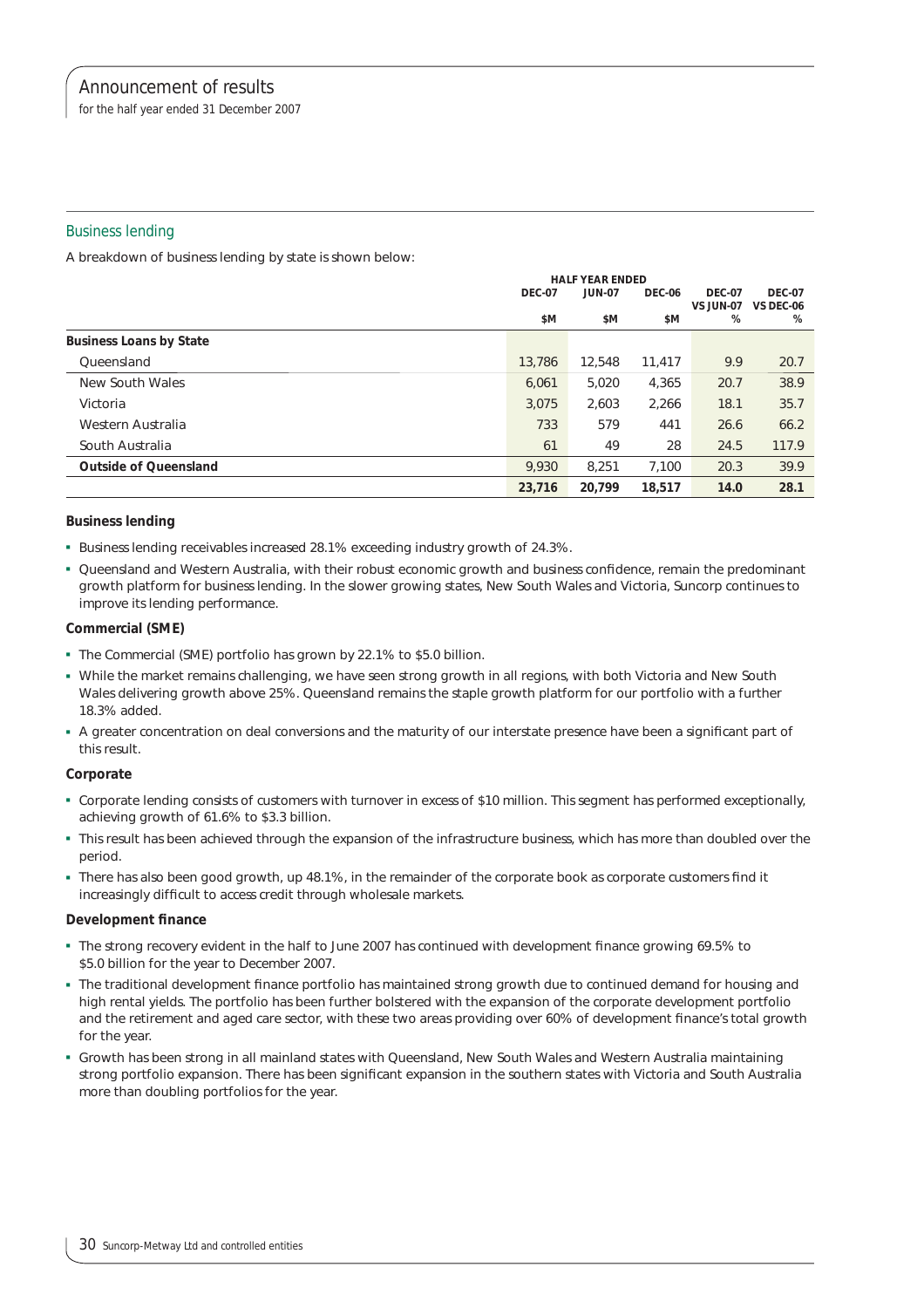## Business lending

A breakdown of business lending by state is shown below:

| | HALF YEAR ENDED | | | | |
|---|---|---|---|---|---|
| | DEC-07 | JUN-07 | DEC-06 | DEC-07 VS JUN-07 | DEC-07 VS DEC-06 |
| | $M | $M | $M | % | % |
| **Business Loans by State** | | | | | |
| Queensland | 13,786 | 12,548 | 11,417 | 9.9 | 20.7 |
| New South Wales | 6,061 | 5,020 | 4,365 | 20.7 | 38.9 |
| Victoria | 3,075 | 2,603 | 2,266 | 18.1 | 35.7 |
| Western Australia | 733 | 579 | 441 | 26.6 | 66.2 |
| South Australia | 61 | 49 | 28 | 24.5 | 117.9 |
| **Outside of Queensland** | 9,930 | 8,251 | 7,100 | 20.3 | 39.9 |
| | **23,716** | **20,799** | **18,517** | **14.0** | **28.1** |

**Business lending**

- Business lending receivables increased 28.1% exceeding industry growth of 24.3%.
- Queensland and Western Australia, with their robust economic growth and business confidence, remain the predominant growth platform for business lending. In the slower growing states, New South Wales and Victoria, Suncorp continues to improve its lending performance.

**Commercial (SME)**

- The Commercial (SME) portfolio has grown by 22.1% to $5.0 billion.
- While the market remains challenging, we have seen strong growth in all regions, with both Victoria and New South Wales delivering growth above 25%. Queensland remains the staple growth platform for our portfolio with a further 18.3% added.
- A greater concentration on deal conversions and the maturity of our interstate presence have been a significant part of this result.

**Corporate**

- Corporate lending consists of customers with turnover in excess of $10 million. This segment has performed exceptionally, achieving growth of 61.6% to $3.3 billion.
- This result has been achieved through the expansion of the infrastructure business, which has more than doubled over the period.
- There has also been good growth, up 48.1%, in the remainder of the corporate book as corporate customers find it increasingly difficult to access credit through wholesale markets.

**Development finance**

- The strong recovery evident in the half to June 2007 has continued with development finance growing 69.5% to $5.0 billion for the year to December 2007.
- The traditional development finance portfolio has maintained strong growth due to continued demand for housing and high rental yields. The portfolio has been further bolstered with the expansion of the corporate development portfolio and the retirement and aged care sector, with these two areas providing over 60% of development finance's total growth for the year.
- Growth has been strong in all mainland states with Queensland, New South Wales and Western Australia maintaining strong portfolio expansion. There has been significant expansion in the southern states with Victoria and South Australia more than doubling portfolios for the year.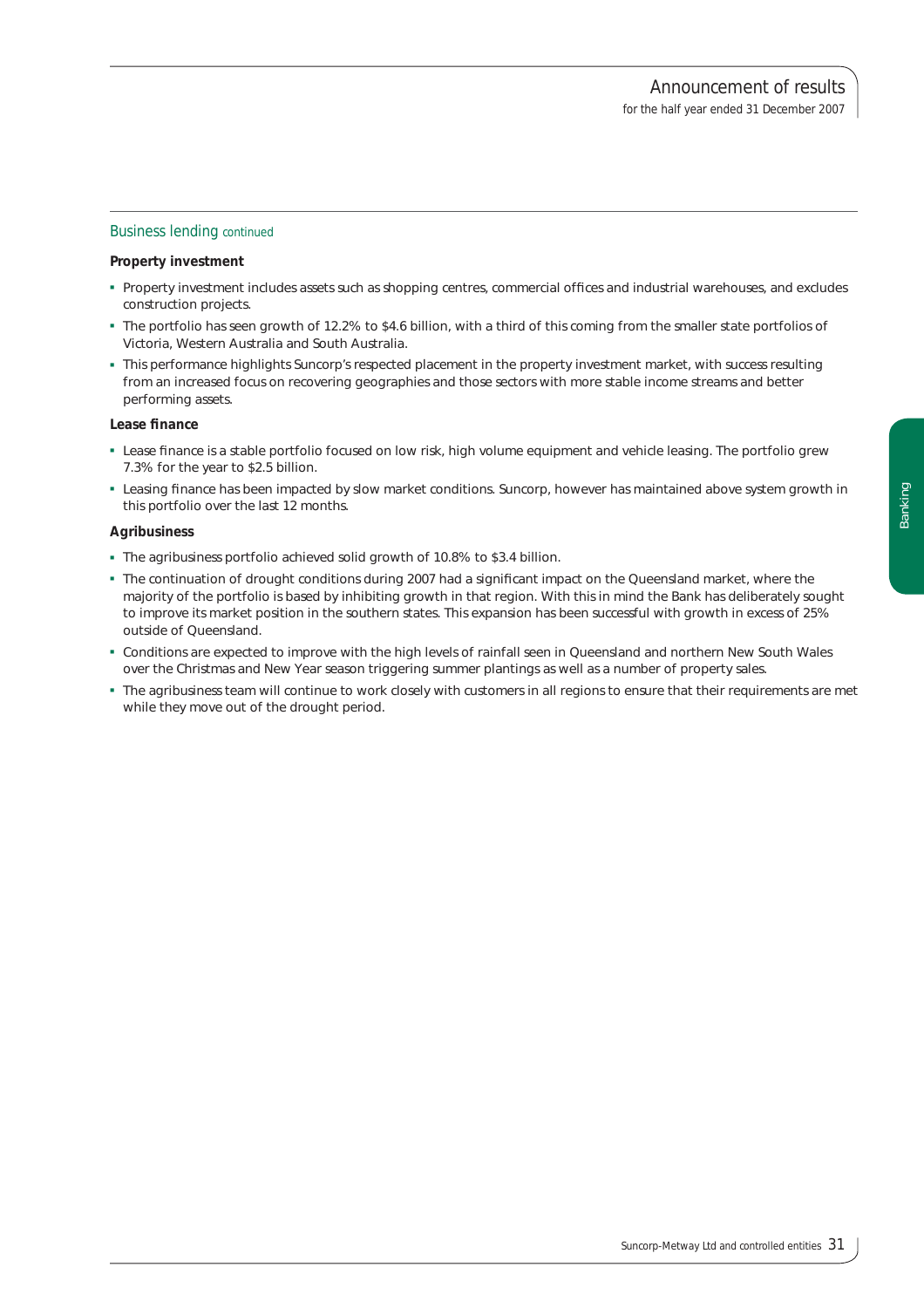## Business lending continued

**Property investment**

- Property investment includes assets such as shopping centres, commercial offices and industrial warehouses, and excludes construction projects.
- The portfolio has seen growth of 12.2% to $4.6 billion, with a third of this coming from the smaller state portfolios of Victoria, Western Australia and South Australia.
- This performance highlights Suncorp's respected placement in the property investment market, with success resulting from an increased focus on recovering geographies and those sectors with more stable income streams and better performing assets.

**Lease finance**

- Lease finance is a stable portfolio focused on low risk, high volume equipment and vehicle leasing. The portfolio grew 7.3% for the year to $2.5 billion.
- Leasing finance has been impacted by slow market conditions. Suncorp, however has maintained above system growth in this portfolio over the last 12 months.

**Agribusiness**

- The agribusiness portfolio achieved solid growth of 10.8% to $3.4 billion.
- The continuation of drought conditions during 2007 had a significant impact on the Queensland market, where the majority of the portfolio is based by inhibiting growth in that region. With this in mind the Bank has deliberately sought to improve its market position in the southern states. This expansion has been successful with growth in excess of 25% outside of Queensland.
- Conditions are expected to improve with the high levels of rainfall seen in Queensland and northern New South Wales over the Christmas and New Year season triggering summer plantings as well as a number of property sales.
- The agribusiness team will continue to work closely with customers in all regions to ensure that their requirements are met while they move out of the drought period.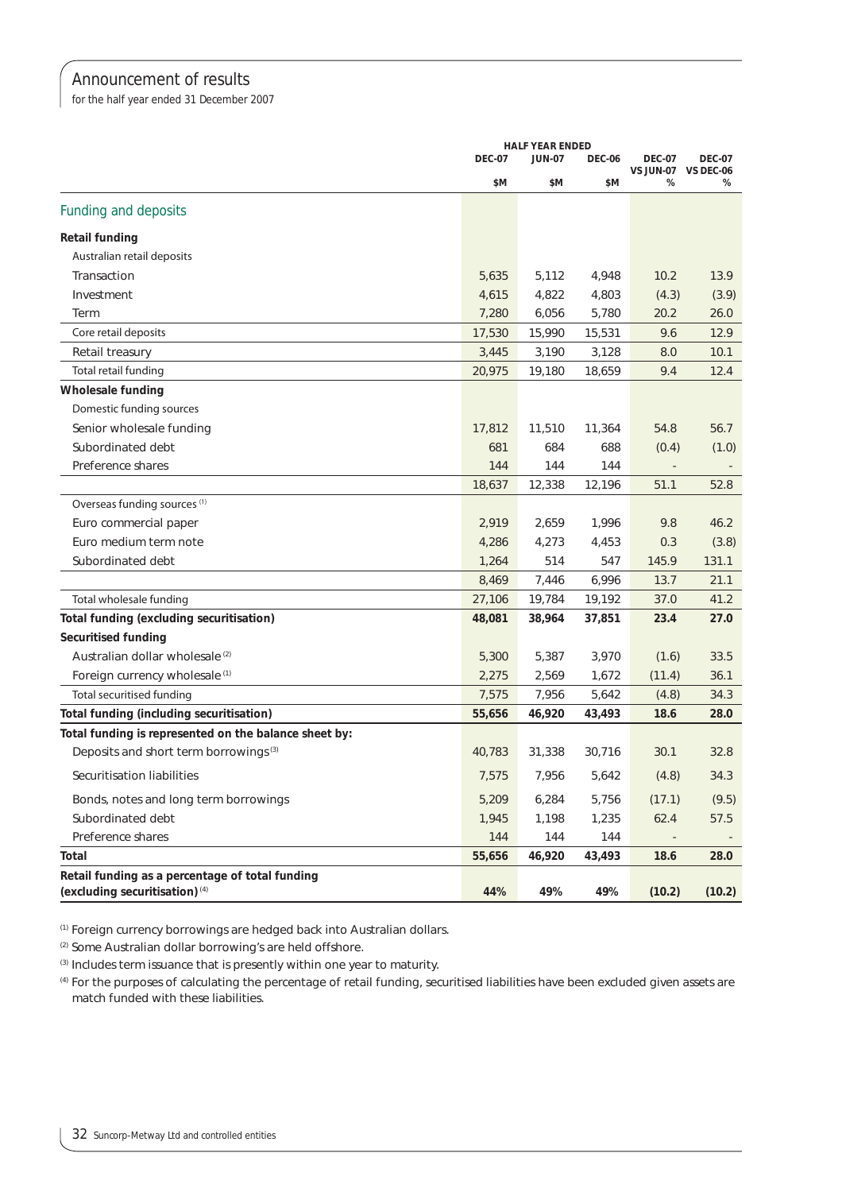# Announcement of results

for the half year ended 31 December 2007

| | HALF YEAR ENDED DEC-07 $M | JUN-07 $M | DEC-06 $M | DEC-07 VS JUN-07 % | DEC-07 VS DEC-06 % |
|---|---|---|---|---|---|
| **Funding and deposits** | | | | | |
| **Retail funding** | | | | | |
| Australian retail deposits | | | | | |
| Transaction | 5,635 | 5,112 | 4,948 | 10.2 | 13.9 |
| Investment | 4,615 | 4,822 | 4,803 | (4.3) | (3.9) |
| Term | 7,280 | 6,056 | 5,780 | 20.2 | 26.0 |
| Core retail deposits | 17,530 | 15,990 | 15,531 | 9.6 | 12.9 |
| Retail treasury | 3,445 | 3,190 | 3,128 | 8.0 | 10.1 |
| Total retail funding | 20,975 | 19,180 | 18,659 | 9.4 | 12.4 |
| **Wholesale funding** | | | | | |
| Domestic funding sources | | | | | |
| Senior wholesale funding | 17,812 | 11,510 | 11,364 | 54.8 | 56.7 |
| Subordinated debt | 681 | 684 | 688 | (0.4) | (1.0) |
| Preference shares | 144 | 144 | 144 | - | - |
| | 18,637 | 12,338 | 12,196 | 51.1 | 52.8 |
| Overseas funding sources [1] | | | | | |
| Euro commercial paper | 2,919 | 2,659 | 1,996 | 9.8 | 46.2 |
| Euro medium term note | 4,286 | 4,273 | 4,453 | 0.3 | (3.8) |
| Subordinated debt | 1,264 | 514 | 547 | 145.9 | 131.1 |
| | 8,469 | 7,446 | 6,996 | 13.7 | 21.1 |
| Total wholesale funding | 27,106 | 19,784 | 19,192 | 37.0 | 41.2 |
| **Total funding (excluding securitisation)** | **48,081** | **38,964** | **37,851** | **23.4** | **27.0** |
| **Securitised funding** | | | | | |
| Australian dollar wholesale [2] | 5,300 | 5,387 | 3,970 | (1.6) | 33.5 |
| Foreign currency wholesale [1] | 2,275 | 2,569 | 1,672 | (11.4) | 36.1 |
| Total securitised funding | 7,575 | 7,956 | 5,642 | (4.8) | 34.3 |
| **Total funding (including securitisation)** | **55,656** | **46,920** | **43,493** | **18.6** | **28.0** |
| **Total funding is represented on the balance sheet by:** | | | | | |
| Deposits and short term borrowings [3] | 40,783 | 31,338 | 30,716 | 30.1 | 32.8 |
| Securitisation liabilities | 7,575 | 7,956 | 5,642 | (4.8) | 34.3 |
| Bonds, notes and long term borrowings | 5,209 | 6,284 | 5,756 | (17.1) | (9.5) |
| Subordinated debt | 1,945 | 1,198 | 1,235 | 62.4 | 57.5 |
| Preference shares | 144 | 144 | 144 | - | - |
| **Total** | **55,656** | **46,920** | **43,493** | **18.6** | **28.0** |
| **Retail funding as a percentage of total funding (excluding securitisation)** [4] | **44%** | **49%** | **49%** | **(10.2)** | **(10.2)** |

[1] Foreign currency borrowings are hedged back into Australian dollars.

[2] Some Australian dollar borrowing's are held offshore.

[3] Includes term issuance that is presently within one year to maturity.

[4] For the purposes of calculating the percentage of retail funding, securitised liabilities have been excluded given assets are match funded with these liabilities.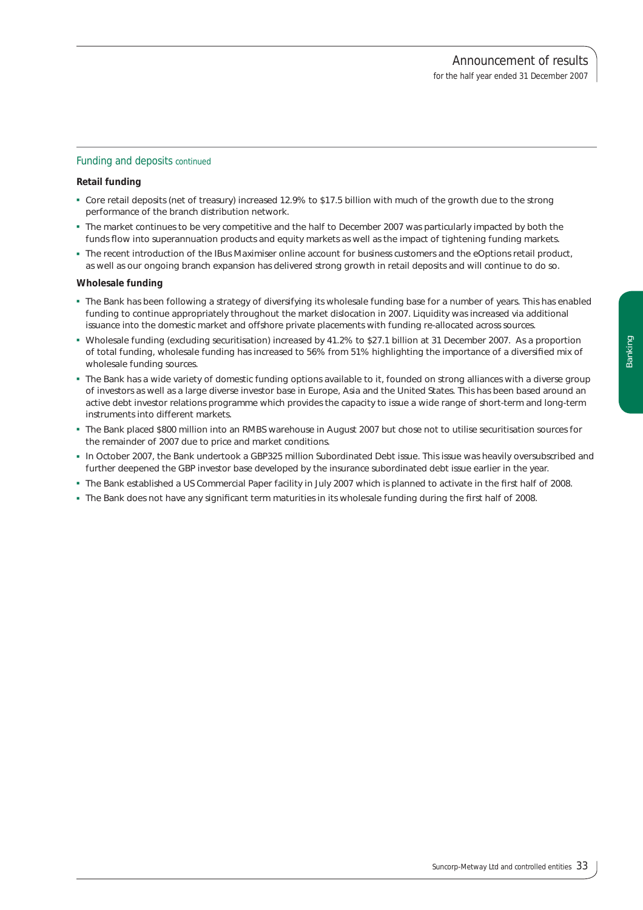## Funding and deposits continued

**Retail funding**

- Core retail deposits (net of treasury) increased 12.9% to $17.5 billion with much of the growth due to the strong performance of the branch distribution network.
- The market continues to be very competitive and the half to December 2007 was particularly impacted by both the funds flow into superannuation products and equity markets as well as the impact of tightening funding markets.
- The recent introduction of the IBus Maximiser online account for business customers and the eOptions retail product, as well as our ongoing branch expansion has delivered strong growth in retail deposits and will continue to do so.

**Wholesale funding**

- The Bank has been following a strategy of diversifying its wholesale funding base for a number of years. This has enabled funding to continue appropriately throughout the market dislocation in 2007. Liquidity was increased via additional issuance into the domestic market and offshore private placements with funding re-allocated across sources.
- Wholesale funding (excluding securitisation) increased by 41.2% to $27.1 billion at 31 December 2007. As a proportion of total funding, wholesale funding has increased to 56% from 51% highlighting the importance of a diversified mix of wholesale funding sources.
- The Bank has a wide variety of domestic funding options available to it, founded on strong alliances with a diverse group of investors as well as a large diverse investor base in Europe, Asia and the United States. This has been based around an active debt investor relations programme which provides the capacity to issue a wide range of short-term and long-term instruments into different markets.
- The Bank placed $800 million into an RMBS warehouse in August 2007 but chose not to utilise securitisation sources for the remainder of 2007 due to price and market conditions.
- In October 2007, the Bank undertook a GBP325 million Subordinated Debt issue. This issue was heavily oversubscribed and further deepened the GBP investor base developed by the insurance subordinated debt issue earlier in the year.
- The Bank established a US Commercial Paper facility in July 2007 which is planned to activate in the first half of 2008.
- The Bank does not have any significant term maturities in its wholesale funding during the first half of 2008.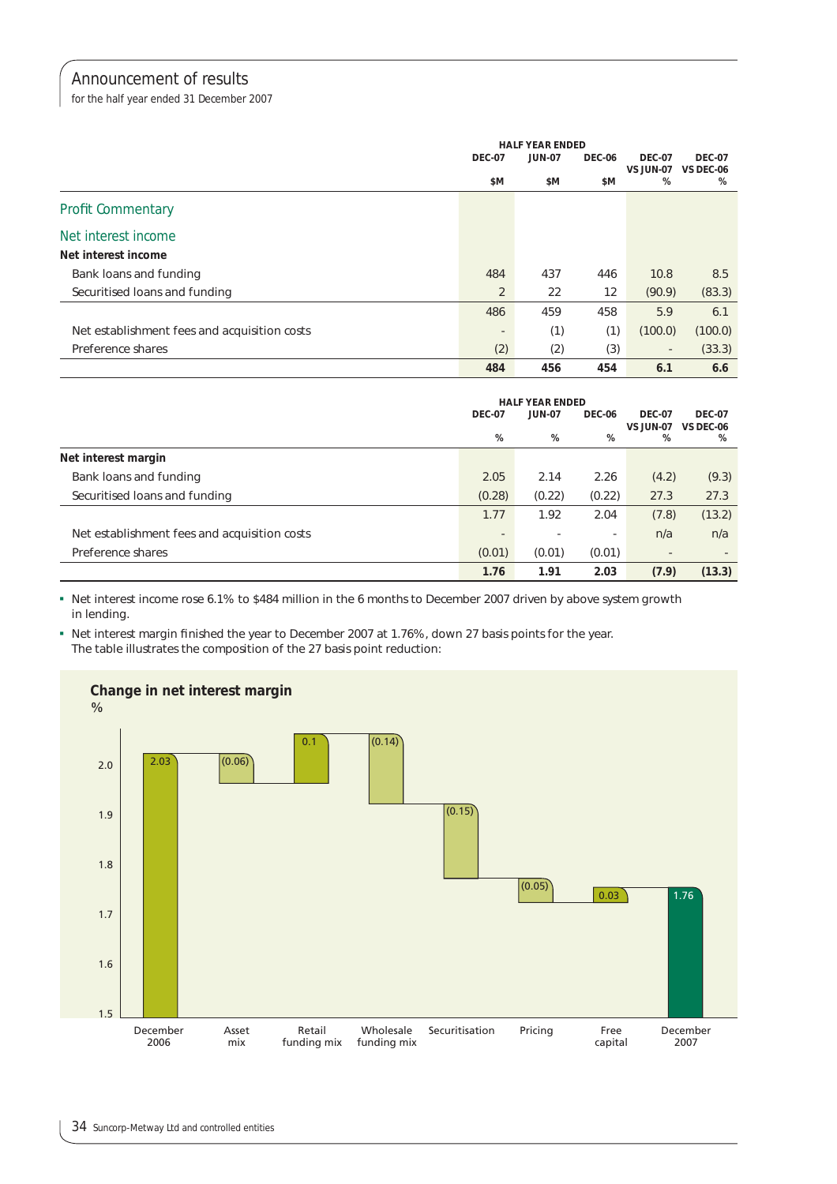## Announcement of results

for the half year ended 31 December 2007

| | HALF YEAR ENDED DEC-07 $M | JUN-07 $M | DEC-06 $M | DEC-07 VS JUN-07 % | DEC-07 VS DEC-06 % |
|---|---|---|---|---|---|
| **Profit Commentary** | | | | | |
| **Net interest income** | | | | | |
| **Net interest income** | | | | | |
| Bank loans and funding | 484 | 437 | 446 | 10.8 | 8.5 |
| Securitised loans and funding | 2 | 22 | 12 | (90.9) | (83.3) |
| | 486 | 459 | 458 | 5.9 | 6.1 |
| Net establishment fees and acquisition costs | - | (1) | (1) | (100.0) | (100.0) |
| Preference shares | (2) | (2) | (3) | - | (33.3) |
| | **484** | **456** | **454** | **6.1** | **6.6** |

| | HALF YEAR ENDED DEC-07 % | JUN-07 % | DEC-06 % | DEC-07 VS JUN-07 % | DEC-07 VS DEC-06 % |
|---|---|---|---|---|---|
| **Net interest margin** | | | | | |
| Bank loans and funding | 2.05 | 2.14 | 2.26 | (4.2) | (9.3) |
| Securitised loans and funding | (0.28) | (0.22) | (0.22) | 27.3 | 27.3 |
| | 1.77 | 1.92 | 2.04 | (7.8) | (13.2) |
| Net establishment fees and acquisition costs | - | - | - | n/a | n/a |
| Preference shares | (0.01) | (0.01) | (0.01) | - | - |
| | **1.76** | **1.91** | **2.03** | **(7.9)** | **(13.3)** |

- Net interest income rose 6.1% to $484 million in the 6 months to December 2007 driven by above system growth in lending.
- Net interest margin finished the year to December 2007 at 1.76%, down 27 basis points for the year. The table illustrates the composition of the 27 basis point reduction:

**Change in net interest margin**
%

| December 2006 | Asset mix | Retail funding mix | Wholesale funding mix | Securitisation | Pricing | Free capital | December 2007 |
|---|---|---|---|---|---|---|---|
| 2.03 | (0.06) | 0.1 | (0.14) | (0.15) | (0.05) | 0.03 | 1.76 |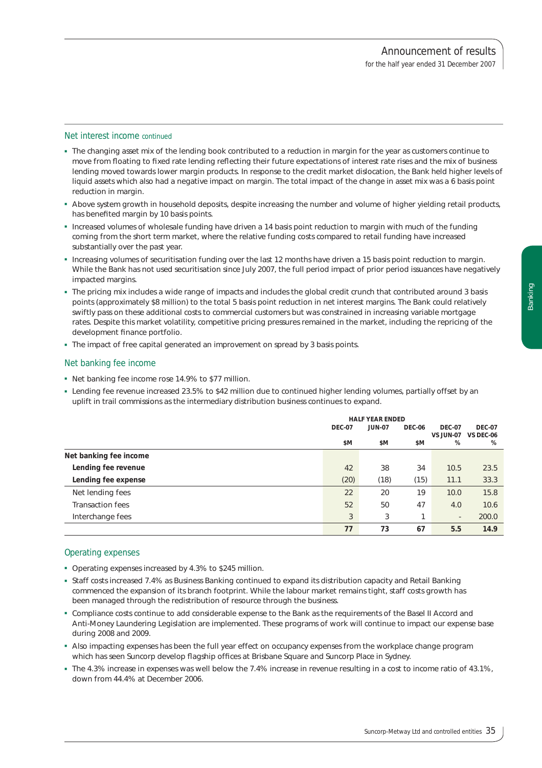## Net interest income continued

- The changing asset mix of the lending book contributed to a reduction in margin for the year as customers continue to move from floating to fixed rate lending reflecting their future expectations of interest rate rises and the mix of business lending moved towards lower margin products. In response to the credit market dislocation, the Bank held higher levels of liquid assets which also had a negative impact on margin. The total impact of the change in asset mix was a 6 basis point reduction in margin.
- Above system growth in household deposits, despite increasing the number and volume of higher yielding retail products, has benefited margin by 10 basis points.
- Increased volumes of wholesale funding have driven a 14 basis point reduction to margin with much of the funding coming from the short term market, where the relative funding costs compared to retail funding have increased substantially over the past year.
- Increasing volumes of securitisation funding over the last 12 months have driven a 15 basis point reduction to margin. While the Bank has not used securitisation since July 2007, the full period impact of prior period issuances have negatively impacted margins.
- The pricing mix includes a wide range of impacts and includes the global credit crunch that contributed around 3 basis points (approximately $8 million) to the total 5 basis point reduction in net interest margins. The Bank could relatively swiftly pass on these additional costs to commercial customers but was constrained in increasing variable mortgage rates. Despite this market volatility, competitive pricing pressures remained in the market, including the repricing of the development finance portfolio.
- The impact of free capital generated an improvement on spread by 3 basis points.

## Net banking fee income

- Net banking fee income rose 14.9% to $77 million.
- Lending fee revenue increased 23.5% to $42 million due to continued higher lending volumes, partially offset by an uplift in trail commissions as the intermediary distribution business continues to expand.

| | HALF YEAR ENDED | | | | |
|---|---|---|---|---|---|
| | DEC-07 | JUN-07 | DEC-06 | DEC-07 VS JUN-07 | DEC-07 VS DEC-06 |
| | $M | $M | $M | % | % |
| **Net banking fee income** | | | | | |
| **Lending fee revenue** | 42 | 38 | 34 | 10.5 | 23.5 |
| **Lending fee expense** | (20) | (18) | (15) | 11.1 | 33.3 |
| Net lending fees | 22 | 20 | 19 | 10.0 | 15.8 |
| Transaction fees | 52 | 50 | 47 | 4.0 | 10.6 |
| Interchange fees | 3 | 3 | 1 | - | 200.0 |
| | **77** | **73** | **67** | **5.5** | **14.9** |

## Operating expenses

- Operating expenses increased by 4.3% to $245 million.
- Staff costs increased 7.4% as Business Banking continued to expand its distribution capacity and Retail Banking commenced the expansion of its branch footprint. While the labour market remains tight, staff costs growth has been managed through the redistribution of resource through the business.
- Compliance costs continue to add considerable expense to the Bank as the requirements of the Basel II Accord and Anti-Money Laundering Legislation are implemented. These programs of work will continue to impact our expense base during 2008 and 2009.
- Also impacting expenses has been the full year effect on occupancy expenses from the workplace change program which has seen Suncorp develop flagship offices at Brisbane Square and Suncorp Place in Sydney.
- The 4.3% increase in expenses was well below the 7.4% increase in revenue resulting in a cost to income ratio of 43.1%, down from 44.4% at December 2006.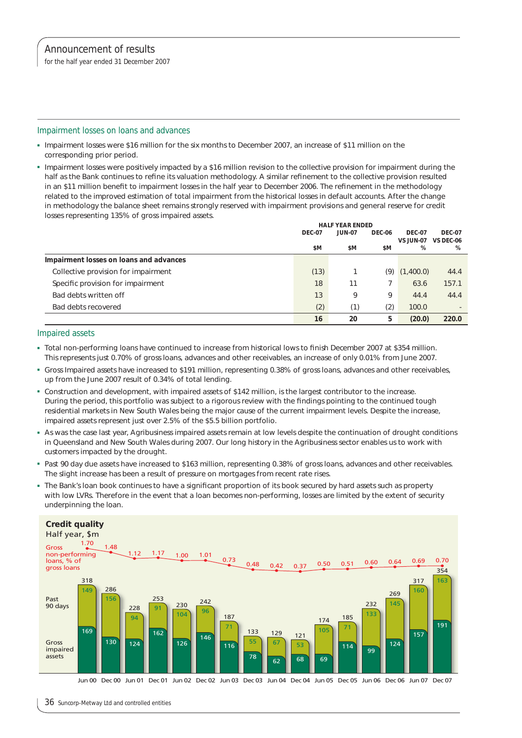## Impairment losses on loans and advances

- Impairment losses were \$16 million for the six months to December 2007, an increase of \$11 million on the corresponding prior period.
- Impairment losses were positively impacted by a \$16 million revision to the collective provision for impairment during the half as the Bank continues to refine its valuation methodology. A similar refinement to the collective provision resulted in an \$11 million benefit to impairment losses in the half year to December 2006. The refinement in the methodology related to the improved estimation of total impairment from the historical losses in default accounts. After the change in methodology the balance sheet remains strongly reserved with impairment provisions and general reserve for credit losses representing 135% of gross impaired assets.

| | HALF YEAR ENDED | | | | |
|---|---|---|---|---|---|
| | DEC-07 | JUN-07 | DEC-06 | DEC-07 VS JUN-07 | DEC-07 VS DEC-06 |
| | \$M | \$M | \$M | % | % |
| **Impairment losses on loans and advances** | | | | | |
| Collective provision for impairment | (13) | 1 | (9) | (1,400.0) | 44.4 |
| Specific provision for impairment | 18 | 11 | 7 | 63.6 | 157.1 |
| Bad debts written off | 13 | 9 | 9 | 44.4 | 44.4 |
| Bad debts recovered | (2) | (1) | (2) | 100.0 | - |
| | **16** | **20** | **5** | **(20.0)** | **220.0** |

## Impaired assets

- Total non-performing loans have continued to increase from historical lows to finish December 2007 at \$354 million. This represents just 0.70% of gross loans, advances and other receivables, an increase of only 0.01% from June 2007.
- Gross Impaired assets have increased to \$191 million, representing 0.38% of gross loans, advances and other receivables, up from the June 2007 result of 0.34% of total lending.
- Construction and development, with impaired assets of \$142 million, is the largest contributor to the increase. During the period, this portfolio was subject to a rigorous review with the findings pointing to the continued tough residential markets in New South Wales being the major cause of the current impairment levels. Despite the increase, impaired assets represent just over 2.5% of the \$5.5 billion portfolio.
- As was the case last year, Agribusiness impaired assets remain at low levels despite the continuation of drought conditions in Queensland and New South Wales during 2007. Our long history in the Agribusiness sector enables us to work with customers impacted by the drought.
- Past 90 day due assets have increased to \$163 million, representing 0.38% of gross loans, advances and other receivables. The slight increase has been a result of pressure on mortgages from recent rate rises.
- The Bank's loan book continues to have a significant proportion of its book secured by hard assets such as property with low LVRs. Therefore in the event that a loan becomes non-performing, losses are limited by the extent of security underpinning the loan.

**Credit quality**
Half year, \$m

| | Jun 00 | Dec 00 | Jun 01 | Dec 01 | Jun 02 | Dec 02 | Jun 03 | Dec 03 | Jun 04 | Dec 04 | Jun 05 | Dec 05 | Jun 06 | Dec 06 | Jun 07 | Dec 07 |
|---|---|---|---|---|---|---|---|---|---|---|---|---|---|---|---|---|
| Gross non-performing loans, % of gross loans | 1.70 | 1.48 | 1.12 | 1.17 | 1.00 | 1.01 | 0.73 | 0.48 | 0.42 | 0.37 | 0.50 | 0.51 | 0.60 | 0.64 | 0.69 | 0.70 |
| Past 90 days | 149 | 156 | 94 | 91 | 104 | 96 | 71 | 55 | 67 | 53 | 105 | 71 | 133 | 145 | 160 | 163 |
| Gross impaired assets | 169 | 130 | 124 | 162 | 126 | 146 | 116 | 78 | 62 | 68 | 69 | 114 | 99 | 124 | 157 | 191 |
| Total | 318 | 286 | 228 | 253 | 230 | 242 | 187 | 133 | 129 | 121 | 174 | 185 | 232 | 269 | 317 | 354 |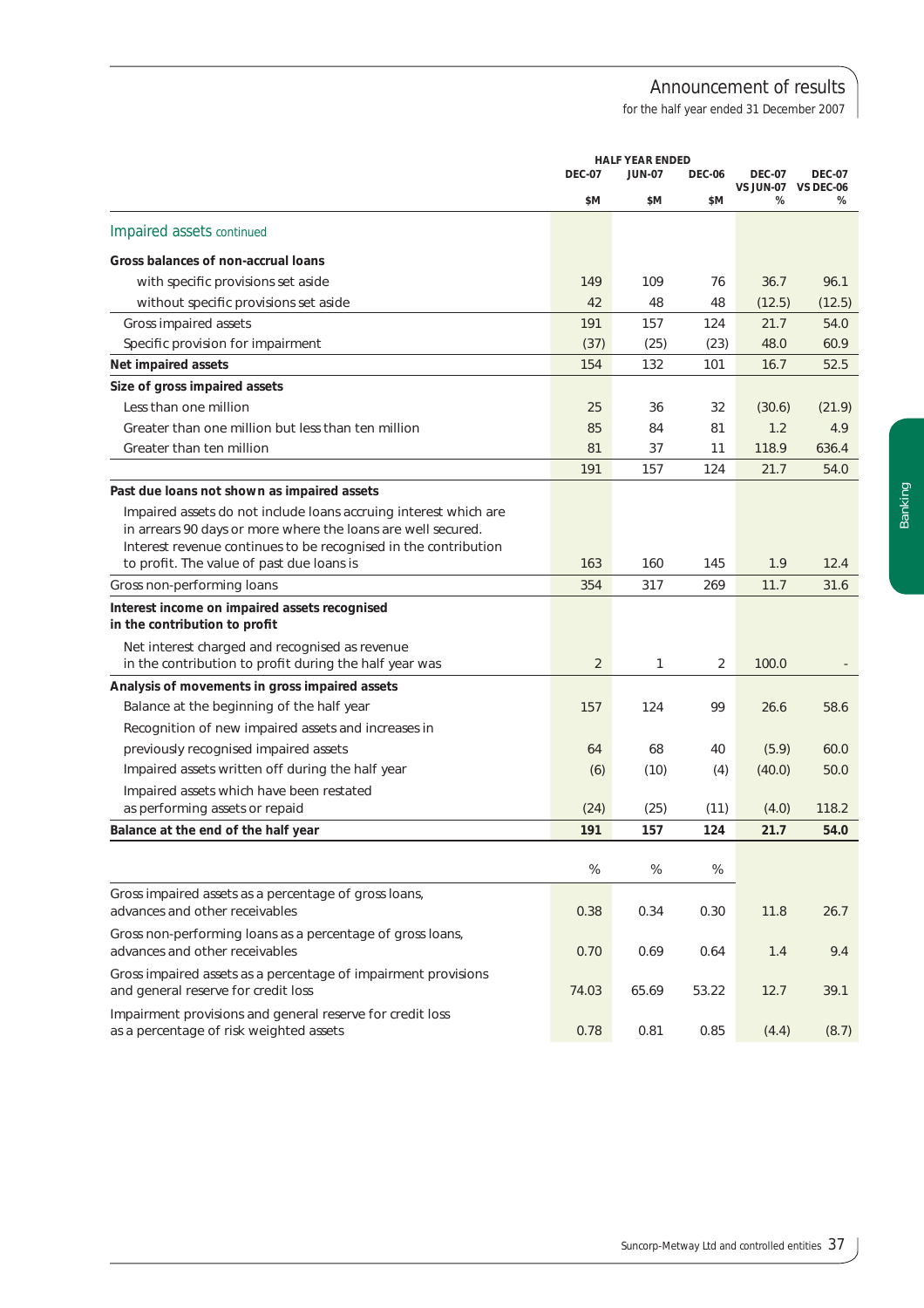| | HALF YEAR ENDED | | | | |
|---|---|---|---|---|---|
| | DEC-07 | JUN-07 | DEC-06 | DEC-07 VS JUN-07 | DEC-07 VS DEC-06 |
| | $M | $M | $M | % | % |
| **Impaired assets continued** | | | | | |
| **Gross balances of non-accrual loans** | | | | | |
| with specific provisions set aside | 149 | 109 | 76 | 36.7 | 96.1 |
| without specific provisions set aside | 42 | 48 | 48 | (12.5) | (12.5) |
| Gross impaired assets | 191 | 157 | 124 | 21.7 | 54.0 |
| Specific provision for impairment | (37) | (25) | (23) | 48.0 | 60.9 |
| **Net impaired assets** | 154 | 132 | 101 | 16.7 | 52.5 |
| **Size of gross impaired assets** | | | | | |
| Less than one million | 25 | 36 | 32 | (30.6) | (21.9) |
| Greater than one million but less than ten million | 85 | 84 | 81 | 1.2 | 4.9 |
| Greater than ten million | 81 | 37 | 11 | 118.9 | 636.4 |
| | 191 | 157 | 124 | 21.7 | 54.0 |
| **Past due loans not shown as impaired assets** | | | | | |
| Impaired assets do not include loans accruing interest which are in arrears 90 days or more where the loans are well secured. Interest revenue continues to be recognised in the contribution to profit. The value of past due loans is | 163 | 160 | 145 | 1.9 | 12.4 |
| Gross non-performing loans | 354 | 317 | 269 | 11.7 | 31.6 |
| **Interest income on impaired assets recognised in the contribution to profit** | | | | | |
| Net interest charged and recognised as revenue in the contribution to profit during the half year was | 2 | 1 | 2 | 100.0 | - |
| **Analysis of movements in gross impaired assets** | | | | | |
| Balance at the beginning of the half year | 157 | 124 | 99 | 26.6 | 58.6 |
| Recognition of new impaired assets and increases in previously recognised impaired assets | 64 | 68 | 40 | (5.9) | 60.0 |
| Impaired assets written off during the half year | (6) | (10) | (4) | (40.0) | 50.0 |
| Impaired assets which have been restated as performing assets or repaid | (24) | (25) | (11) | (4.0) | 118.2 |
| **Balance at the end of the half year** | **191** | **157** | **124** | **21.7** | **54.0** |
| | % | % | % | | |
| Gross impaired assets as a percentage of gross loans, advances and other receivables | 0.38 | 0.34 | 0.30 | 11.8 | 26.7 |
| Gross non-performing loans as a percentage of gross loans, advances and other receivables | 0.70 | 0.69 | 0.64 | 1.4 | 9.4 |
| Gross impaired assets as a percentage of impairment provisions and general reserve for credit loss | 74.03 | 65.69 | 53.22 | 12.7 | 39.1 |
| Impairment provisions and general reserve for credit loss as a percentage of risk weighted assets | 0.78 | 0.81 | 0.85 | (4.4) | (8.7) |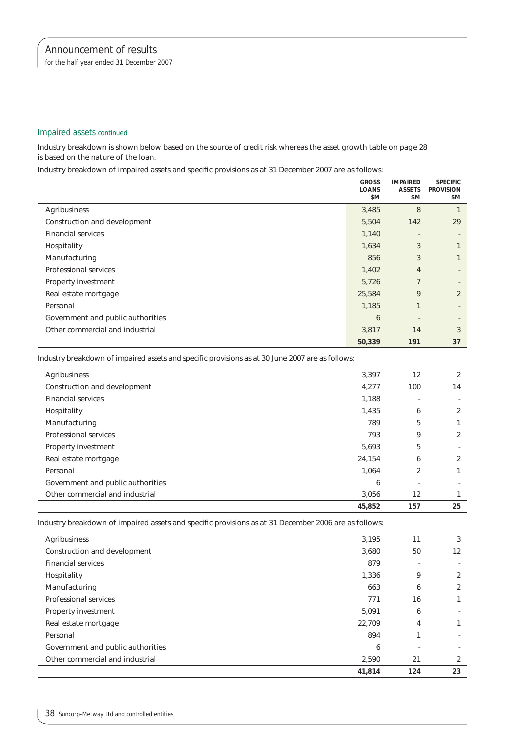## Impaired assets continued

Industry breakdown is shown below based on the source of credit risk whereas the asset growth table on page 28 is based on the nature of the loan.

Industry breakdown of impaired assets and specific provisions as at 31 December 2007 are as follows:

| | GROSS LOANS $M | IMPAIRED ASSETS $M | SPECIFIC PROVISION $M |
|---|---|---|---|
| Agribusiness | 3,485 | 8 | 1 |
| Construction and development | 5,504 | 142 | 29 |
| Financial services | 1,140 | - | - |
| Hospitality | 1,634 | 3 | 1 |
| Manufacturing | 856 | 3 | 1 |
| Professional services | 1,402 | 4 | - |
| Property investment | 5,726 | 7 | - |
| Real estate mortgage | 25,584 | 9 | 2 |
| Personal | 1,185 | 1 | - |
| Government and public authorities | 6 | - | - |
| Other commercial and industrial | 3,817 | 14 | 3 |
| | **50,339** | **191** | **37** |

Industry breakdown of impaired assets and specific provisions as at 30 June 2007 are as follows:

| | GROSS LOANS $M | IMPAIRED ASSETS $M | SPECIFIC PROVISION $M |
|---|---|---|---|
| Agribusiness | 3,397 | 12 | 2 |
| Construction and development | 4,277 | 100 | 14 |
| Financial services | 1,188 | - | - |
| Hospitality | 1,435 | 6 | 2 |
| Manufacturing | 789 | 5 | 1 |
| Professional services | 793 | 9 | 2 |
| Property investment | 5,693 | 5 | - |
| Real estate mortgage | 24,154 | 6 | 2 |
| Personal | 1,064 | 2 | 1 |
| Government and public authorities | 6 | - | - |
| Other commercial and industrial | 3,056 | 12 | 1 |
| | **45,852** | **157** | **25** |

Industry breakdown of impaired assets and specific provisions as at 31 December 2006 are as follows:

| | GROSS LOANS $M | IMPAIRED ASSETS $M | SPECIFIC PROVISION $M |
|---|---|---|---|
| Agribusiness | 3,195 | 11 | 3 |
| Construction and development | 3,680 | 50 | 12 |
| Financial services | 879 | - | - |
| Hospitality | 1,336 | 9 | 2 |
| Manufacturing | 663 | 6 | 2 |
| Professional services | 771 | 16 | 1 |
| Property investment | 5,091 | 6 | - |
| Real estate mortgage | 22,709 | 4 | 1 |
| Personal | 894 | 1 | - |
| Government and public authorities | 6 | - | - |
| Other commercial and industrial | 2,590 | 21 | 2 |
| | **41,814** | **124** | **23** |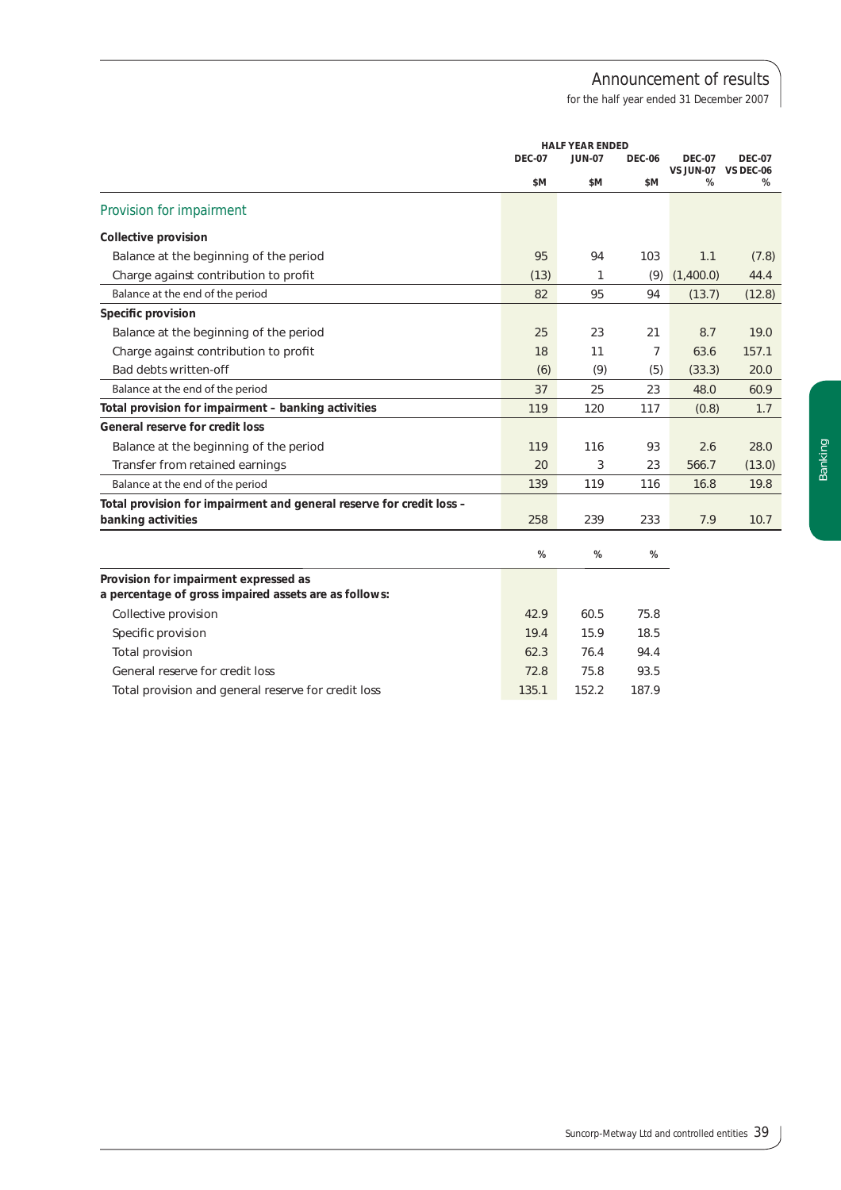## Provision for impairment

| | HALF YEAR ENDED | | | | |
|---|---|---|---|---|---|
| | DEC-07 $M | JUN-07 $M | DEC-06 $M | DEC-07 VS JUN-07 % | DEC-07 VS DEC-06 % |
| **Collective provision** | | | | | |
| Balance at the beginning of the period | 95 | 94 | 103 | 1.1 | (7.8) |
| Charge against contribution to profit | (13) | 1 | (9) | (1,400.0) | 44.4 |
| Balance at the end of the period | 82 | 95 | 94 | (13.7) | (12.8) |
| **Specific provision** | | | | | |
| Balance at the beginning of the period | 25 | 23 | 21 | 8.7 | 19.0 |
| Charge against contribution to profit | 18 | 11 | 7 | 63.6 | 157.1 |
| Bad debts written-off | (6) | (9) | (5) | (33.3) | 20.0 |
| Balance at the end of the period | 37 | 25 | 23 | 48.0 | 60.9 |
| **Total provision for impairment – banking activities** | 119 | 120 | 117 | (0.8) | 1.7 |
| **General reserve for credit loss** | | | | | |
| Balance at the beginning of the period | 119 | 116 | 93 | 2.6 | 28.0 |
| Transfer from retained earnings | 20 | 3 | 23 | 566.7 | (13.0) |
| Balance at the end of the period | 139 | 119 | 116 | 16.8 | 19.8 |
| **Total provision for impairment and general reserve for credit loss – banking activities** | 258 | 239 | 233 | 7.9 | 10.7 |

| | DEC-07 % | JUN-07 % | DEC-06 % |
|---|---|---|---|
| **Provision for impairment expressed as a percentage of gross impaired assets are as follows:** | | | |
| Collective provision | 42.9 | 60.5 | 75.8 |
| Specific provision | 19.4 | 15.9 | 18.5 |
| Total provision | 62.3 | 76.4 | 94.4 |
| General reserve for credit loss | 72.8 | 75.8 | 93.5 |
| Total provision and general reserve for credit loss | 135.1 | 152.2 | 187.9 |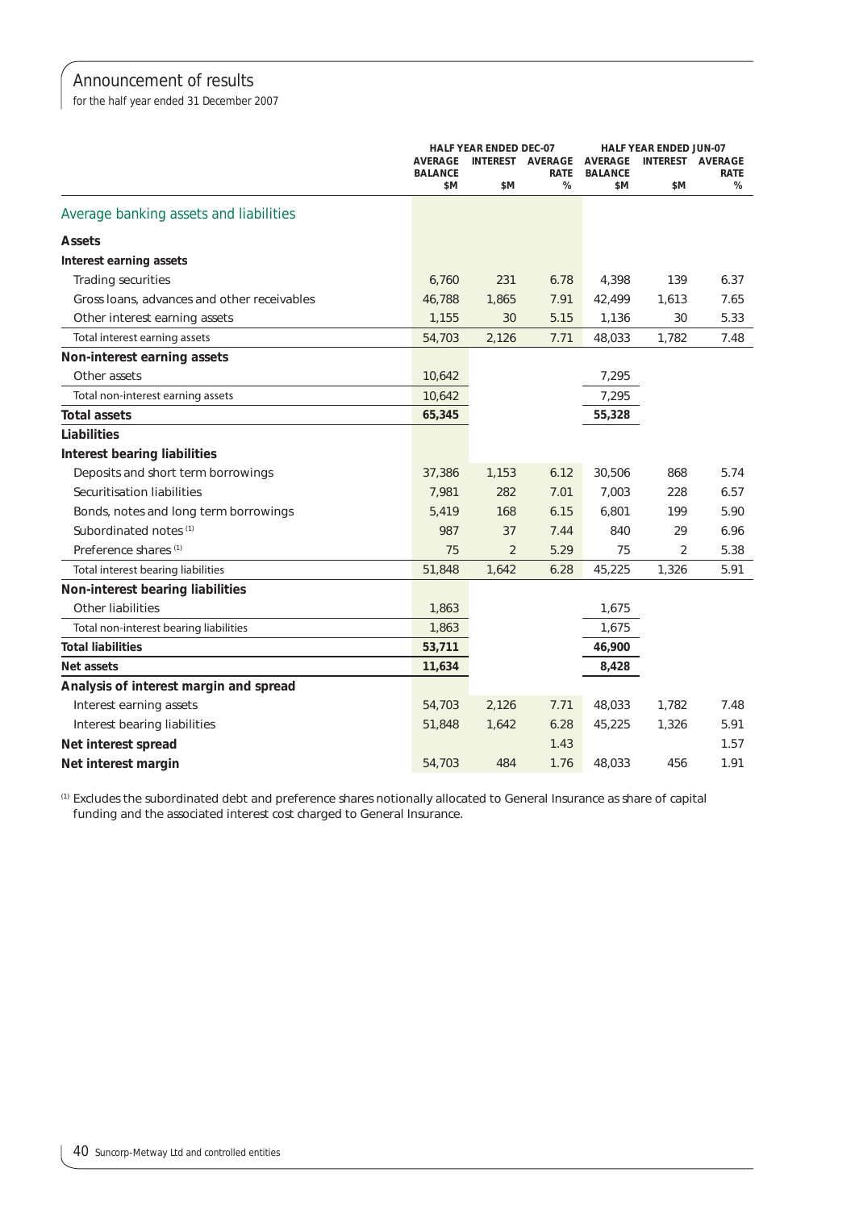## Announcement of results

for the half year ended 31 December 2007

| | HALF YEAR ENDED DEC-07 | | | HALF YEAR ENDED JUN-07 | | |
|---|---|---|---|---|---|---|
| | AVERAGE BALANCE $M | INTEREST $M | AVERAGE RATE % | AVERAGE BALANCE $M | INTEREST $M | AVERAGE RATE % |
| **Average banking assets and liabilities** | | | | | | |
| **Assets** | | | | | | |
| **Interest earning assets** | | | | | | |
| Trading securities | 6,760 | 231 | 6.78 | 4,398 | 139 | 6.37 |
| Gross loans, advances and other receivables | 46,788 | 1,865 | 7.91 | 42,499 | 1,613 | 7.65 |
| Other interest earning assets | 1,155 | 30 | 5.15 | 1,136 | 30 | 5.33 |
| Total interest earning assets | 54,703 | 2,126 | 7.71 | 48,033 | 1,782 | 7.48 |
| **Non-interest earning assets** | | | | | | |
| Other assets | 10,642 | | | 7,295 | | |
| Total non-interest earning assets | 10,642 | | | 7,295 | | |
| **Total assets** | **65,345** | | | **55,328** | | |
| **Liabilities** | | | | | | |
| **Interest bearing liabilities** | | | | | | |
| Deposits and short term borrowings | 37,386 | 1,153 | 6.12 | 30,506 | 868 | 5.74 |
| Securitisation liabilities | 7,981 | 282 | 7.01 | 7,003 | 228 | 6.57 |
| Bonds, notes and long term borrowings | 5,419 | 168 | 6.15 | 6,801 | 199 | 5.90 |
| Subordinated notes [1] | 987 | 37 | 7.44 | 840 | 29 | 6.96 |
| Preference shares [1] | 75 | 2 | 5.29 | 75 | 2 | 5.38 |
| Total interest bearing liabilities | 51,848 | 1,642 | 6.28 | 45,225 | 1,326 | 5.91 |
| **Non-interest bearing liabilities** | | | | | | |
| Other liabilities | 1,863 | | | 1,675 | | |
| Total non-interest bearing liabilities | 1,863 | | | 1,675 | | |
| **Total liabilities** | **53,711** | | | **46,900** | | |
| **Net assets** | **11,634** | | | **8,428** | | |
| **Analysis of interest margin and spread** | | | | | | |
| Interest earning assets | 54,703 | 2,126 | 7.71 | 48,033 | 1,782 | 7.48 |
| Interest bearing liabilities | 51,848 | 1,642 | 6.28 | 45,225 | 1,326 | 5.91 |
| **Net interest spread** | | | 1.43 | | | 1.57 |
| **Net interest margin** | 54,703 | 484 | 1.76 | 48,033 | 456 | 1.91 |

[1] Excludes the subordinated debt and preference shares notionally allocated to General Insurance as share of capital funding and the associated interest cost charged to General Insurance.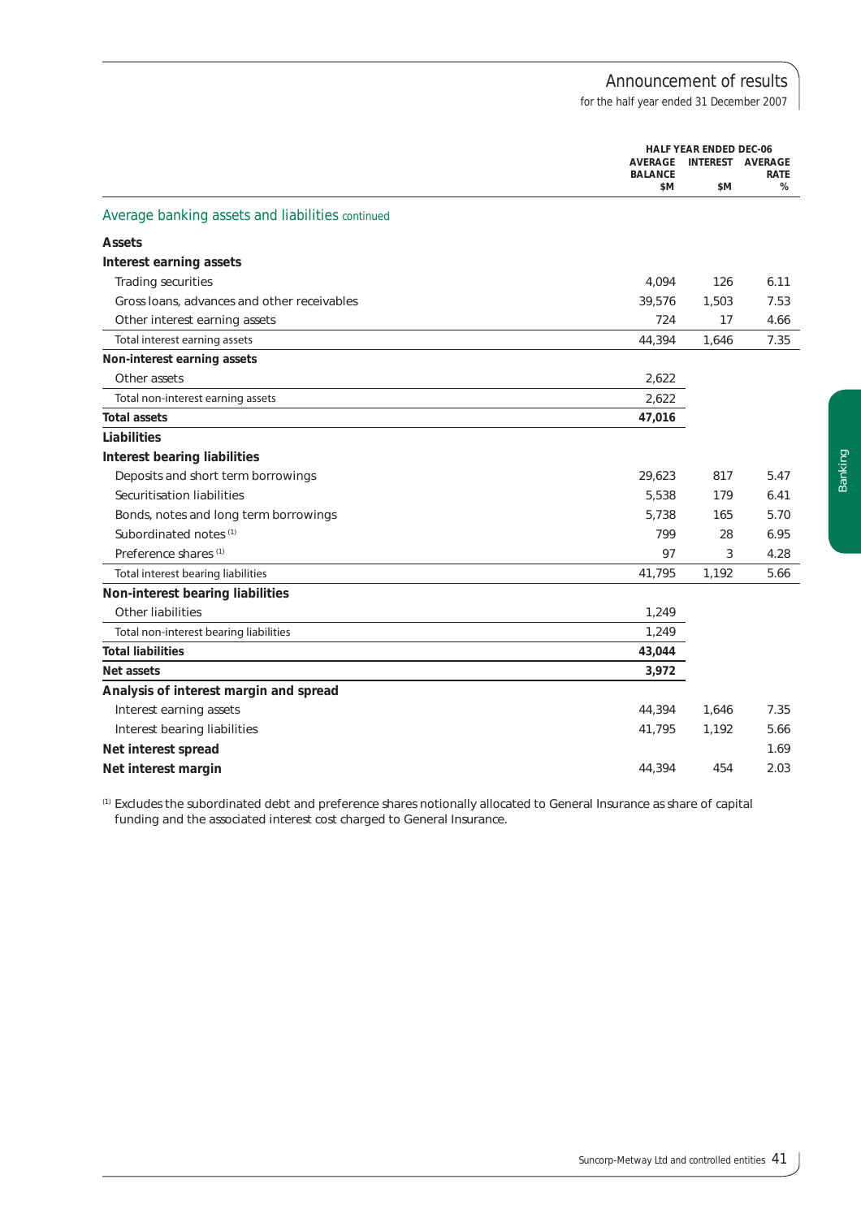## Average banking assets and liabilities continued

| | HALF YEAR ENDED DEC-06 | | |
|---|---|---|---|
| | AVERAGE BALANCE $M | INTEREST $M | AVERAGE RATE % |
| **Assets** | | | |
| **Interest earning assets** | | | |
| Trading securities | 4,094 | 126 | 6.11 |
| Gross loans, advances and other receivables | 39,576 | 1,503 | 7.53 |
| Other interest earning assets | 724 | 17 | 4.66 |
| Total interest earning assets | 44,394 | 1,646 | 7.35 |
| **Non-interest earning assets** | | | |
| Other assets | 2,622 | | |
| Total non-interest earning assets | 2,622 | | |
| **Total assets** | **47,016** | | |
| **Liabilities** | | | |
| **Interest bearing liabilities** | | | |
| Deposits and short term borrowings | 29,623 | 817 | 5.47 |
| Securitisation liabilities | 5,538 | 179 | 6.41 |
| Bonds, notes and long term borrowings | 5,738 | 165 | 5.70 |
| Subordinated notes [1] | 799 | 28 | 6.95 |
| Preference shares [1] | 97 | 3 | 4.28 |
| Total interest bearing liabilities | 41,795 | 1,192 | 5.66 |
| **Non-interest bearing liabilities** | | | |
| Other liabilities | 1,249 | | |
| Total non-interest bearing liabilities | 1,249 | | |
| **Total liabilities** | **43,044** | | |
| **Net assets** | **3,972** | | |
| **Analysis of interest margin and spread** | | | |
| Interest earning assets | 44,394 | 1,646 | 7.35 |
| Interest bearing liabilities | 41,795 | 1,192 | 5.66 |
| **Net interest spread** | | | 1.69 |
| **Net interest margin** | 44,394 | 454 | 2.03 |

[1] Excludes the subordinated debt and preference shares notionally allocated to General Insurance as share of capital funding and the associated interest cost charged to General Insurance.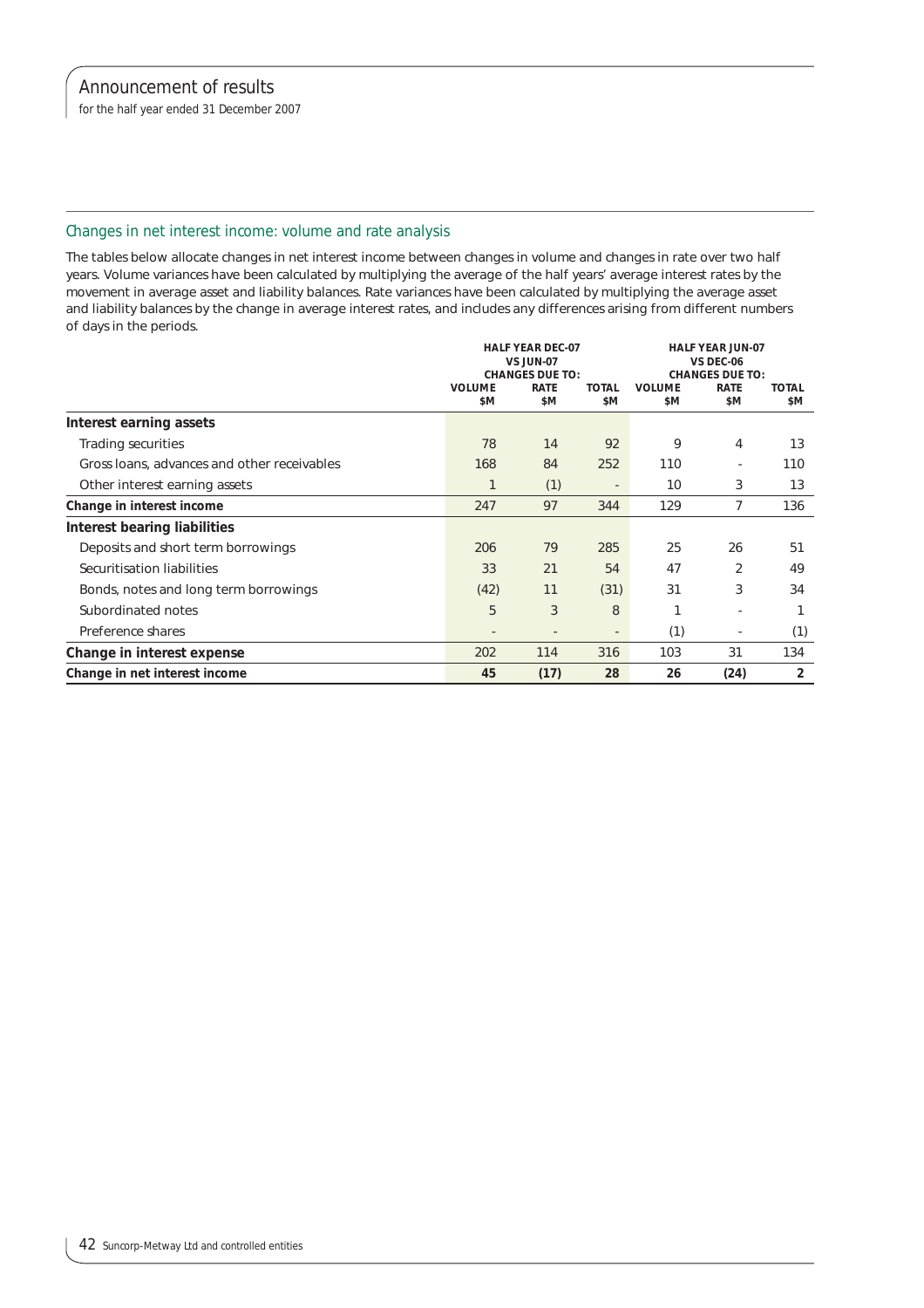## Changes in net interest income: volume and rate analysis

The tables below allocate changes in net interest income between changes in volume and changes in rate over two half years. Volume variances have been calculated by multiplying the average of the half years' average interest rates by the movement in average asset and liability balances. Rate variances have been calculated by multiplying the average asset and liability balances by the change in average interest rates, and includes any differences arising from different numbers of days in the periods.

| | HALF YEAR DEC-07 VS JUN-07 CHANGES DUE TO: | | | HALF YEAR JUN-07 VS DEC-06 CHANGES DUE TO: | | |
|---|---|---|---|---|---|---|
| | VOLUME $M | RATE $M | TOTAL $M | VOLUME $M | RATE $M | TOTAL $M |
| **Interest earning assets** | | | | | | |
| Trading securities | 78 | 14 | 92 | 9 | 4 | 13 |
| Gross loans, advances and other receivables | 168 | 84 | 252 | 110 | - | 110 |
| Other interest earning assets | 1 | (1) | - | 10 | 3 | 13 |
| **Change in interest income** | 247 | 97 | 344 | 129 | 7 | 136 |
| **Interest bearing liabilities** | | | | | | |
| Deposits and short term borrowings | 206 | 79 | 285 | 25 | 26 | 51 |
| Securitisation liabilities | 33 | 21 | 54 | 47 | 2 | 49 |
| Bonds, notes and long term borrowings | (42) | 11 | (31) | 31 | 3 | 34 |
| Subordinated notes | 5 | 3 | 8 | 1 | - | 1 |
| Preference shares | - | - | - | (1) | - | (1) |
| **Change in interest expense** | 202 | 114 | 316 | 103 | 31 | 134 |
| **Change in net interest income** | **45** | **(17)** | **28** | **26** | **(24)** | **2** |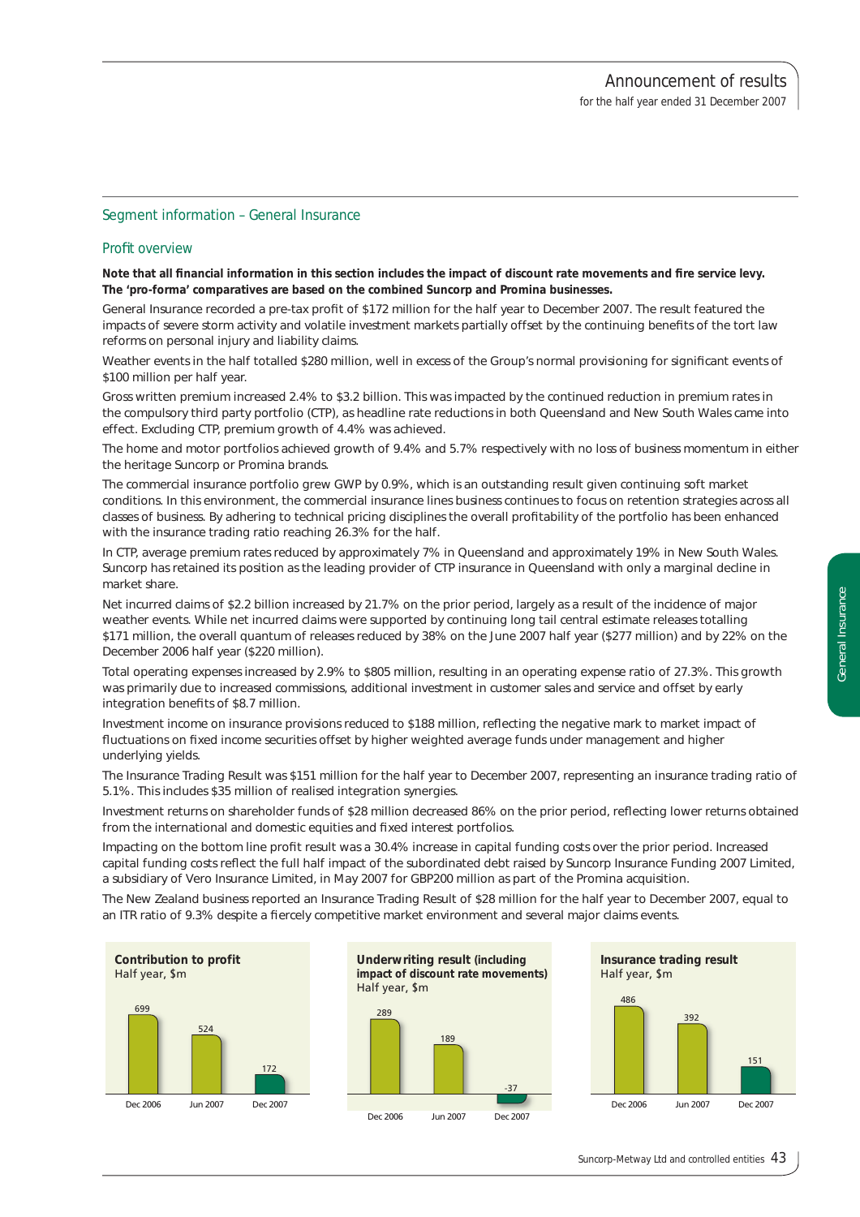## Segment information – General Insurance

### Profit overview

**Note that all financial information in this section includes the impact of discount rate movements and fire service levy. The 'pro-forma' comparatives are based on the combined Suncorp and Promina businesses.**

General Insurance recorded a pre-tax profit of $172 million for the half year to December 2007. The result featured the impacts of severe storm activity and volatile investment markets partially offset by the continuing benefits of the tort law reforms on personal injury and liability claims.

Weather events in the half totalled $280 million, well in excess of the Group's normal provisioning for significant events of $100 million per half year.

Gross written premium increased 2.4% to $3.2 billion. This was impacted by the continued reduction in premium rates in the compulsory third party portfolio (CTP), as headline rate reductions in both Queensland and New South Wales came into effect. Excluding CTP, premium growth of 4.4% was achieved.

The home and motor portfolios achieved growth of 9.4% and 5.7% respectively with no loss of business momentum in either the heritage Suncorp or Promina brands.

The commercial insurance portfolio grew GWP by 0.9%, which is an outstanding result given continuing soft market conditions. In this environment, the commercial insurance lines business continues to focus on retention strategies across all classes of business. By adhering to technical pricing disciplines the overall profitability of the portfolio has been enhanced with the insurance trading ratio reaching 26.3% for the half.

In CTP, average premium rates reduced by approximately 7% in Queensland and approximately 19% in New South Wales. Suncorp has retained its position as the leading provider of CTP insurance in Queensland with only a marginal decline in market share.

Net incurred claims of $2.2 billion increased by 21.7% on the prior period, largely as a result of the incidence of major weather events. While net incurred claims were supported by continuing long tail central estimate releases totalling $171 million, the overall quantum of releases reduced by 38% on the June 2007 half year ($277 million) and by 22% on the December 2006 half year ($220 million).

Total operating expenses increased by 2.9% to $805 million, resulting in an operating expense ratio of 27.3%. This growth was primarily due to increased commissions, additional investment in customer sales and service and offset by early integration benefits of $8.7 million.

Investment income on insurance provisions reduced to $188 million, reflecting the negative mark to market impact of fluctuations on fixed income securities offset by higher weighted average funds under management and higher underlying yields.

The Insurance Trading Result was $151 million for the half year to December 2007, representing an insurance trading ratio of 5.1%. This includes $35 million of realised integration synergies.

Investment returns on shareholder funds of $28 million decreased 86% on the prior period, reflecting lower returns obtained from the international and domestic equities and fixed interest portfolios.

Impacting on the bottom line profit result was a 30.4% increase in capital funding costs over the prior period. Increased capital funding costs reflect the full half impact of the subordinated debt raised by Suncorp Insurance Funding 2007 Limited, a subsidiary of Vero Insurance Limited, in May 2007 for GBP200 million as part of the Promina acquisition.

The New Zealand business reported an Insurance Trading Result of $28 million for the half year to December 2007, equal to an ITR ratio of 9.3% despite a fiercely competitive market environment and several major claims events.

**Contribution to profit**
Half year, $m

| Dec 2006 | Jun 2007 | Dec 2007 |
|---|---|---|
| 699 | 524 | 172 |

**Underwriting result (including impact of discount rate movements)**
Half year, $m

| Dec 2006 | Jun 2007 | Dec 2007 |
|---|---|---|
| 289 | 189 | -37 |

**Insurance trading result**
Half year, $m

| Dec 2006 | Jun 2007 | Dec 2007 |
|---|---|---|
| 486 | 392 | 151 |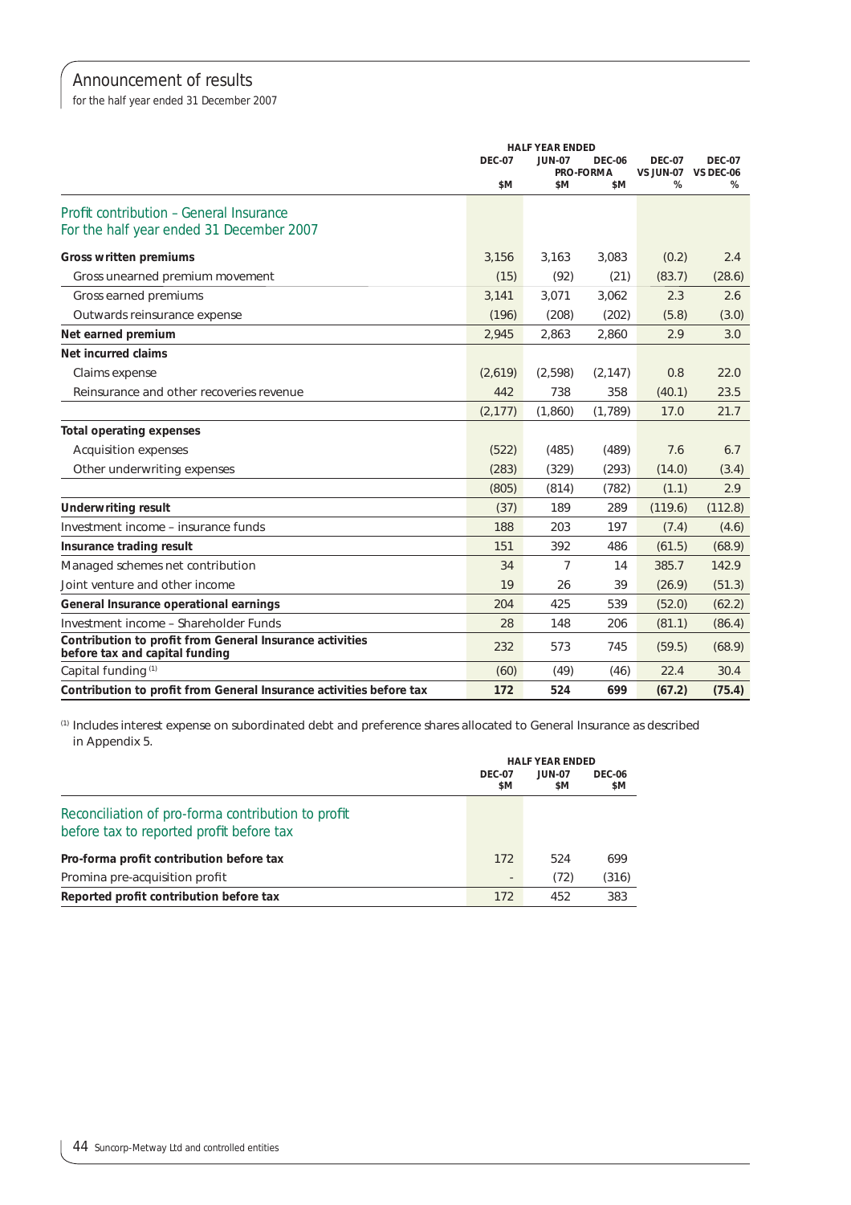# Announcement of results

for the half year ended 31 December 2007

| | HALF YEAR ENDED | | | | |
|---|---|---|---|---|---|
| | DEC-07 | JUN-07 | DEC-06 | DEC-07 VS JUN-07 | DEC-07 VS DEC-06 |
| | | PRO-FORMA | | | |
| | $M | $M | $M | % | % |
| **Profit contribution – General Insurance For the half year ended 31 December 2007** | | | | | |
| **Gross written premiums** | 3,156 | 3,163 | 3,083 | (0.2) | 2.4 |
| Gross unearned premium movement | (15) | (92) | (21) | (83.7) | (28.6) |
| Gross earned premiums | 3,141 | 3,071 | 3,062 | 2.3 | 2.6 |
| Outwards reinsurance expense | (196) | (208) | (202) | (5.8) | (3.0) |
| **Net earned premium** | 2,945 | 2,863 | 2,860 | 2.9 | 3.0 |
| **Net incurred claims** | | | | | |
| Claims expense | (2,619) | (2,598) | (2,147) | 0.8 | 22.0 |
| Reinsurance and other recoveries revenue | 442 | 738 | 358 | (40.1) | 23.5 |
| | (2,177) | (1,860) | (1,789) | 17.0 | 21.7 |
| **Total operating expenses** | | | | | |
| Acquisition expenses | (522) | (485) | (489) | 7.6 | 6.7 |
| Other underwriting expenses | (283) | (329) | (293) | (14.0) | (3.4) |
| | (805) | (814) | (782) | (1.1) | 2.9 |
| **Underwriting result** | (37) | 189 | 289 | (119.6) | (112.8) |
| Investment income – insurance funds | 188 | 203 | 197 | (7.4) | (4.6) |
| **Insurance trading result** | 151 | 392 | 486 | (61.5) | (68.9) |
| Managed schemes net contribution | 34 | 7 | 14 | 385.7 | 142.9 |
| Joint venture and other income | 19 | 26 | 39 | (26.9) | (51.3) |
| **General Insurance operational earnings** | 204 | 425 | 539 | (52.0) | (62.2) |
| Investment income – Shareholder Funds | 28 | 148 | 206 | (81.1) | (86.4) |
| **Contribution to profit from General Insurance activities before tax and capital funding** | 232 | 573 | 745 | (59.5) | (68.9) |
| Capital funding [1] | (60) | (49) | (46) | 22.4 | 30.4 |
| **Contribution to profit from General Insurance activities before tax** | **172** | **524** | **699** | **(67.2)** | **(75.4)** |

[1] Includes interest expense on subordinated debt and preference shares allocated to General Insurance as described in Appendix 5.

| | HALF YEAR ENDED | | |
|---|---|---|---|
| | DEC-07 $M | JUN-07 $M | DEC-06 $M |
| **Reconciliation of pro-forma contribution to profit before tax to reported profit before tax** | | | |
| **Pro-forma profit contribution before tax** | 172 | 524 | 699 |
| Promina pre-acquisition profit | - | (72) | (316) |
| **Reported profit contribution before tax** | 172 | 452 | 383 |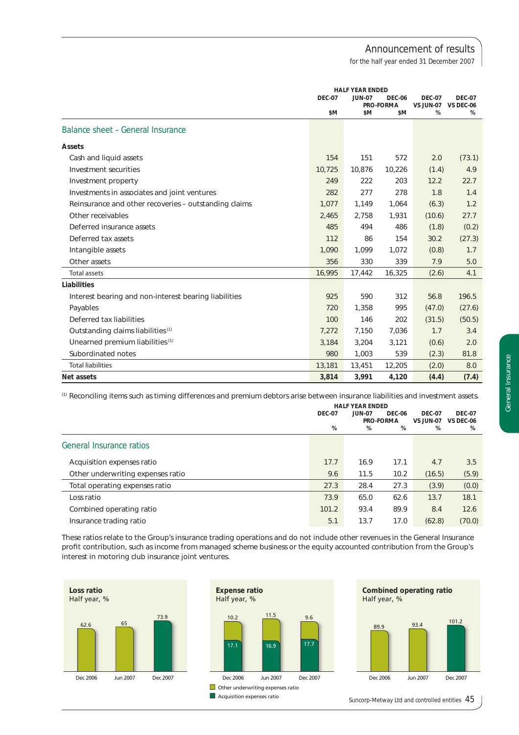## Balance sheet – General Insurance

| | HALF YEAR ENDED | | | | |
|---|---|---|---|---|---|
| | DEC-07 | JUN-07 | DEC-06 PRO-FORMA | DEC-07 VS JUN-07 | DEC-07 VS DEC-06 |
| | $M | $M | $M | % | % |
| **Assets** | | | | | |
| Cash and liquid assets | 154 | 151 | 572 | 2.0 | (73.1) |
| Investment securities | 10,725 | 10,876 | 10,226 | (1.4) | 4.9 |
| Investment property | 249 | 222 | 203 | 12.2 | 22.7 |
| Investments in associates and joint ventures | 282 | 277 | 278 | 1.8 | 1.4 |
| Reinsurance and other recoveries – outstanding claims | 1,077 | 1,149 | 1,064 | (6.3) | 1.2 |
| Other receivables | 2,465 | 2,758 | 1,931 | (10.6) | 27.7 |
| Deferred insurance assets | 485 | 494 | 486 | (1.8) | (0.2) |
| Deferred tax assets | 112 | 86 | 154 | 30.2 | (27.3) |
| Intangible assets | 1,090 | 1,099 | 1,072 | (0.8) | 1.7 |
| Other assets | 356 | 330 | 339 | 7.9 | 5.0 |
| Total assets | 16,995 | 17,442 | 16,325 | (2.6) | 4.1 |
| **Liabilities** | | | | | |
| Interest bearing and non-interest bearing liabilities | 925 | 590 | 312 | 56.8 | 196.5 |
| Payables | 720 | 1,358 | 995 | (47.0) | (27.6) |
| Deferred tax liabilities | 100 | 146 | 202 | (31.5) | (50.5) |
| Outstanding claims liabilities[1] | 7,272 | 7,150 | 7,036 | 1.7 | 3.4 |
| Unearned premium liabilities[1] | 3,184 | 3,204 | 3,121 | (0.6) | 2.0 |
| Subordinated notes | 980 | 1,003 | 539 | (2.3) | 81.8 |
| Total liabilities | 13,181 | 13,451 | 12,205 | (2.0) | 8.0 |
| **Net assets** | **3,814** | **3,991** | **4,120** | **(4.4)** | **(7.4)** |

[1] Reconciling items such as timing differences and premium debtors arise between insurance liabilities and investment assets.

## General Insurance ratios

| | HALF YEAR ENDED | | | | |
|---|---|---|---|---|---|
| | DEC-07 | JUN-07 | DEC-06 PRO-FORMA | DEC-07 VS JUN-07 | DEC-07 VS DEC-06 |
| | % | % | % | % | % |
| Acquisition expenses ratio | 17.7 | 16.9 | 17.1 | 4.7 | 3.5 |
| Other underwriting expenses ratio | 9.6 | 11.5 | 10.2 | (16.5) | (5.9) |
| Total operating expenses ratio | 27.3 | 28.4 | 27.3 | (3.9) | (0.0) |
| Loss ratio | 73.9 | 65.0 | 62.6 | 13.7 | 18.1 |
| Combined operating ratio | 101.2 | 93.4 | 89.9 | 8.4 | 12.6 |
| Insurance trading ratio | 5.1 | 13.7 | 17.0 | (62.8) | (70.0) |

These ratios relate to the Group's insurance trading operations and do not include other revenues in the General Insurance profit contribution, such as income from managed scheme business or the equity accounted contribution from the Group's interest in motoring club insurance joint ventures.

**Loss ratio**
Half year, %

| | Dec 2006 | Jun 2007 | Dec 2007 |
|---|---|---|---|
| Loss ratio | 62.6 | 65 | 73.9 |

**Expense ratio**
Half year, %

| | Dec 2006 | Jun 2007 | Dec 2007 |
|---|---|---|---|
| Other underwriting expenses ratio | 10.2 | 11.5 | 9.6 |
| Acquisition expenses ratio | 17.1 | 16.9 | 17.7 |

**Combined operating ratio**
Half year, %

| | Dec 2006 | Jun 2007 | Dec 2007 |
|---|---|---|---|
| Combined operating ratio | 89.9 | 93.4 | 101.2 |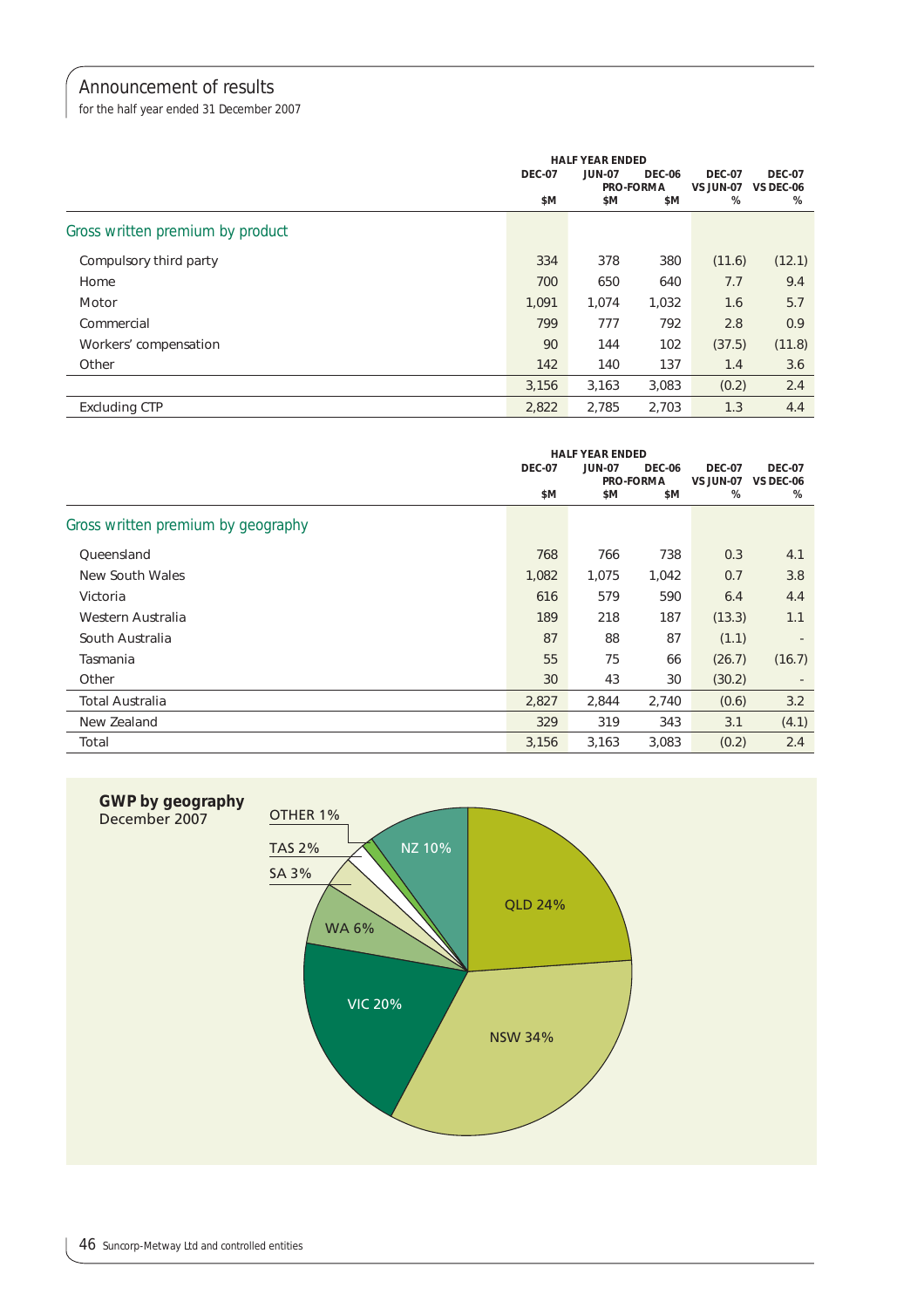## Announcement of results

for the half year ended 31 December 2007

| | HALF YEAR ENDED | | | | |
|---|---|---|---|---|---|
| | DEC-07 | JUN-07 PRO-FORMA | DEC-06 PRO-FORMA | DEC-07 VS JUN-07 | DEC-07 VS DEC-06 |
| | $M | $M | $M | % | % |
| **Gross written premium by product** | | | | | |
| Compulsory third party | 334 | 378 | 380 | (11.6) | (12.1) |
| Home | 700 | 650 | 640 | 7.7 | 9.4 |
| Motor | 1,091 | 1,074 | 1,032 | 1.6 | 5.7 |
| Commercial | 799 | 777 | 792 | 2.8 | 0.9 |
| Workers' compensation | 90 | 144 | 102 | (37.5) | (11.8) |
| Other | 142 | 140 | 137 | 1.4 | 3.6 |
| | 3,156 | 3,163 | 3,083 | (0.2) | 2.4 |
| Excluding CTP | 2,822 | 2,785 | 2,703 | 1.3 | 4.4 |

| | HALF YEAR ENDED | | | | |
|---|---|---|---|---|---|
| | DEC-07 | JUN-07 PRO-FORMA | DEC-06 PRO-FORMA | DEC-07 VS JUN-07 | DEC-07 VS DEC-06 |
| | $M | $M | $M | % | % |
| **Gross written premium by geography** | | | | | |
| Queensland | 768 | 766 | 738 | 0.3 | 4.1 |
| New South Wales | 1,082 | 1,075 | 1,042 | 0.7 | 3.8 |
| Victoria | 616 | 579 | 590 | 6.4 | 4.4 |
| Western Australia | 189 | 218 | 187 | (13.3) | 1.1 |
| South Australia | 87 | 88 | 87 | (1.1) | - |
| Tasmania | 55 | 75 | 66 | (26.7) | (16.7) |
| Other | 30 | 43 | 30 | (30.2) | - |
| Total Australia | 2,827 | 2,844 | 2,740 | (0.6) | 3.2 |
| New Zealand | 329 | 319 | 343 | 3.1 | (4.1) |
| Total | 3,156 | 3,163 | 3,083 | (0.2) | 2.4 |

**GWP by geography**
December 2007

QLD 24%, NSW 34%, VIC 20%, WA 6%, SA 3%, TAS 2%, OTHER 1%, NZ 10%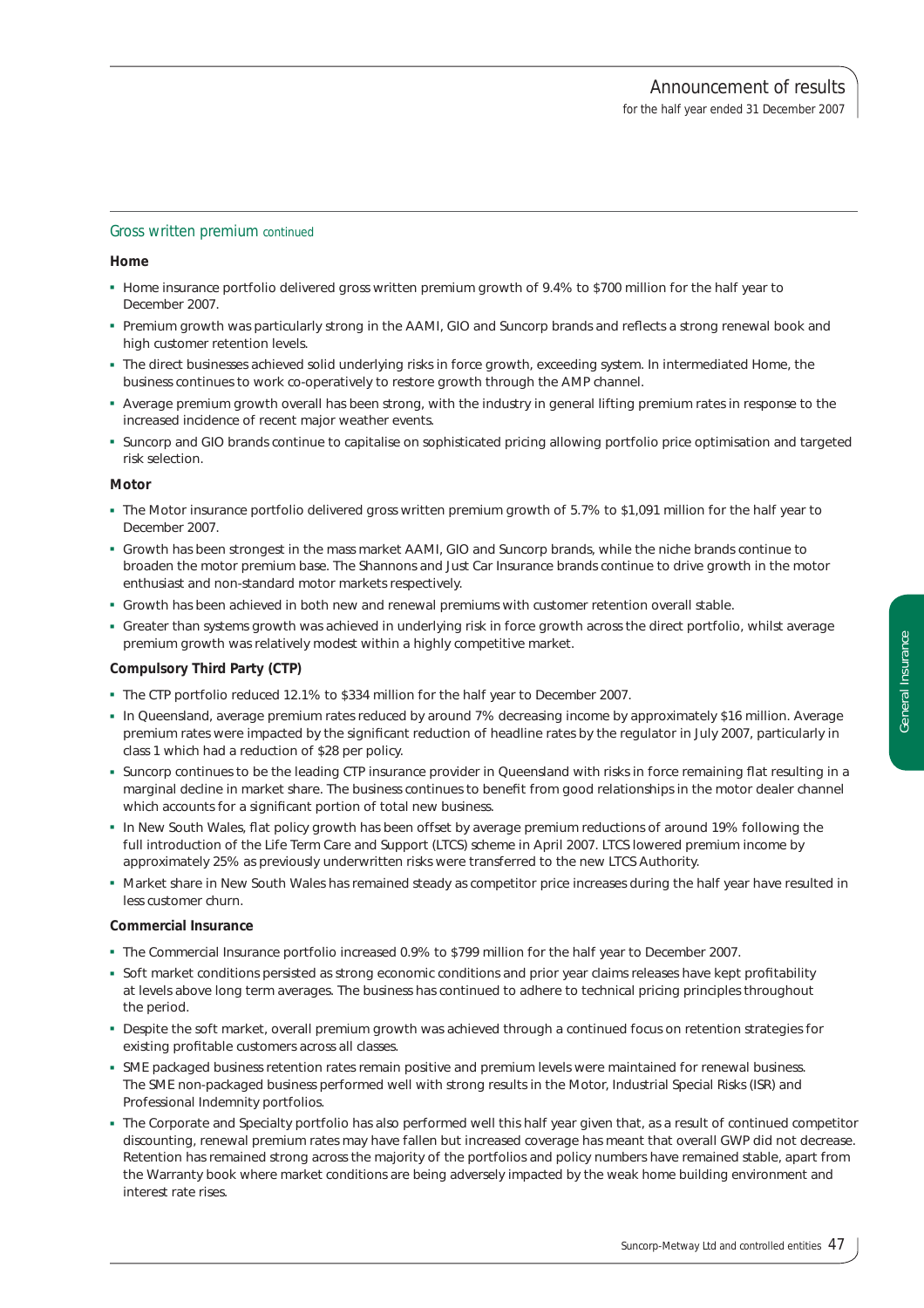## Gross written premium continued

### Home

- Home insurance portfolio delivered gross written premium growth of 9.4% to $700 million for the half year to December 2007.
- Premium growth was particularly strong in the AAMI, GIO and Suncorp brands and reflects a strong renewal book and high customer retention levels.
- The direct businesses achieved solid underlying risks in force growth, exceeding system. In intermediated Home, the business continues to work co-operatively to restore growth through the AMP channel.
- Average premium growth overall has been strong, with the industry in general lifting premium rates in response to the increased incidence of recent major weather events.
- Suncorp and GIO brands continue to capitalise on sophisticated pricing allowing portfolio price optimisation and targeted risk selection.

### Motor

- The Motor insurance portfolio delivered gross written premium growth of 5.7% to $1,091 million for the half year to December 2007.
- Growth has been strongest in the mass market AAMI, GIO and Suncorp brands, while the niche brands continue to broaden the motor premium base. The Shannons and Just Car Insurance brands continue to drive growth in the motor enthusiast and non-standard motor markets respectively.
- Growth has been achieved in both new and renewal premiums with customer retention overall stable.
- Greater than systems growth was achieved in underlying risk in force growth across the direct portfolio, whilst average premium growth was relatively modest within a highly competitive market.

### Compulsory Third Party (CTP)

- The CTP portfolio reduced 12.1% to $334 million for the half year to December 2007.
- In Queensland, average premium rates reduced by around 7% decreasing income by approximately $16 million. Average premium rates were impacted by the significant reduction of headline rates by the regulator in July 2007, particularly in class 1 which had a reduction of $28 per policy.
- Suncorp continues to be the leading CTP insurance provider in Queensland with risks in force remaining flat resulting in a marginal decline in market share. The business continues to benefit from good relationships in the motor dealer channel which accounts for a significant portion of total new business.
- In New South Wales, flat policy growth has been offset by average premium reductions of around 19% following the full introduction of the Life Term Care and Support (LTCS) scheme in April 2007. LTCS lowered premium income by approximately 25% as previously underwritten risks were transferred to the new LTCS Authority.
- Market share in New South Wales has remained steady as competitor price increases during the half year have resulted in less customer churn.

### Commercial Insurance

- The Commercial Insurance portfolio increased 0.9% to $799 million for the half year to December 2007.
- Soft market conditions persisted as strong economic conditions and prior year claims releases have kept profitability at levels above long term averages. The business has continued to adhere to technical pricing principles throughout the period.
- Despite the soft market, overall premium growth was achieved through a continued focus on retention strategies for existing profitable customers across all classes.
- SME packaged business retention rates remain positive and premium levels were maintained for renewal business. The SME non-packaged business performed well with strong results in the Motor, Industrial Special Risks (ISR) and Professional Indemnity portfolios.
- The Corporate and Specialty portfolio has also performed well this half year given that, as a result of continued competitor discounting, renewal premium rates may have fallen but increased coverage has meant that overall GWP did not decrease. Retention has remained strong across the majority of the portfolios and policy numbers have remained stable, apart from the Warranty book where market conditions are being adversely impacted by the weak home building environment and interest rate rises.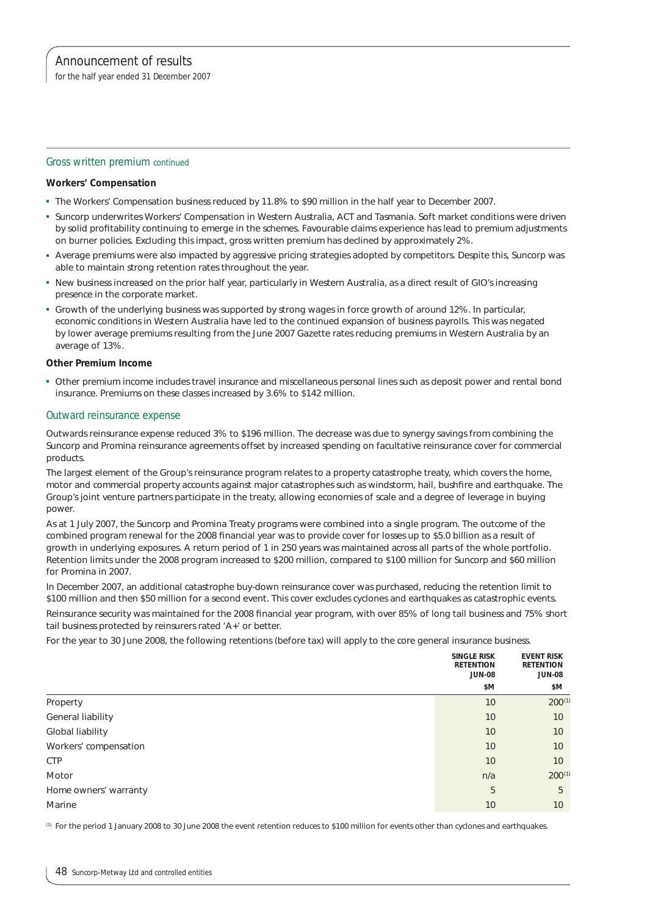## Gross written premium continued

**Workers' Compensation**

- The Workers' Compensation business reduced by 11.8% to $90 million in the half year to December 2007.
- Suncorp underwrites Workers' Compensation in Western Australia, ACT and Tasmania. Soft market conditions were driven by solid profitability continuing to emerge in the schemes. Favourable claims experience has lead to premium adjustments on burner policies. Excluding this impact, gross written premium has declined by approximately 2%.
- Average premiums were also impacted by aggressive pricing strategies adopted by competitors. Despite this, Suncorp was able to maintain strong retention rates throughout the year.
- New business increased on the prior half year, particularly in Western Australia, as a direct result of GIO's increasing presence in the corporate market.
- Growth of the underlying business was supported by strong wages in force growth of around 12%. In particular, economic conditions in Western Australia have led to the continued expansion of business payrolls. This was negated by lower average premiums resulting from the June 2007 Gazette rates reducing premiums in Western Australia by an average of 13%.

**Other Premium Income**

- Other premium income includes travel insurance and miscellaneous personal lines such as deposit power and rental bond insurance. Premiums on these classes increased by 3.6% to $142 million.

## Outward reinsurance expense

Outwards reinsurance expense reduced 3% to $196 million. The decrease was due to synergy savings from combining the Suncorp and Promina reinsurance agreements offset by increased spending on facultative reinsurance cover for commercial products.

The largest element of the Group's reinsurance program relates to a property catastrophe treaty, which covers the home, motor and commercial property accounts against major catastrophes such as windstorm, hail, bushfire and earthquake. The Group's joint venture partners participate in the treaty, allowing economies of scale and a degree of leverage in buying power.

As at 1 July 2007, the Suncorp and Promina Treaty programs were combined into a single program. The outcome of the combined program renewal for the 2008 financial year was to provide cover for losses up to $5.0 billion as a result of growth in underlying exposures. A return period of 1 in 250 years was maintained across all parts of the whole portfolio. Retention limits under the 2008 program increased to $200 million, compared to $100 million for Suncorp and $60 million for Promina in 2007.

In December 2007, an additional catastrophe buy-down reinsurance cover was purchased, reducing the retention limit to $100 million and then $50 million for a second event. This cover excludes cyclones and earthquakes as catastrophic events.

Reinsurance security was maintained for the 2008 financial year program, with over 85% of long tail business and 75% short tail business protected by reinsurers rated 'A+' or better.

For the year to 30 June 2008, the following retentions (before tax) will apply to the core general insurance business.

| | SINGLE RISK RETENTION JUN-08 $M | EVENT RISK RETENTION JUN-08 $M |
|---|---|---|
| Property | 10 | 200[1] |
| General liability | 10 | 10 |
| Global liability | 10 | 10 |
| Workers' compensation | 10 | 10 |
| CTP | 10 | 10 |
| Motor | n/a | 200[1] |
| Home owners' warranty | 5 | 5 |
| Marine | 10 | 10 |

[1] For the period 1 January 2008 to 30 June 2008 the event retention reduces to $100 million for events other than cyclones and earthquakes.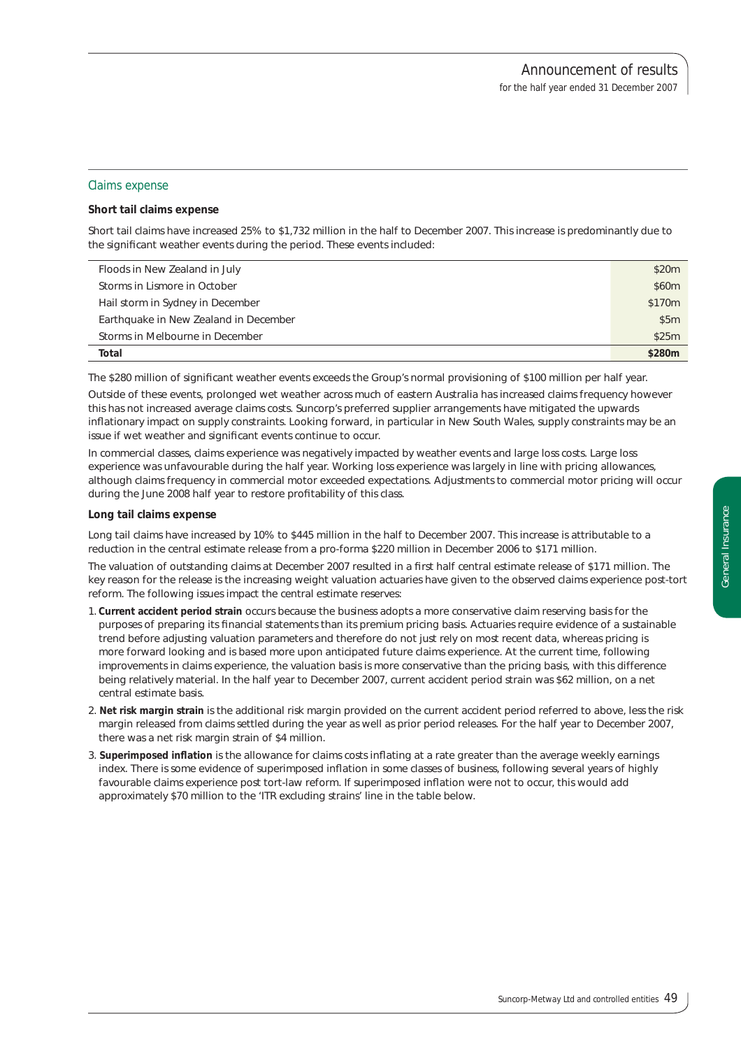## Claims expense

**Short tail claims expense**

Short tail claims have increased 25% to $1,732 million in the half to December 2007. This increase is predominantly due to the significant weather events during the period. These events included:

| | |
|---|---|
| Floods in New Zealand in July | $20m |
| Storms in Lismore in October | $60m |
| Hail storm in Sydney in December | $170m |
| Earthquake in New Zealand in December | $5m |
| Storms in Melbourne in December | $25m |
| **Total** | **$280m** |

The $280 million of significant weather events exceeds the Group's normal provisioning of $100 million per half year.

Outside of these events, prolonged wet weather across much of eastern Australia has increased claims frequency however this has not increased average claims costs. Suncorp's preferred supplier arrangements have mitigated the upwards inflationary impact on supply constraints. Looking forward, in particular in New South Wales, supply constraints may be an issue if wet weather and significant events continue to occur.

In commercial classes, claims experience was negatively impacted by weather events and large loss costs. Large loss experience was unfavourable during the half year. Working loss experience was largely in line with pricing allowances, although claims frequency in commercial motor exceeded expectations. Adjustments to commercial motor pricing will occur during the June 2008 half year to restore profitability of this class.

**Long tail claims expense**

Long tail claims have increased by 10% to $445 million in the half to December 2007. This increase is attributable to a reduction in the central estimate release from a pro-forma $220 million in December 2006 to $171 million.

The valuation of outstanding claims at December 2007 resulted in a first half central estimate release of $171 million. The key reason for the release is the increasing weight valuation actuaries have given to the observed claims experience post-tort reform. The following issues impact the central estimate reserves:

1. **Current accident period strain** occurs because the business adopts a more conservative claim reserving basis for the purposes of preparing its financial statements than its premium pricing basis. Actuaries require evidence of a sustainable trend before adjusting valuation parameters and therefore do not just rely on most recent data, whereas pricing is more forward looking and is based more upon anticipated future claims experience. At the current time, following improvements in claims experience, the valuation basis is more conservative than the pricing basis, with this difference being relatively material. In the half year to December 2007, current accident period strain was $62 million, on a net central estimate basis.
2. **Net risk margin strain** is the additional risk margin provided on the current accident period referred to above, less the risk margin released from claims settled during the year as well as prior period releases. For the half year to December 2007, there was a net risk margin strain of $4 million.
3. **Superimposed inflation** is the allowance for claims costs inflating at a rate greater than the average weekly earnings index. There is some evidence of superimposed inflation in some classes of business, following several years of highly favourable claims experience post tort-law reform. If superimposed inflation were not to occur, this would add approximately $70 million to the 'ITR excluding strains' line in the table below.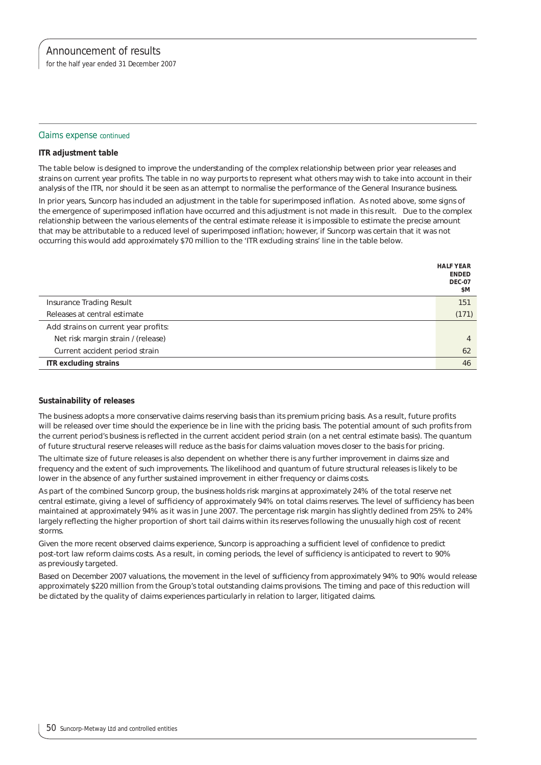## Claims expense continued

**ITR adjustment table**

The table below is designed to improve the understanding of the complex relationship between prior year releases and strains on current year profits. The table in no way purports to represent what others may wish to take into account in their analysis of the ITR, nor should it be seen as an attempt to normalise the performance of the General Insurance business.

In prior years, Suncorp has included an adjustment in the table for superimposed inflation. As noted above, some signs of the emergence of superimposed inflation have occurred and this adjustment is not made in this result. Due to the complex relationship between the various elements of the central estimate release it is impossible to estimate the precise amount that may be attributable to a reduced level of superimposed inflation; however, if Suncorp was certain that it was not occurring this would add approximately $70 million to the 'ITR excluding strains' line in the table below.

| | HALF YEAR ENDED DEC-07 $M |
|---|---|
| Insurance Trading Result | 151 |
| Releases at central estimate | (171) |
| Add strains on current year profits: | |
| Net risk margin strain / (release) | 4 |
| Current accident period strain | 62 |
| **ITR excluding strains** | 46 |

**Sustainability of releases**

The business adopts a more conservative claims reserving basis than its premium pricing basis. As a result, future profits will be released over time should the experience be in line with the pricing basis. The potential amount of such profits from the current period's business is reflected in the current accident period strain (on a net central estimate basis). The quantum of future structural reserve releases will reduce as the basis for claims valuation moves closer to the basis for pricing.

The ultimate size of future releases is also dependent on whether there is any further improvement in claims size and frequency and the extent of such improvements. The likelihood and quantum of future structural releases is likely to be lower in the absence of any further sustained improvement in either frequency or claims costs.

As part of the combined Suncorp group, the business holds risk margins at approximately 24% of the total reserve net central estimate, giving a level of sufficiency of approximately 94% on total claims reserves. The level of sufficiency has been maintained at approximately 94% as it was in June 2007. The percentage risk margin has slightly declined from 25% to 24% largely reflecting the higher proportion of short tail claims within its reserves following the unusually high cost of recent storms.

Given the more recent observed claims experience, Suncorp is approaching a sufficient level of confidence to predict post-tort law reform claims costs. As a result, in coming periods, the level of sufficiency is anticipated to revert to 90% as previously targeted.

Based on December 2007 valuations, the movement in the level of sufficiency from approximately 94% to 90% would release approximately $220 million from the Group's total outstanding claims provisions. The timing and pace of this reduction will be dictated by the quality of claims experiences particularly in relation to larger, litigated claims.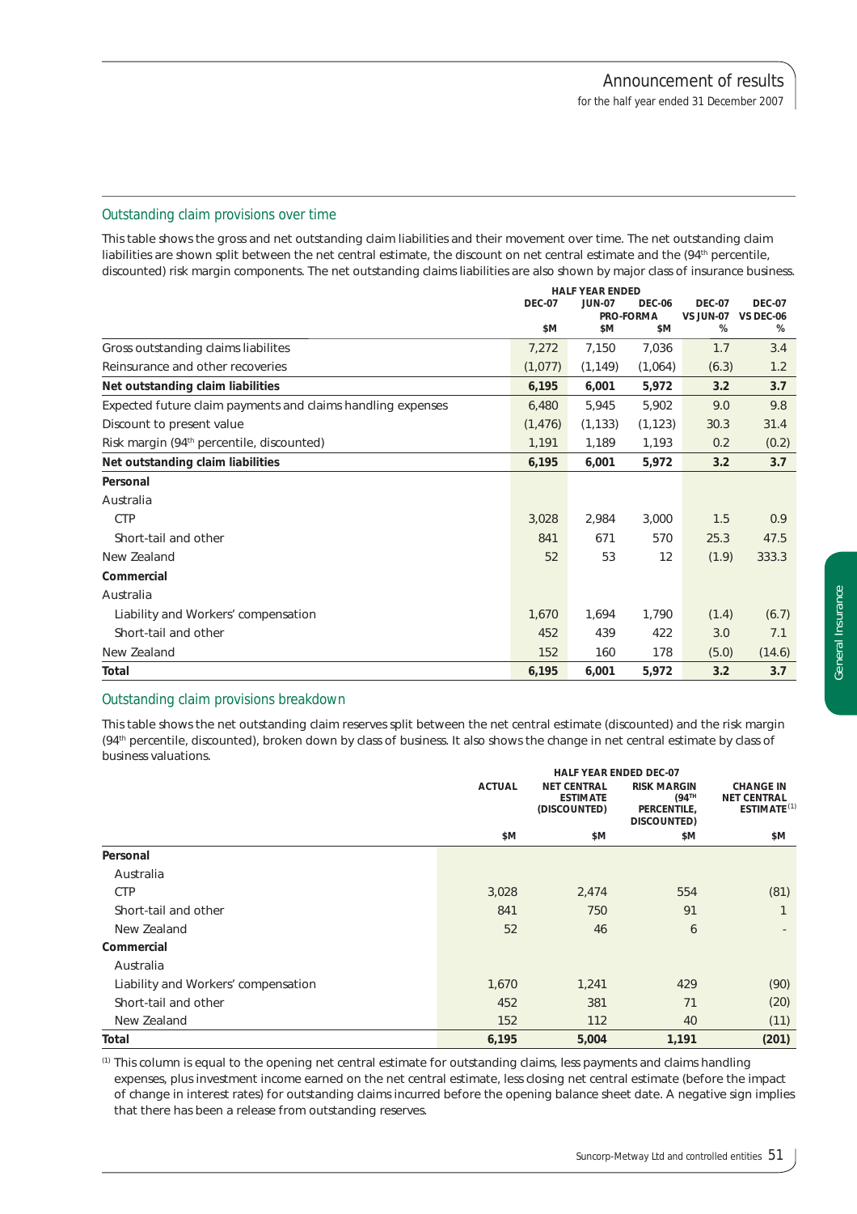## Outstanding claim provisions over time

This table shows the gross and net outstanding claim liabilities and their movement over time. The net outstanding claim liabilities are shown split between the net central estimate, the discount on net central estimate and the (94th percentile, discounted) risk margin components. The net outstanding claims liabilities are also shown by major class of insurance business.

| | HALF YEAR ENDED DEC-07 | JUN-07 | DEC-06 PRO-FORMA | DEC-07 VS JUN-07 | DEC-07 VS DEC-06 |
|---|---|---|---|---|---|
| | $M | $M | $M | % | % |
| Gross outstanding claims liabilites | 7,272 | 7,150 | 7,036 | 1.7 | 3.4 |
| Reinsurance and other recoveries | (1,077) | (1,149) | (1,064) | (6.3) | 1.2 |
| **Net outstanding claim liabilities** | **6,195** | **6,001** | **5,972** | **3.2** | **3.7** |
| Expected future claim payments and claims handling expenses | 6,480 | 5,945 | 5,902 | 9.0 | 9.8 |
| Discount to present value | (1,476) | (1,133) | (1,123) | 30.3 | 31.4 |
| Risk margin (94th percentile, discounted) | 1,191 | 1,189 | 1,193 | 0.2 | (0.2) |
| **Net outstanding claim liabilities** | **6,195** | **6,001** | **5,972** | **3.2** | **3.7** |
| **Personal** | | | | | |
| Australia | | | | | |
| CTP | 3,028 | 2,984 | 3,000 | 1.5 | 0.9 |
| Short-tail and other | 841 | 671 | 570 | 25.3 | 47.5 |
| New Zealand | 52 | 53 | 12 | (1.9) | 333.3 |
| **Commercial** | | | | | |
| Australia | | | | | |
| Liability and Workers' compensation | 1,670 | 1,694 | 1,790 | (1.4) | (6.7) |
| Short-tail and other | 452 | 439 | 422 | 3.0 | 7.1 |
| New Zealand | 152 | 160 | 178 | (5.0) | (14.6) |
| **Total** | **6,195** | **6,001** | **5,972** | **3.2** | **3.7** |

## Outstanding claim provisions breakdown

This table shows the net outstanding claim reserves split between the net central estimate (discounted) and the risk margin (94th percentile, discounted), broken down by class of business. It also shows the change in net central estimate by class of business valuations.

| | HALF YEAR ENDED DEC-07 ACTUAL | NET CENTRAL ESTIMATE (DISCOUNTED) | RISK MARGIN (94TH PERCENTILE, DISCOUNTED) | CHANGE IN NET CENTRAL ESTIMATE [1] |
|---|---|---|---|---|
| | $M | $M | $M | $M |
| **Personal** | | | | |
| Australia | | | | |
| CTP | 3,028 | 2,474 | 554 | (81) |
| Short-tail and other | 841 | 750 | 91 | 1 |
| New Zealand | 52 | 46 | 6 | - |
| **Commercial** | | | | |
| Australia | | | | |
| Liability and Workers' compensation | 1,670 | 1,241 | 429 | (90) |
| Short-tail and other | 452 | 381 | 71 | (20) |
| New Zealand | 152 | 112 | 40 | (11) |
| **Total** | **6,195** | **5,004** | **1,191** | **(201)** |

[1] This column is equal to the opening net central estimate for outstanding claims, less payments and claims handling expenses, plus investment income earned on the net central estimate, less closing net central estimate (before the impact of change in interest rates) for outstanding claims incurred before the opening balance sheet date. A negative sign implies that there has been a release from outstanding reserves.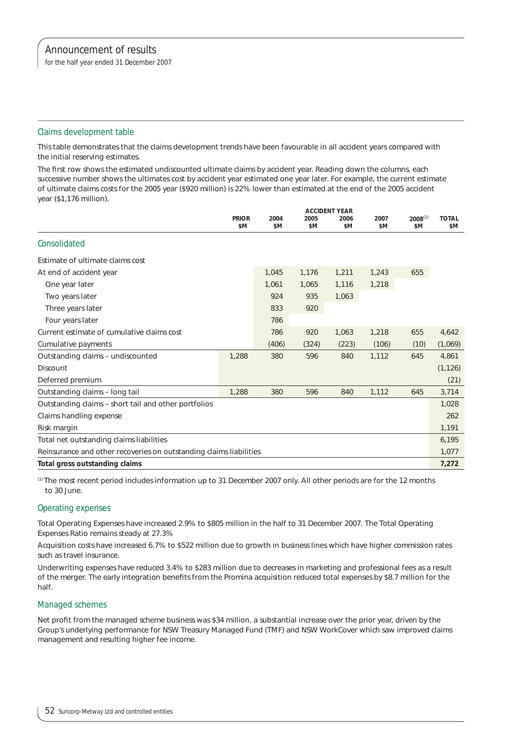## Claims development table

This table demonstrates that the claims development trends have been favourable in all accident years compared with the initial reserving estimates.

The first row shows the estimated undiscounted ultimate claims by accident year. Reading down the columns, each successive number shows the ultimates cost by accident year estimated one year later. For example, the current estimate of ultimate claims costs for the 2005 year ($920 million) is 22% lower than estimated at the end of the 2005 accident year ($1,176 million).

| | ACCIDENT YEAR | | | | | | |
|---|---|---|---|---|---|---|---|
| | PRIOR $M | 2004 $M | 2005 $M | 2006 $M | 2007 $M | 2008[1] $M | TOTAL $M |
| **Consolidated** | | | | | | | |
| Estimate of ultimate claims cost | | | | | | | |
| At end of accident year | | 1,045 | 1,176 | 1,211 | 1,243 | 655 | |
| One year later | | 1,061 | 1,065 | 1,116 | 1,218 | | |
| Two years later | | 924 | 935 | 1,063 | | | |
| Three years later | | 833 | 920 | | | | |
| Four years later | | 786 | | | | | |
| Current estimate of cumulative claims cost | | 786 | 920 | 1,063 | 1,218 | 655 | 4,642 |
| Cumulative payments | | (406) | (324) | (223) | (106) | (10) | (1,069) |
| Outstanding claims – undiscounted | 1,288 | 380 | 596 | 840 | 1,112 | 645 | 4,861 |
| Discount | | | | | | | (1,126) |
| Deferred premium | | | | | | | (21) |
| Outstanding claims – long tail | 1,288 | 380 | 596 | 840 | 1,112 | 645 | 3,714 |
| Outstanding claims – short tail and other portfolios | | | | | | | 1,028 |
| Claims handling expense | | | | | | | 262 |
| Risk margin | | | | | | | 1,191 |
| Total net outstanding claims liabilities | | | | | | | 6,195 |
| Reinsurance and other recoveries on outstanding claims liabilities | | | | | | | 1,077 |
| **Total gross outstanding claims** | | | | | | | **7,272** |

[1] The most recent period includes information up to 31 December 2007 only. All other periods are for the 12 months to 30 June.

## Operating expenses

Total Operating Expenses have increased 2.9% to $805 million in the half to 31 December 2007. The Total Operating Expenses Ratio remains steady at 27.3%

Acquisition costs have increased 6.7% to $522 million due to growth in business lines which have higher commission rates such as travel insurance.

Underwriting expenses have reduced 3.4% to $283 million due to decreases in marketing and professional fees as a result of the merger. The early integration benefits from the Promina acquisition reduced total expenses by $8.7 million for the half.

## Managed schemes

Net profit from the managed scheme business was $34 million, a substantial increase over the prior year, driven by the Group's underlying performance for NSW Treasury Managed Fund (TMF) and NSW WorkCover which saw improved claims management and resulting higher fee income.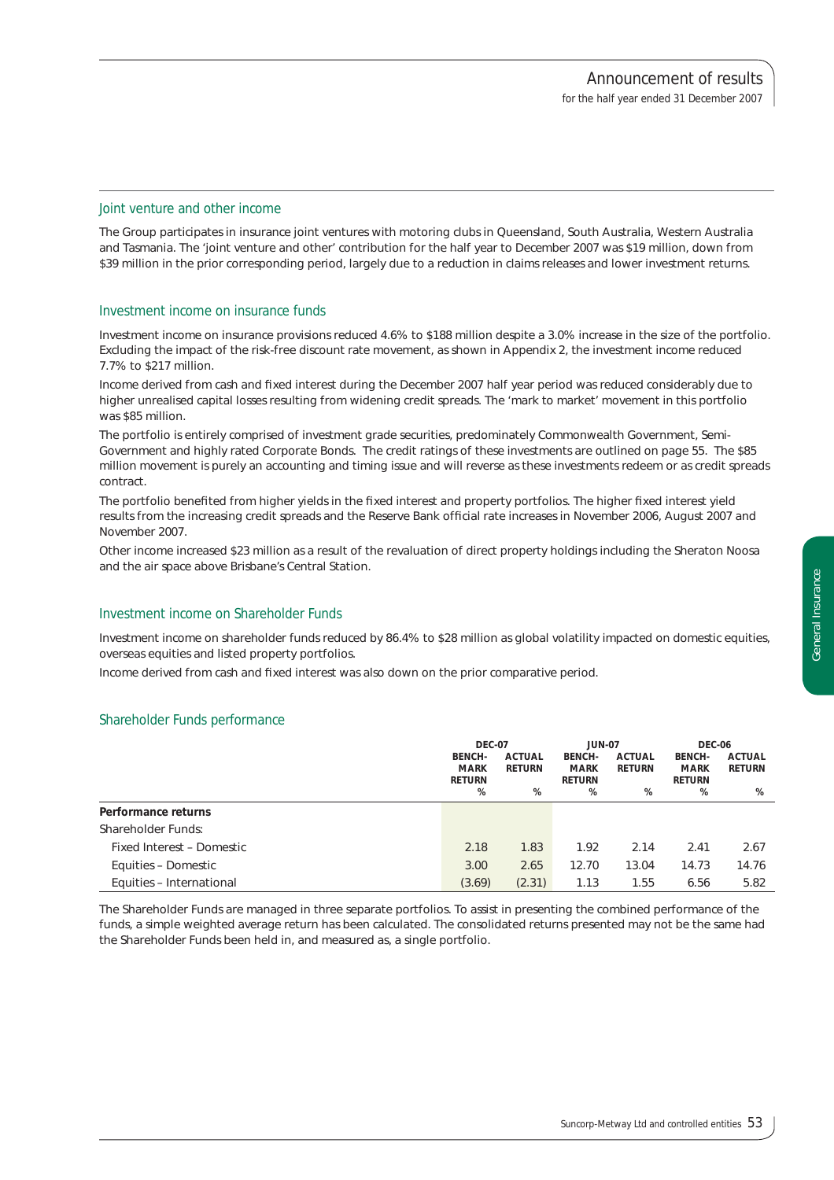## Joint venture and other income

The Group participates in insurance joint ventures with motoring clubs in Queensland, South Australia, Western Australia and Tasmania. The 'joint venture and other' contribution for the half year to December 2007 was $19 million, down from $39 million in the prior corresponding period, largely due to a reduction in claims releases and lower investment returns.

## Investment income on insurance funds

Investment income on insurance provisions reduced 4.6% to $188 million despite a 3.0% increase in the size of the portfolio. Excluding the impact of the risk-free discount rate movement, as shown in Appendix 2, the investment income reduced 7.7% to $217 million.

Income derived from cash and fixed interest during the December 2007 half year period was reduced considerably due to higher unrealised capital losses resulting from widening credit spreads. The 'mark to market' movement in this portfolio was $85 million.

The portfolio is entirely comprised of investment grade securities, predominately Commonwealth Government, Semi-Government and highly rated Corporate Bonds. The credit ratings of these investments are outlined on page 55. The $85 million movement is purely an accounting and timing issue and will reverse as these investments redeem or as credit spreads contract.

The portfolio benefited from higher yields in the fixed interest and property portfolios. The higher fixed interest yield results from the increasing credit spreads and the Reserve Bank official rate increases in November 2006, August 2007 and November 2007.

Other income increased $23 million as a result of the revaluation of direct property holdings including the Sheraton Noosa and the air space above Brisbane's Central Station.

## Investment income on Shareholder Funds

Investment income on shareholder funds reduced by 86.4% to $28 million as global volatility impacted on domestic equities, overseas equities and listed property portfolios.

Income derived from cash and fixed interest was also down on the prior comparative period.

## Shareholder Funds performance

| | DEC-07 | | JUN-07 | | DEC-06 | |
|---|---|---|---|---|---|---|
| | BENCH-MARK RETURN % | ACTUAL RETURN % | BENCH-MARK RETURN % | ACTUAL RETURN % | BENCH-MARK RETURN % | ACTUAL RETURN % |
| **Performance returns** | | | | | | |
| Shareholder Funds: | | | | | | |
| Fixed Interest – Domestic | 2.18 | 1.83 | 1.92 | 2.14 | 2.41 | 2.67 |
| Equities – Domestic | 3.00 | 2.65 | 12.70 | 13.04 | 14.73 | 14.76 |
| Equities – International | (3.69) | (2.31) | 1.13 | 1.55 | 6.56 | 5.82 |

The Shareholder Funds are managed in three separate portfolios. To assist in presenting the combined performance of the funds, a simple weighted average return has been calculated. The consolidated returns presented may not be the same had the Shareholder Funds been held in, and measured as, a single portfolio.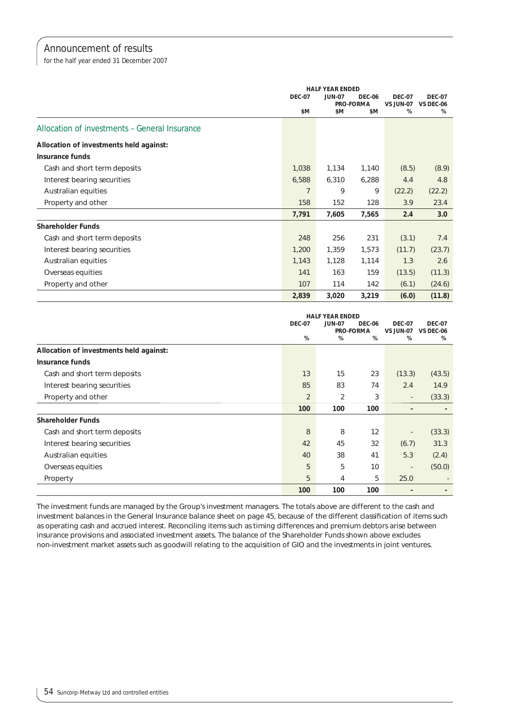## Allocation of investments – General Insurance

| | HALF YEAR ENDED | | | | |
|---|---|---|---|---|---|
| | DEC-07 | JUN-07 | DEC-06 PRO-FORMA | DEC-07 VS JUN-07 | DEC-07 VS DEC-06 |
| | $M | $M | $M | % | % |
| **Allocation of investments held against:** | | | | | |
| **Insurance funds** | | | | | |
| Cash and short term deposits | 1,038 | 1,134 | 1,140 | (8.5) | (8.9) |
| Interest bearing securities | 6,588 | 6,310 | 6,288 | 4.4 | 4.8 |
| Australian equities | 7 | 9 | 9 | (22.2) | (22.2) |
| Property and other | 158 | 152 | 128 | 3.9 | 23.4 |
| | **7,791** | **7,605** | **7,565** | **2.4** | **3.0** |
| **Shareholder Funds** | | | | | |
| Cash and short term deposits | 248 | 256 | 231 | (3.1) | 7.4 |
| Interest bearing securities | 1,200 | 1,359 | 1,573 | (11.7) | (23.7) |
| Australian equities | 1,143 | 1,128 | 1,114 | 1.3 | 2.6 |
| Overseas equities | 141 | 163 | 159 | (13.5) | (11.3) |
| Property and other | 107 | 114 | 142 | (6.1) | (24.6) |
| | **2,839** | **3,020** | **3,219** | **(6.0)** | **(11.8)** |

| | HALF YEAR ENDED | | | | |
|---|---|---|---|---|---|
| | DEC-07 | JUN-07 | DEC-06 PRO-FORMA | DEC-07 VS JUN-07 | DEC-07 VS DEC-06 |
| | % | % | % | % | % |
| **Allocation of investments held against:** | | | | | |
| **Insurance funds** | | | | | |
| Cash and short term deposits | 13 | 15 | 23 | (13.3) | (43.5) |
| Interest bearing securities | 85 | 83 | 74 | 2.4 | 14.9 |
| Property and other | 2 | 2 | 3 | - | (33.3) |
| | **100** | **100** | **100** | **-** | **-** |
| **Shareholder Funds** | | | | | |
| Cash and short term deposits | 8 | 8 | 12 | - | (33.3) |
| Interest bearing securities | 42 | 45 | 32 | (6.7) | 31.3 |
| Australian equities | 40 | 38 | 41 | 5.3 | (2.4) |
| Overseas equities | 5 | 5 | 10 | - | (50.0) |
| Property | 5 | 4 | 5 | 25.0 | - |
| | **100** | **100** | **100** | **-** | **-** |

The investment funds are managed by the Group's investment managers. The totals above are different to the cash and investment balances in the General Insurance balance sheet on page 45, because of the different classification of items such as operating cash and accrued interest. Reconciling items such as timing differences and premium debtors arise between insurance provisions and associated investment assets. The balance of the Shareholder Funds shown above excludes non-investment market assets such as goodwill relating to the acquisition of GIO and the investments in joint ventures.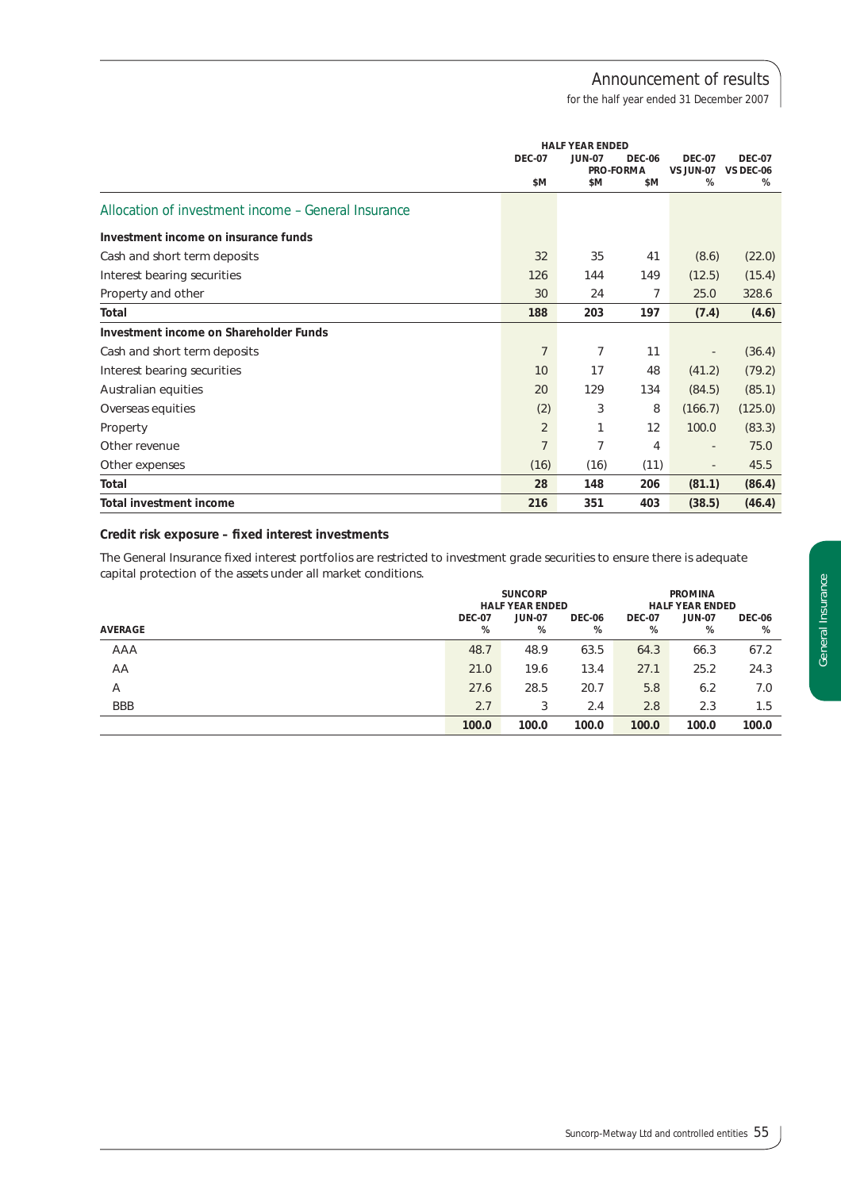| | HALF YEAR ENDED | | | | |
|---|---|---|---|---|---|
| | DEC-07 | JUN-07 | DEC-06 PRO-FORMA | DEC-07 VS JUN-07 | DEC-07 VS DEC-06 |
| | $M | $M | $M | % | % |
| **Allocation of investment income – General Insurance** | | | | | |
| **Investment income on insurance funds** | | | | | |
| Cash and short term deposits | 32 | 35 | 41 | (8.6) | (22.0) |
| Interest bearing securities | 126 | 144 | 149 | (12.5) | (15.4) |
| Property and other | 30 | 24 | 7 | 25.0 | 328.6 |
| **Total** | **188** | **203** | **197** | **(7.4)** | **(4.6)** |
| **Investment income on Shareholder Funds** | | | | | |
| Cash and short term deposits | 7 | 7 | 11 | - | (36.4) |
| Interest bearing securities | 10 | 17 | 48 | (41.2) | (79.2) |
| Australian equities | 20 | 129 | 134 | (84.5) | (85.1) |
| Overseas equities | (2) | 3 | 8 | (166.7) | (125.0) |
| Property | 2 | 1 | 12 | 100.0 | (83.3) |
| Other revenue | 7 | 7 | 4 | - | 75.0 |
| Other expenses | (16) | (16) | (11) | - | 45.5 |
| **Total** | **28** | **148** | **206** | **(81.1)** | **(86.4)** |
| **Total investment income** | **216** | **351** | **403** | **(38.5)** | **(46.4)** |

### Credit risk exposure – fixed interest investments

The General Insurance fixed interest portfolios are restricted to investment grade securities to ensure there is adequate capital protection of the assets under all market conditions.

| | SUNCORP HALF YEAR ENDED | | | PROMINA HALF YEAR ENDED | | |
|---|---|---|---|---|---|---|
| | DEC-07 | JUN-07 | DEC-06 | DEC-07 | JUN-07 | DEC-06 |
| **AVERAGE** | % | % | % | % | % | % |
| AAA | 48.7 | 48.9 | 63.5 | 64.3 | 66.3 | 67.2 |
| AA | 21.0 | 19.6 | 13.4 | 27.1 | 25.2 | 24.3 |
| A | 27.6 | 28.5 | 20.7 | 5.8 | 6.2 | 7.0 |
| BBB | 2.7 | 3 | 2.4 | 2.8 | 2.3 | 1.5 |
| | **100.0** | **100.0** | **100.0** | **100.0** | **100.0** | **100.0** |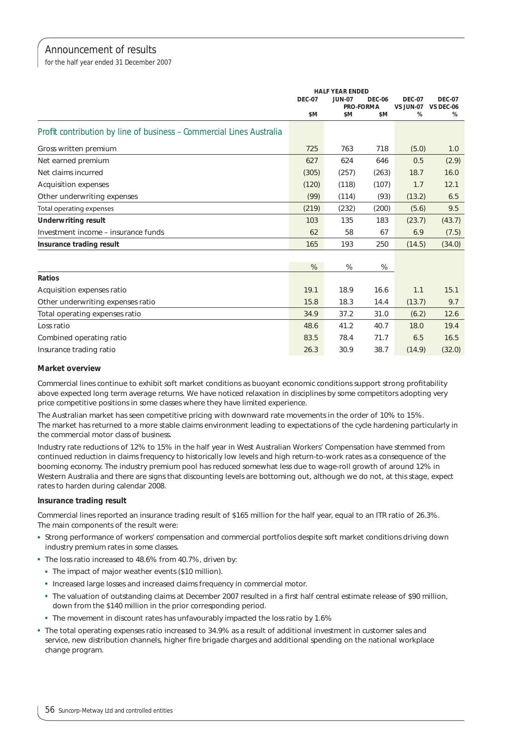## Announcement of results

for the half year ended 31 December 2007

| | HALF YEAR ENDED | | | | |
|---|---|---|---|---|---|
| | DEC-07 $M | JUN-07 PRO-FORMA $M | DEC-06 $M | DEC-07 VS JUN-07 % | DEC-07 VS DEC-06 % |
| **Profit contribution by line of business – Commercial Lines Australia** | | | | | |
| Gross written premium | 725 | 763 | 718 | (5.0) | 1.0 |
| Net earned premium | 627 | 624 | 646 | 0.5 | (2.9) |
| Net claims incurred | (305) | (257) | (263) | 18.7 | 16.0 |
| Acquisition expenses | (120) | (118) | (107) | 1.7 | 12.1 |
| Other underwriting expenses | (99) | (114) | (93) | (13.2) | 6.5 |
| Total operating expenses | (219) | (232) | (200) | (5.6) | 9.5 |
| **Underwriting result** | 103 | 135 | 183 | (23.7) | (43.7) |
| Investment income – insurance funds | 62 | 58 | 67 | 6.9 | (7.5) |
| **Insurance trading result** | 165 | 193 | 250 | (14.5) | (34.0) |
| | % | % | % | | |
| **Ratios** | | | | | |
| Acquisition expenses ratio | 19.1 | 18.9 | 16.6 | 1.1 | 15.1 |
| Other underwriting expenses ratio | 15.8 | 18.3 | 14.4 | (13.7) | 9.7 |
| Total operating expenses ratio | 34.9 | 37.2 | 31.0 | (6.2) | 12.6 |
| Loss ratio | 48.6 | 41.2 | 40.7 | 18.0 | 19.4 |
| Combined operating ratio | 83.5 | 78.4 | 71.7 | 6.5 | 16.5 |
| Insurance trading ratio | 26.3 | 30.9 | 38.7 | (14.9) | (32.0) |

**Market overview**

Commercial lines continue to exhibit soft market conditions as buoyant economic conditions support strong profitability above expected long term average returns. We have noticed relaxation in disciplines by some competitors adopting very price competitive positions in some classes where they have limited experience.

The Australian market has seen competitive pricing with downward rate movements in the order of 10% to 15%. The market has returned to a more stable claims environment leading to expectations of the cycle hardening particularly in the commercial motor class of business.

Industry rate reductions of 12% to 15% in the half year in West Australian Workers' Compensation have stemmed from continued reduction in claims frequency to historically low levels and high return-to-work rates as a consequence of the booming economy. The industry premium pool has reduced somewhat less due to wage-roll growth of around 12% in Western Australia and there are signs that discounting levels are bottoming out, although we do not, at this stage, expect rates to harden during calendar 2008.

**Insurance trading result**

Commercial lines reported an insurance trading result of $165 million for the half year, equal to an ITR ratio of 26.3%. The main components of the result were:

- Strong performance of workers' compensation and commercial portfolios despite soft market conditions driving down industry premium rates in some classes.
- The loss ratio increased to 48.6% from 40.7%, driven by:
  - The impact of major weather events ($10 million).
  - Increased large losses and increased claims frequency in commercial motor.
  - The valuation of outstanding claims at December 2007 resulted in a first half central estimate release of $90 million, down from the $140 million in the prior corresponding period.
  - The movement in discount rates has unfavourably impacted the loss ratio by 1.6%
- The total operating expenses ratio increased to 34.9% as a result of additional investment in customer sales and service, new distribution channels, higher fire brigade charges and additional spending on the national workplace change program.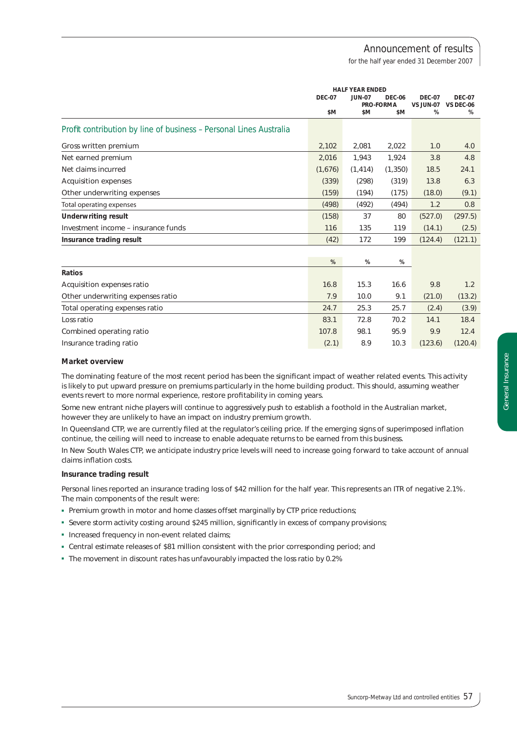## Profit contribution by line of business – Personal Lines Australia

| | HALF YEAR ENDED | | | | |
|---|---|---|---|---|---|
| | DEC-07 | JUN-07 PRO-FORMA | DEC-06 | DEC-07 VS JUN-07 | DEC-07 VS DEC-06 |
| | $M | $M | $M | % | % |
| Gross written premium | 2,102 | 2,081 | 2,022 | 1.0 | 4.0 |
| Net earned premium | 2,016 | 1,943 | 1,924 | 3.8 | 4.8 |
| Net claims incurred | (1,676) | (1,414) | (1,350) | 18.5 | 24.1 |
| Acquisition expenses | (339) | (298) | (319) | 13.8 | 6.3 |
| Other underwriting expenses | (159) | (194) | (175) | (18.0) | (9.1) |
| Total operating expenses | (498) | (492) | (494) | 1.2 | 0.8 |
| **Underwriting result** | (158) | 37 | 80 | (527.0) | (297.5) |
| Investment income – insurance funds | 116 | 135 | 119 | (14.1) | (2.5) |
| **Insurance trading result** | (42) | 172 | 199 | (124.4) | (121.1) |
| | % | % | % | | |
| **Ratios** | | | | | |
| Acquisition expenses ratio | 16.8 | 15.3 | 16.6 | 9.8 | 1.2 |
| Other underwriting expenses ratio | 7.9 | 10.0 | 9.1 | (21.0) | (13.2) |
| Total operating expenses ratio | 24.7 | 25.3 | 25.7 | (2.4) | (3.9) |
| Loss ratio | 83.1 | 72.8 | 70.2 | 14.1 | 18.4 |
| Combined operating ratio | 107.8 | 98.1 | 95.9 | 9.9 | 12.4 |
| Insurance trading ratio | (2.1) | 8.9 | 10.3 | (123.6) | (120.4) |

### Market overview

The dominating feature of the most recent period has been the significant impact of weather related events. This activity is likely to put upward pressure on premiums particularly in the home building product. This should, assuming weather events revert to more normal experience, restore profitability in coming years.

Some new entrant niche players will continue to aggressively push to establish a foothold in the Australian market, however they are unlikely to have an impact on industry premium growth.

In Queensland CTP, we are currently filed at the regulator's ceiling price. If the emerging signs of superimposed inflation continue, the ceiling will need to increase to enable adequate returns to be earned from this business.

In New South Wales CTP, we anticipate industry price levels will need to increase going forward to take account of annual claims inflation costs.

### Insurance trading result

Personal lines reported an insurance trading loss of $42 million for the half year. This represents an ITR of negative 2.1%. The main components of the result were:

- Premium growth in motor and home classes offset marginally by CTP price reductions;
- Severe storm activity costing around $245 million, significantly in excess of company provisions;
- Increased frequency in non-event related claims;
- Central estimate releases of $81 million consistent with the prior corresponding period; and
- The movement in discount rates has unfavourably impacted the loss ratio by 0.2%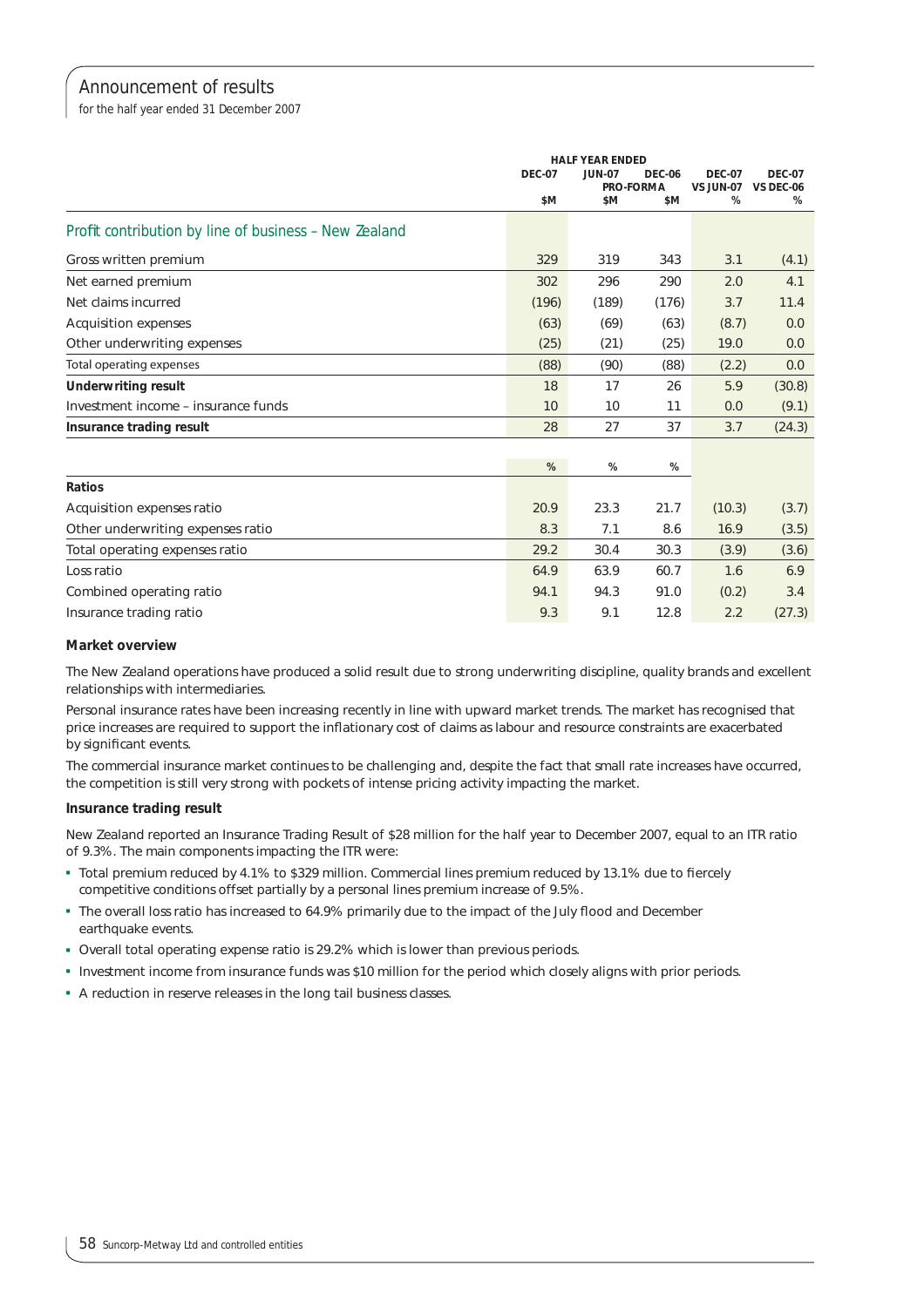## Announcement of results

for the half year ended 31 December 2007

| | HALF YEAR ENDED | | | | |
|---|---|---|---|---|---|
| | DEC-07 | JUN-07 | DEC-06 PRO-FORMA | DEC-07 VS JUN-07 | DEC-07 VS DEC-06 |
| | $M | $M | $M | % | % |
| **Profit contribution by line of business – New Zealand** | | | | | |
| Gross written premium | 329 | 319 | 343 | 3.1 | (4.1) |
| Net earned premium | 302 | 296 | 290 | 2.0 | 4.1 |
| Net claims incurred | (196) | (189) | (176) | 3.7 | 11.4 |
| Acquisition expenses | (63) | (69) | (63) | (8.7) | 0.0 |
| Other underwriting expenses | (25) | (21) | (25) | 19.0 | 0.0 |
| Total operating expenses | (88) | (90) | (88) | (2.2) | 0.0 |
| **Underwriting result** | 18 | 17 | 26 | 5.9 | (30.8) |
| Investment income – insurance funds | 10 | 10 | 11 | 0.0 | (9.1) |
| **Insurance trading result** | 28 | 27 | 37 | 3.7 | (24.3) |
| | % | % | % | | |
| **Ratios** | | | | | |
| Acquisition expenses ratio | 20.9 | 23.3 | 21.7 | (10.3) | (3.7) |
| Other underwriting expenses ratio | 8.3 | 7.1 | 8.6 | 16.9 | (3.5) |
| Total operating expenses ratio | 29.2 | 30.4 | 30.3 | (3.9) | (3.6) |
| Loss ratio | 64.9 | 63.9 | 60.7 | 1.6 | 6.9 |
| Combined operating ratio | 94.1 | 94.3 | 91.0 | (0.2) | 3.4 |
| Insurance trading ratio | 9.3 | 9.1 | 12.8 | 2.2 | (27.3) |

**Market overview**

The New Zealand operations have produced a solid result due to strong underwriting discipline, quality brands and excellent relationships with intermediaries.

Personal insurance rates have been increasing recently in line with upward market trends. The market has recognised that price increases are required to support the inflationary cost of claims as labour and resource constraints are exacerbated by significant events.

The commercial insurance market continues to be challenging and, despite the fact that small rate increases have occurred, the competition is still very strong with pockets of intense pricing activity impacting the market.

**Insurance trading result**

New Zealand reported an Insurance Trading Result of $28 million for the half year to December 2007, equal to an ITR ratio of 9.3%. The main components impacting the ITR were:

- Total premium reduced by 4.1% to $329 million. Commercial lines premium reduced by 13.1% due to fiercely competitive conditions offset partially by a personal lines premium increase of 9.5%.
- The overall loss ratio has increased to 64.9% primarily due to the impact of the July flood and December earthquake events.
- Overall total operating expense ratio is 29.2% which is lower than previous periods.
- Investment income from insurance funds was $10 million for the period which closely aligns with prior periods.
- A reduction in reserve releases in the long tail business classes.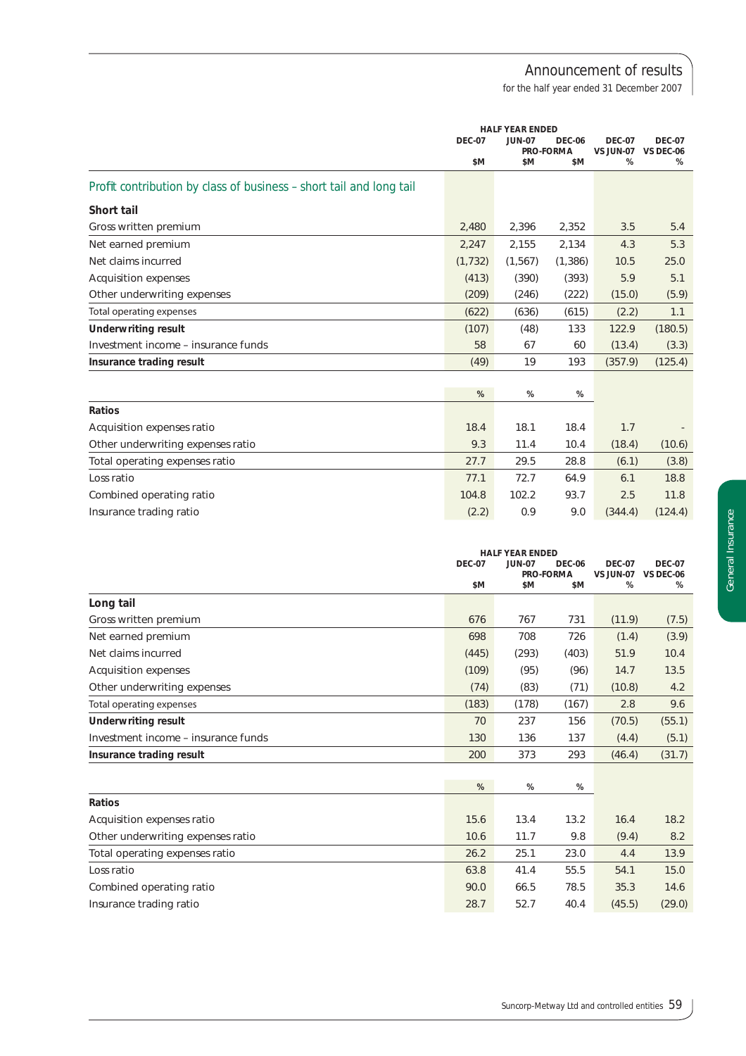## Profit contribution by class of business – short tail and long tail

| | HALF YEAR ENDED DEC-07 $M | JUN-07 PRO-FORMA $M | DEC-06 $M | DEC-07 VS JUN-07 % | DEC-07 VS DEC-06 % |
|---|---|---|---|---|---|
| **Short tail** | | | | | |
| Gross written premium | 2,480 | 2,396 | 2,352 | 3.5 | 5.4 |
| Net earned premium | 2,247 | 2,155 | 2,134 | 4.3 | 5.3 |
| Net claims incurred | (1,732) | (1,567) | (1,386) | 10.5 | 25.0 |
| Acquisition expenses | (413) | (390) | (393) | 5.9 | 5.1 |
| Other underwriting expenses | (209) | (246) | (222) | (15.0) | (5.9) |
| Total operating expenses | (622) | (636) | (615) | (2.2) | 1.1 |
| **Underwriting result** | (107) | (48) | 133 | 122.9 | (180.5) |
| Investment income – insurance funds | 58 | 67 | 60 | (13.4) | (3.3) |
| **Insurance trading result** | (49) | 19 | 193 | (357.9) | (125.4) |
| | % | % | % | | |
| **Ratios** | | | | | |
| Acquisition expenses ratio | 18.4 | 18.1 | 18.4 | 1.7 | - |
| Other underwriting expenses ratio | 9.3 | 11.4 | 10.4 | (18.4) | (10.6) |
| Total operating expenses ratio | 27.7 | 29.5 | 28.8 | (6.1) | (3.8) |
| Loss ratio | 77.1 | 72.7 | 64.9 | 6.1 | 18.8 |
| Combined operating ratio | 104.8 | 102.2 | 93.7 | 2.5 | 11.8 |
| Insurance trading ratio | (2.2) | 0.9 | 9.0 | (344.4) | (124.4) |

| | HALF YEAR ENDED DEC-07 $M | JUN-07 PRO-FORMA $M | DEC-06 $M | DEC-07 VS JUN-07 % | DEC-07 VS DEC-06 % |
|---|---|---|---|---|---|
| **Long tail** | | | | | |
| Gross written premium | 676 | 767 | 731 | (11.9) | (7.5) |
| Net earned premium | 698 | 708 | 726 | (1.4) | (3.9) |
| Net claims incurred | (445) | (293) | (403) | 51.9 | 10.4 |
| Acquisition expenses | (109) | (95) | (96) | 14.7 | 13.5 |
| Other underwriting expenses | (74) | (83) | (71) | (10.8) | 4.2 |
| Total operating expenses | (183) | (178) | (167) | 2.8 | 9.6 |
| **Underwriting result** | 70 | 237 | 156 | (70.5) | (55.1) |
| Investment income – insurance funds | 130 | 136 | 137 | (4.4) | (5.1) |
| **Insurance trading result** | 200 | 373 | 293 | (46.4) | (31.7) |
| | % | % | % | | |
| **Ratios** | | | | | |
| Acquisition expenses ratio | 15.6 | 13.4 | 13.2 | 16.4 | 18.2 |
| Other underwriting expenses ratio | 10.6 | 11.7 | 9.8 | (9.4) | 8.2 |
| Total operating expenses ratio | 26.2 | 25.1 | 23.0 | 4.4 | 13.9 |
| Loss ratio | 63.8 | 41.4 | 55.5 | 54.1 | 15.0 |
| Combined operating ratio | 90.0 | 66.5 | 78.5 | 35.3 | 14.6 |
| Insurance trading ratio | 28.7 | 52.7 | 40.4 | (45.5) | (29.0) |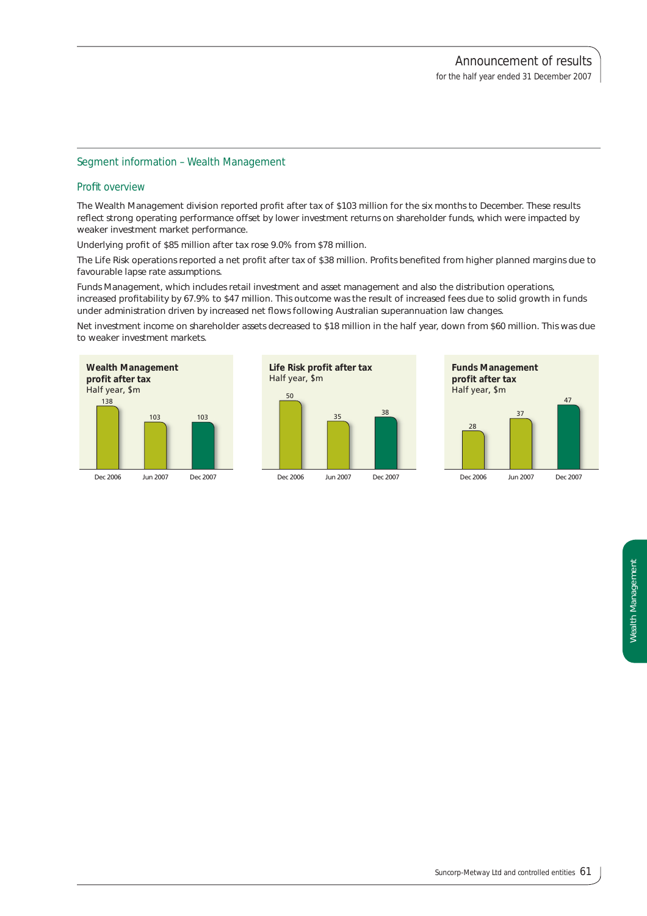## Segment information – Wealth Management

### Profit overview

The Wealth Management division reported profit after tax of $103 million for the six months to December. These results reflect strong operating performance offset by lower investment returns on shareholder funds, which were impacted by weaker investment market performance.

Underlying profit of $85 million after tax rose 9.0% from $78 million.

The Life Risk operations reported a net profit after tax of $38 million. Profits benefited from higher planned margins due to favourable lapse rate assumptions.

Funds Management, which includes retail investment and asset management and also the distribution operations, increased profitability by 67.9% to $47 million. This outcome was the result of increased fees due to solid growth in funds under administration driven by increased net flows following Australian superannuation law changes.

Net investment income on shareholder assets decreased to $18 million in the half year, down from $60 million. This was due to weaker investment markets.

**Wealth Management profit after tax**
Half year, $m

| Dec 2006 | Jun 2007 | Dec 2007 |
|---|---|---|
| 138 | 103 | 103 |

**Life Risk profit after tax**
Half year, $m

| Dec 2006 | Jun 2007 | Dec 2007 |
|---|---|---|
| 50 | 35 | 38 |

**Funds Management profit after tax**
Half year, $m

| Dec 2006 | Jun 2007 | Dec 2007 |
|---|---|---|
| 28 | 37 | 47 |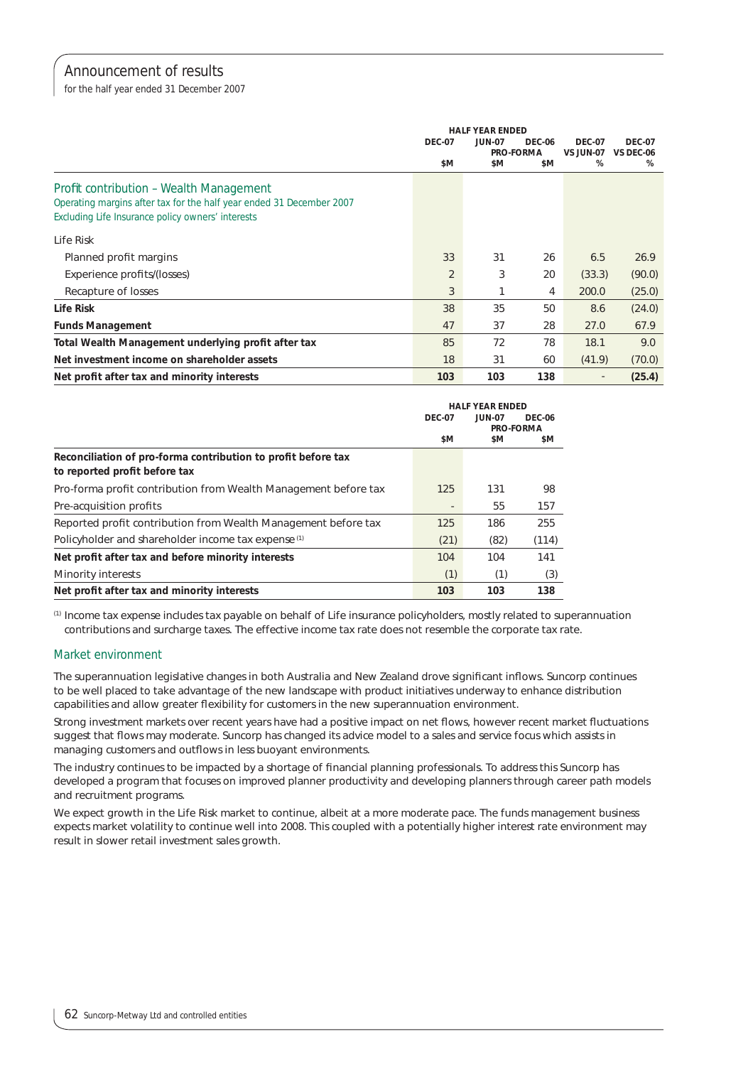# Announcement of results

for the half year ended 31 December 2007

| | HALF YEAR ENDED | | | | |
|---|---|---|---|---|---|
| | DEC-07 | JUN-07 PRO-FORMA | DEC-06 PRO-FORMA | DEC-07 VS JUN-07 | DEC-07 VS DEC-06 |
| | $M | $M | $M | % | % |
| **Profit contribution – Wealth Management** | | | | | |
| Operating margins after tax for the half year ended 31 December 2007 | | | | | |
| Excluding Life Insurance policy owners' interests | | | | | |
| Life Risk | | | | | |
| Planned profit margins | 33 | 31 | 26 | 6.5 | 26.9 |
| Experience profits/(losses) | 2 | 3 | 20 | (33.3) | (90.0) |
| Recapture of losses | 3 | 1 | 4 | 200.0 | (25.0) |
| **Life Risk** | 38 | 35 | 50 | 8.6 | (24.0) |
| **Funds Management** | 47 | 37 | 28 | 27.0 | 67.9 |
| **Total Wealth Management underlying profit after tax** | 85 | 72 | 78 | 18.1 | 9.0 |
| **Net investment income on shareholder assets** | 18 | 31 | 60 | (41.9) | (70.0) |
| **Net profit after tax and minority interests** | **103** | **103** | **138** | - | **(25.4)** |

| | HALF YEAR ENDED | | |
|---|---|---|---|
| | DEC-07 | JUN-07 PRO-FORMA | DEC-06 PRO-FORMA |
| | $M | $M | $M |
| **Reconciliation of pro-forma contribution to profit before tax to reported profit before tax** | | | |
| Pro-forma profit contribution from Wealth Management before tax | 125 | 131 | 98 |
| Pre-acquisition profits | - | 55 | 157 |
| Reported profit contribution from Wealth Management before tax | 125 | 186 | 255 |
| Policyholder and shareholder income tax expense [1] | (21) | (82) | (114) |
| **Net profit after tax and before minority interests** | 104 | 104 | 141 |
| Minority interests | (1) | (1) | (3) |
| **Net profit after tax and minority interests** | **103** | **103** | **138** |

[1] Income tax expense includes tax payable on behalf of Life insurance policyholders, mostly related to superannuation contributions and surcharge taxes. The effective income tax rate does not resemble the corporate tax rate.

## Market environment

The superannuation legislative changes in both Australia and New Zealand drove significant inflows. Suncorp continues to be well placed to take advantage of the new landscape with product initiatives underway to enhance distribution capabilities and allow greater flexibility for customers in the new superannuation environment.

Strong investment markets over recent years have had a positive impact on net flows, however recent market fluctuations suggest that flows may moderate. Suncorp has changed its advice model to a sales and service focus which assists in managing customers and outflows in less buoyant environments.

The industry continues to be impacted by a shortage of financial planning professionals. To address this Suncorp has developed a program that focuses on improved planner productivity and developing planners through career path models and recruitment programs.

We expect growth in the Life Risk market to continue, albeit at a more moderate pace. The funds management business expects market volatility to continue well into 2008. This coupled with a potentially higher interest rate environment may result in slower retail investment sales growth.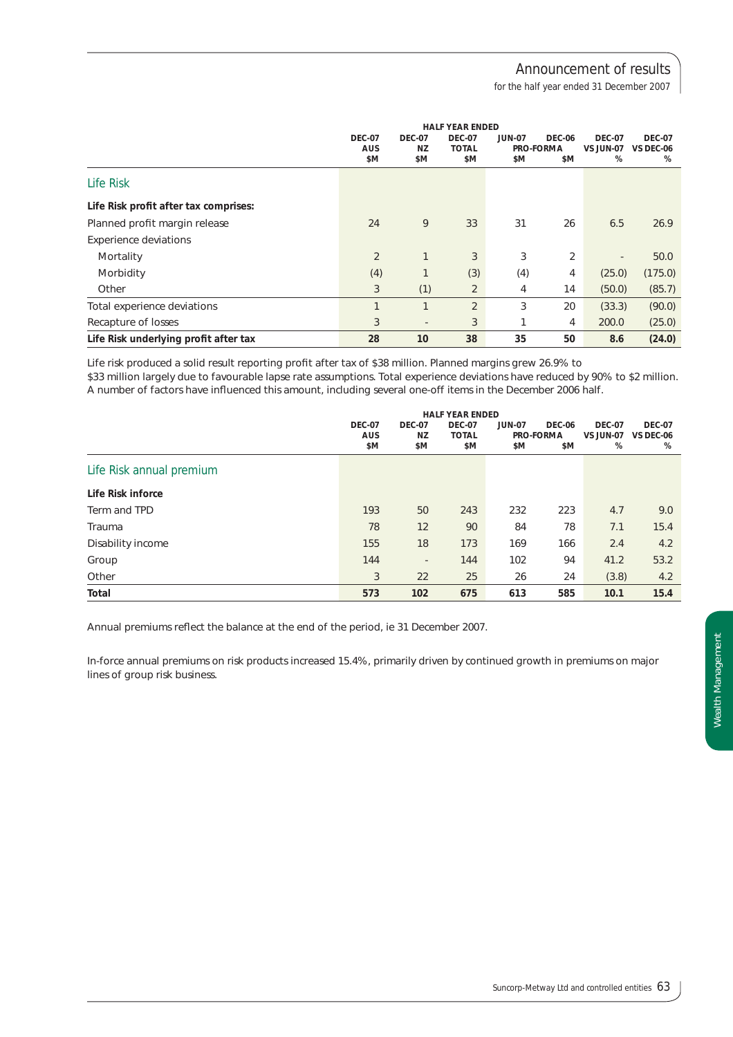| | HALF YEAR ENDED | | | | | | |
|---|---|---|---|---|---|---|---|
| | DEC-07 AUS $M | DEC-07 NZ $M | DEC-07 TOTAL $M | JUN-07 PRO-FORMA $M | DEC-06 PRO-FORMA $M | DEC-07 VS JUN-07 % | DEC-07 VS DEC-06 % |
| **Life Risk** | | | | | | | |
| **Life Risk profit after tax comprises:** | | | | | | | |
| Planned profit margin release | 24 | 9 | 33 | 31 | 26 | 6.5 | 26.9 |
| Experience deviations | | | | | | | |
| Mortality | 2 | 1 | 3 | 3 | 2 | - | 50.0 |
| Morbidity | (4) | 1 | (3) | (4) | 4 | (25.0) | (175.0) |
| Other | 3 | (1) | 2 | 4 | 14 | (50.0) | (85.7) |
| Total experience deviations | 1 | 1 | 2 | 3 | 20 | (33.3) | (90.0) |
| Recapture of losses | 3 | - | 3 | 1 | 4 | 200.0 | (25.0) |
| **Life Risk underlying profit after tax** | **28** | **10** | **38** | **35** | **50** | **8.6** | **(24.0)** |

Life risk produced a solid result reporting profit after tax of $38 million. Planned margins grew 26.9% to $33 million largely due to favourable lapse rate assumptions. Total experience deviations have reduced by 90% to $2 million. A number of factors have influenced this amount, including several one-off items in the December 2006 half.

| | HALF YEAR ENDED | | | | | | |
|---|---|---|---|---|---|---|---|
| | DEC-07 AUS $M | DEC-07 NZ $M | DEC-07 TOTAL $M | JUN-07 PRO-FORMA $M | DEC-06 PRO-FORMA $M | DEC-07 VS JUN-07 % | DEC-07 VS DEC-06 % |
| **Life Risk annual premium** | | | | | | | |
| **Life Risk inforce** | | | | | | | |
| Term and TPD | 193 | 50 | 243 | 232 | 223 | 4.7 | 9.0 |
| Trauma | 78 | 12 | 90 | 84 | 78 | 7.1 | 15.4 |
| Disability income | 155 | 18 | 173 | 169 | 166 | 2.4 | 4.2 |
| Group | 144 | - | 144 | 102 | 94 | 41.2 | 53.2 |
| Other | 3 | 22 | 25 | 26 | 24 | (3.8) | 4.2 |
| **Total** | **573** | **102** | **675** | **613** | **585** | **10.1** | **15.4** |

Annual premiums reflect the balance at the end of the period, ie 31 December 2007.

In-force annual premiums on risk products increased 15.4%, primarily driven by continued growth in premiums on major lines of group risk business.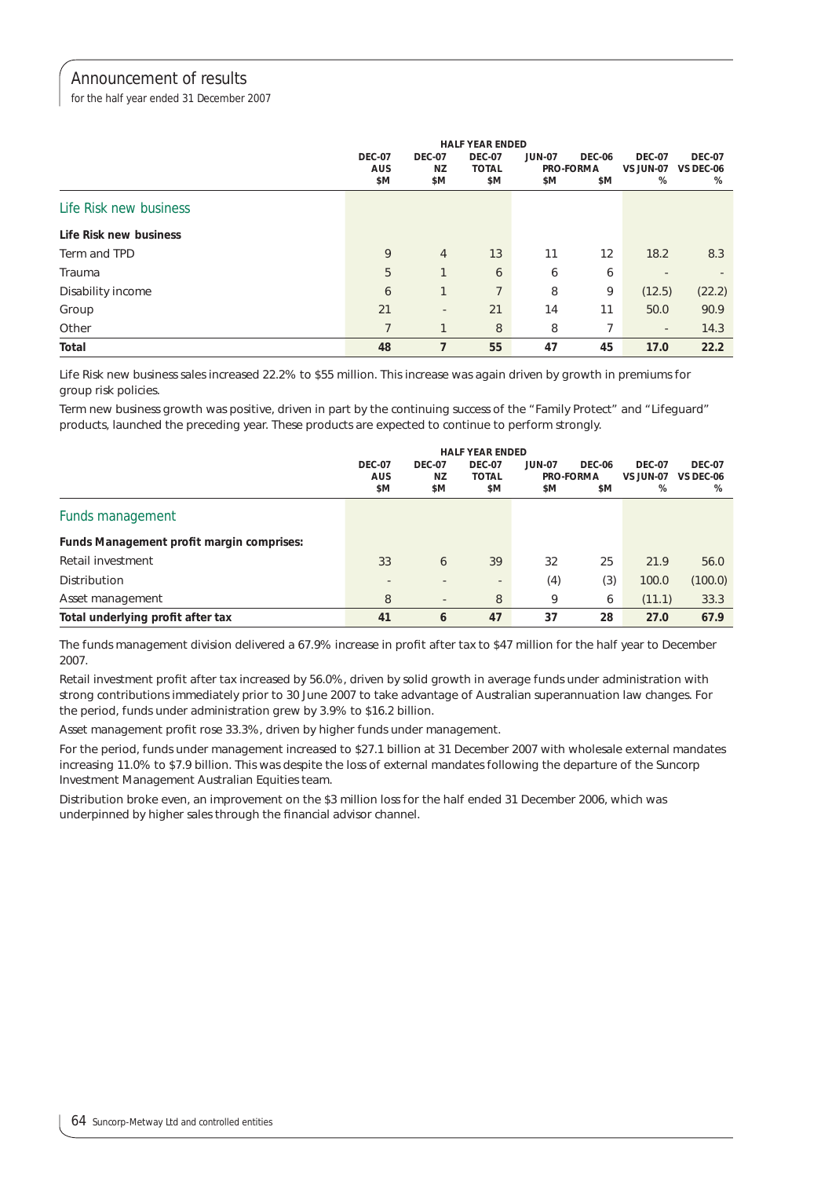# Announcement of results

for the half year ended 31 December 2007

| | HALF YEAR ENDED | | | | | | |
|---|---|---|---|---|---|---|---|
| | DEC-07 AUS $M | DEC-07 NZ $M | DEC-07 TOTAL $M | JUN-07 PRO-FORMA $M | DEC-06 PRO-FORMA $M | DEC-07 VS JUN-07 % | DEC-07 VS DEC-06 % |
| **Life Risk new business** | | | | | | | |
| **Life Risk new business** | | | | | | | |
| Term and TPD | 9 | 4 | 13 | 11 | 12 | 18.2 | 8.3 |
| Trauma | 5 | 1 | 6 | 6 | 6 | - | - |
| Disability income | 6 | 1 | 7 | 8 | 9 | (12.5) | (22.2) |
| Group | 21 | - | 21 | 14 | 11 | 50.0 | 90.9 |
| Other | 7 | 1 | 8 | 8 | 7 | - | 14.3 |
| **Total** | **48** | **7** | **55** | **47** | **45** | **17.0** | **22.2** |

Life Risk new business sales increased 22.2% to $55 million. This increase was again driven by growth in premiums for group risk policies.

Term new business growth was positive, driven in part by the continuing success of the "Family Protect" and "Lifeguard" products, launched the preceding year. These products are expected to continue to perform strongly.

| | HALF YEAR ENDED | | | | | | |
|---|---|---|---|---|---|---|---|
| | DEC-07 AUS $M | DEC-07 NZ $M | DEC-07 TOTAL $M | JUN-07 PRO-FORMA $M | DEC-06 PRO-FORMA $M | DEC-07 VS JUN-07 % | DEC-07 VS DEC-06 % |
| **Funds management** | | | | | | | |
| **Funds Management profit margin comprises:** | | | | | | | |
| Retail investment | 33 | 6 | 39 | 32 | 25 | 21.9 | 56.0 |
| Distribution | - | - | - | (4) | (3) | 100.0 | (100.0) |
| Asset management | 8 | - | 8 | 9 | 6 | (11.1) | 33.3 |
| **Total underlying profit after tax** | **41** | **6** | **47** | **37** | **28** | **27.0** | **67.9** |

The funds management division delivered a 67.9% increase in profit after tax to $47 million for the half year to December 2007.

Retail investment profit after tax increased by 56.0%, driven by solid growth in average funds under administration with strong contributions immediately prior to 30 June 2007 to take advantage of Australian superannuation law changes. For the period, funds under administration grew by 3.9% to $16.2 billion.

Asset management profit rose 33.3%, driven by higher funds under management.

For the period, funds under management increased to $27.1 billion at 31 December 2007 with wholesale external mandates increasing 11.0% to $7.9 billion. This was despite the loss of external mandates following the departure of the Suncorp Investment Management Australian Equities team.

Distribution broke even, an improvement on the $3 million loss for the half ended 31 December 2006, which was underpinned by higher sales through the financial advisor channel.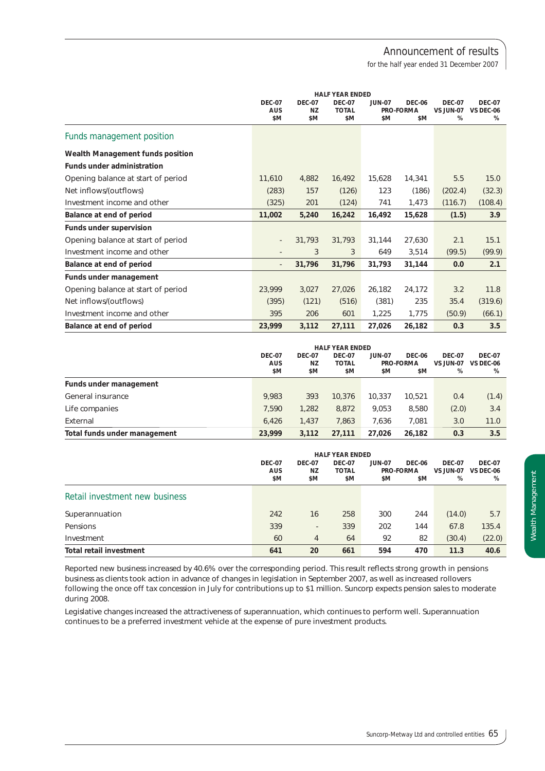| | HALF YEAR ENDED | | | | | | |
|---|---|---|---|---|---|---|---|
| | DEC-07 AUS $M | DEC-07 NZ $M | DEC-07 TOTAL $M | JUN-07 PRO-FORMA $M | DEC-06 PRO-FORMA $M | DEC-07 VS JUN-07 % | DEC-07 VS DEC-06 % |
| **Funds management position** | | | | | | | |
| **Wealth Management funds position** | | | | | | | |
| **Funds under administration** | | | | | | | |
| Opening balance at start of period | 11,610 | 4,882 | 16,492 | 15,628 | 14,341 | 5.5 | 15.0 |
| Net inflows/(outflows) | (283) | 157 | (126) | 123 | (186) | (202.4) | (32.3) |
| Investment income and other | (325) | 201 | (124) | 741 | 1,473 | (116.7) | (108.4) |
| **Balance at end of period** | **11,002** | **5,240** | **16,242** | **16,492** | **15,628** | **(1.5)** | **3.9** |
| **Funds under supervision** | | | | | | | |
| Opening balance at start of period | - | 31,793 | 31,793 | 31,144 | 27,630 | 2.1 | 15.1 |
| Investment income and other | - | 3 | 3 | 649 | 3,514 | (99.5) | (99.9) |
| **Balance at end of period** | - | **31,796** | **31,796** | **31,793** | **31,144** | **0.0** | **2.1** |
| **Funds under management** | | | | | | | |
| Opening balance at start of period | 23,999 | 3,027 | 27,026 | 26,182 | 24,172 | 3.2 | 11.8 |
| Net inflows/(outflows) | (395) | (121) | (516) | (381) | 235 | 35.4 | (319.6) |
| Investment income and other | 395 | 206 | 601 | 1,225 | 1,775 | (50.9) | (66.1) |
| **Balance at end of period** | **23,999** | **3,112** | **27,111** | **27,026** | **26,182** | **0.3** | **3.5** |

| | HALF YEAR ENDED | | | | | | |
|---|---|---|---|---|---|---|---|
| | DEC-07 AUS $M | DEC-07 NZ $M | DEC-07 TOTAL $M | JUN-07 PRO-FORMA $M | DEC-06 PRO-FORMA $M | DEC-07 VS JUN-07 % | DEC-07 VS DEC-06 % |
| **Funds under management** | | | | | | | |
| General insurance | 9,983 | 393 | 10,376 | 10,337 | 10,521 | 0.4 | (1.4) |
| Life companies | 7,590 | 1,282 | 8,872 | 9,053 | 8,580 | (2.0) | 3.4 |
| External | 6,426 | 1,437 | 7,863 | 7,636 | 7,081 | 3.0 | 11.0 |
| **Total funds under management** | **23,999** | **3,112** | **27,111** | **27,026** | **26,182** | **0.3** | **3.5** |

| | HALF YEAR ENDED | | | | | | |
|---|---|---|---|---|---|---|---|
| | DEC-07 AUS $M | DEC-07 NZ $M | DEC-07 TOTAL $M | JUN-07 PRO-FORMA $M | DEC-06 PRO-FORMA $M | DEC-07 VS JUN-07 % | DEC-07 VS DEC-06 % |
| **Retail investment new business** | | | | | | | |
| Superannuation | 242 | 16 | 258 | 300 | 244 | (14.0) | 5.7 |
| Pensions | 339 | - | 339 | 202 | 144 | 67.8 | 135.4 |
| Investment | 60 | 4 | 64 | 92 | 82 | (30.4) | (22.0) |
| **Total retail investment** | **641** | **20** | **661** | **594** | **470** | **11.3** | **40.6** |

Reported new business increased by 40.6% over the corresponding period. This result reflects strong growth in pensions business as clients took action in advance of changes in legislation in September 2007, as well as increased rollovers following the once off tax concession in July for contributions up to $1 million. Suncorp expects pension sales to moderate during 2008.

Legislative changes increased the attractiveness of superannuation, which continues to perform well. Superannuation continues to be a preferred investment vehicle at the expense of pure investment products.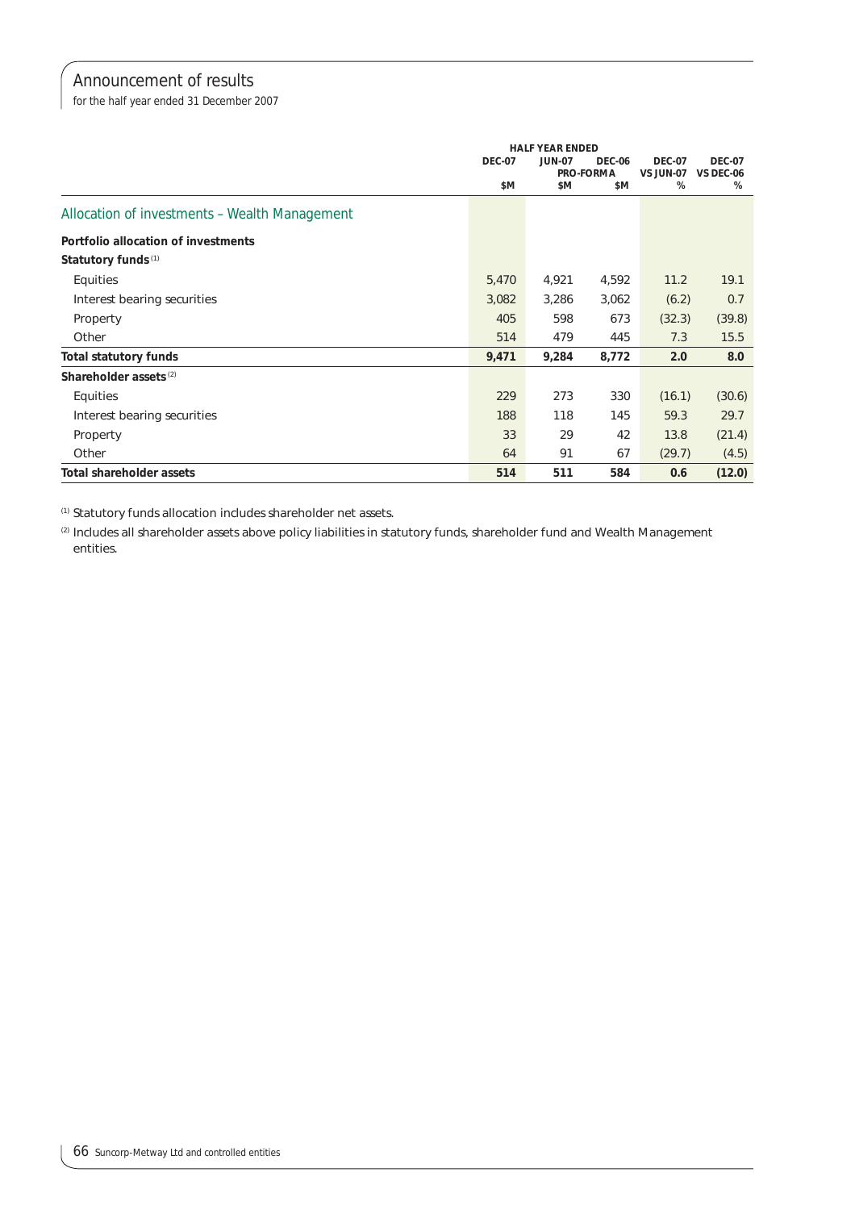# Announcement of results

for the half year ended 31 December 2007

| | HALF YEAR ENDED | | | | |
|---|---|---|---|---|---|
| | DEC-07 | JUN-07 | DEC-06 PRO-FORMA | DEC-07 VS JUN-07 | DEC-07 VS DEC-06 |
| | $M | $M | $M | % | % |
| **Allocation of investments – Wealth Management** | | | | | |
| **Portfolio allocation of investments** | | | | | |
| **Statutory funds** [(1)] | | | | | |
| Equities | 5,470 | 4,921 | 4,592 | 11.2 | 19.1 |
| Interest bearing securities | 3,082 | 3,286 | 3,062 | (6.2) | 0.7 |
| Property | 405 | 598 | 673 | (32.3) | (39.8) |
| Other | 514 | 479 | 445 | 7.3 | 15.5 |
| **Total statutory funds** | **9,471** | **9,284** | **8,772** | **2.0** | **8.0** |
| **Shareholder assets** [(2)] | | | | | |
| Equities | 229 | 273 | 330 | (16.1) | (30.6) |
| Interest bearing securities | 188 | 118 | 145 | 59.3 | 29.7 |
| Property | 33 | 29 | 42 | 13.8 | (21.4) |
| Other | 64 | 91 | 67 | (29.7) | (4.5) |
| **Total shareholder assets** | **514** | **511** | **584** | **0.6** | **(12.0)** |

(1) Statutory funds allocation includes shareholder net assets.

(2) Includes all shareholder assets above policy liabilities in statutory funds, shareholder fund and Wealth Management entities.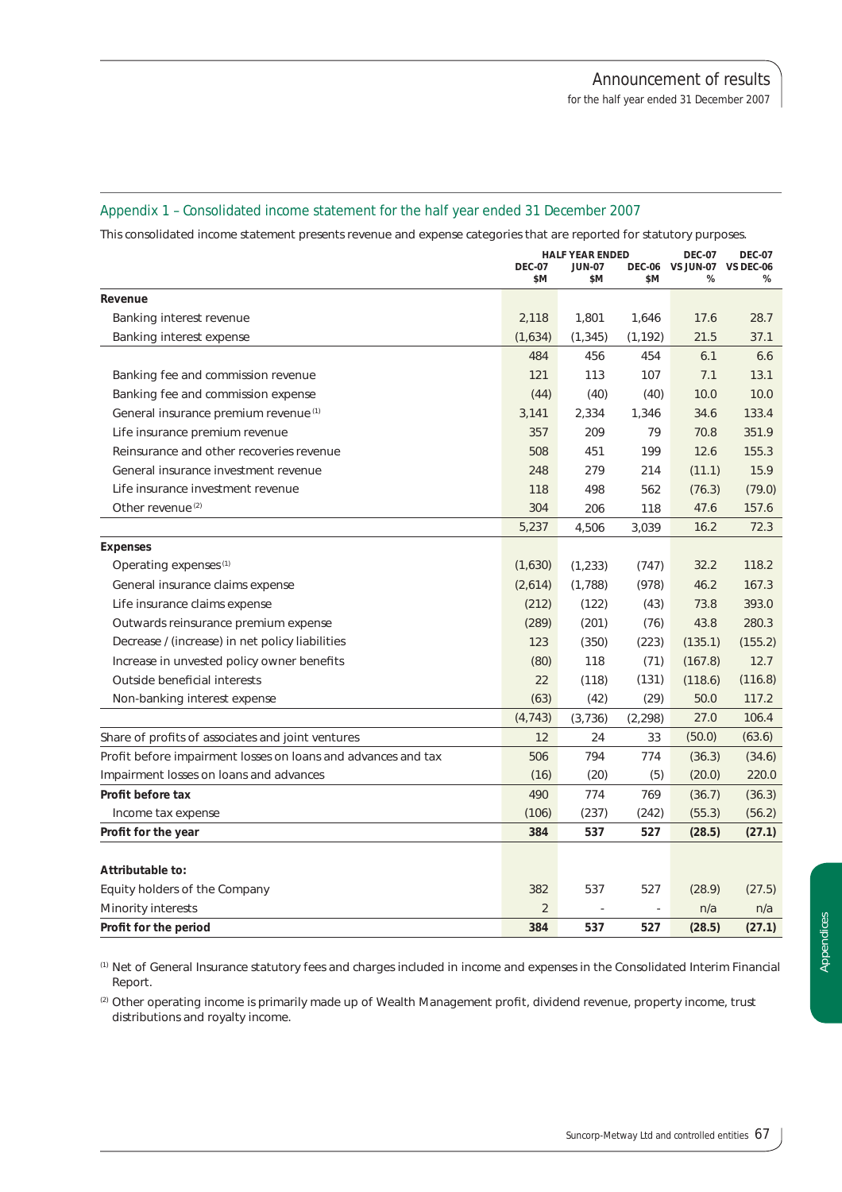## Appendix 1 – Consolidated income statement for the half year ended 31 December 2007

This consolidated income statement presents revenue and expense categories that are reported for statutory purposes.

| | HALF YEAR ENDED | | | DEC-07 | DEC-07 |
|---|---|---|---|---|---|
| | DEC-07 $M | JUN-07 $M | DEC-06 $M | VS JUN-07 % | VS DEC-06 % |
| **Revenue** | | | | | |
| Banking interest revenue | 2,118 | 1,801 | 1,646 | 17.6 | 28.7 |
| Banking interest expense | (1,634) | (1,345) | (1,192) | 21.5 | 37.1 |
| | 484 | 456 | 454 | 6.1 | 6.6 |
| Banking fee and commission revenue | 121 | 113 | 107 | 7.1 | 13.1 |
| Banking fee and commission expense | (44) | (40) | (40) | 10.0 | 10.0 |
| General insurance premium revenue [1] | 3,141 | 2,334 | 1,346 | 34.6 | 133.4 |
| Life insurance premium revenue | 357 | 209 | 79 | 70.8 | 351.9 |
| Reinsurance and other recoveries revenue | 508 | 451 | 199 | 12.6 | 155.3 |
| General insurance investment revenue | 248 | 279 | 214 | (11.1) | 15.9 |
| Life insurance investment revenue | 118 | 498 | 562 | (76.3) | (79.0) |
| Other revenue [2] | 304 | 206 | 118 | 47.6 | 157.6 |
| | 5,237 | 4,506 | 3,039 | 16.2 | 72.3 |
| **Expenses** | | | | | |
| Operating expenses [1] | (1,630) | (1,233) | (747) | 32.2 | 118.2 |
| General insurance claims expense | (2,614) | (1,788) | (978) | 46.2 | 167.3 |
| Life insurance claims expense | (212) | (122) | (43) | 73.8 | 393.0 |
| Outwards reinsurance premium expense | (289) | (201) | (76) | 43.8 | 280.3 |
| Decrease / (increase) in net policy liabilities | 123 | (350) | (223) | (135.1) | (155.2) |
| Increase in unvested policy owner benefits | (80) | 118 | (71) | (167.8) | 12.7 |
| Outside beneficial interests | 22 | (118) | (131) | (118.6) | (116.8) |
| Non-banking interest expense | (63) | (42) | (29) | 50.0 | 117.2 |
| | (4,743) | (3,736) | (2,298) | 27.0 | 106.4 |
| Share of profits of associates and joint ventures | 12 | 24 | 33 | (50.0) | (63.6) |
| Profit before impairment losses on loans and advances and tax | 506 | 794 | 774 | (36.3) | (34.6) |
| Impairment losses on loans and advances | (16) | (20) | (5) | (20.0) | 220.0 |
| **Profit before tax** | 490 | 774 | 769 | (36.7) | (36.3) |
| Income tax expense | (106) | (237) | (242) | (55.3) | (56.2) |
| **Profit for the year** | **384** | **537** | **527** | **(28.5)** | **(27.1)** |
| | | | | | |
| **Attributable to:** | | | | | |
| Equity holders of the Company | 382 | 537 | 527 | (28.9) | (27.5) |
| Minority interests | 2 | - | - | n/a | n/a |
| **Profit for the period** | **384** | **537** | **527** | **(28.5)** | **(27.1)** |

[1] Net of General Insurance statutory fees and charges included in income and expenses in the Consolidated Interim Financial Report.

[2] Other operating income is primarily made up of Wealth Management profit, dividend revenue, property income, trust distributions and royalty income.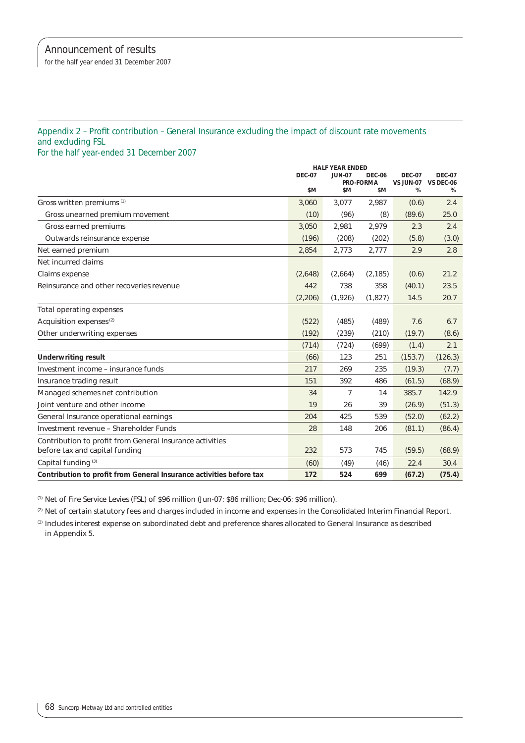## Appendix 2 – Profit contribution – General Insurance excluding the impact of discount rate movements and excluding FSL

For the half year-ended 31 December 2007

| | HALF YEAR ENDED | | | | |
|---|---|---|---|---|---|
| | DEC-07 | JUN-07 | DEC-06 PRO-FORMA | DEC-07 VS JUN-07 | DEC-07 VS DEC-06 |
| | $M | $M | $M | % | % |
| Gross written premiums [(1)] | 3,060 | 3,077 | 2,987 | (0.6) | 2.4 |
| Gross unearned premium movement | (10) | (96) | (8) | (89.6) | 25.0 |
| Gross earned premiums | 3,050 | 2,981 | 2,979 | 2.3 | 2.4 |
| Outwards reinsurance expense | (196) | (208) | (202) | (5.8) | (3.0) |
| Net earned premium | 2,854 | 2,773 | 2,777 | 2.9 | 2.8 |
| Net incurred claims | | | | | |
| Claims expense | (2,648) | (2,664) | (2,185) | (0.6) | 21.2 |
| Reinsurance and other recoveries revenue | 442 | 738 | 358 | (40.1) | 23.5 |
| | (2,206) | (1,926) | (1,827) | 14.5 | 20.7 |
| Total operating expenses | | | | | |
| Acquisition expenses [(2)] | (522) | (485) | (489) | 7.6 | 6.7 |
| Other underwriting expenses | (192) | (239) | (210) | (19.7) | (8.6) |
| | (714) | (724) | (699) | (1.4) | 2.1 |
| **Underwriting result** | (66) | 123 | 251 | (153.7) | (126.3) |
| Investment income – insurance funds | 217 | 269 | 235 | (19.3) | (7.7) |
| Insurance trading result | 151 | 392 | 486 | (61.5) | (68.9) |
| Managed schemes net contribution | 34 | 7 | 14 | 385.7 | 142.9 |
| Joint venture and other income | 19 | 26 | 39 | (26.9) | (51.3) |
| General Insurance operational earnings | 204 | 425 | 539 | (52.0) | (62.2) |
| Investment revenue – Shareholder Funds | 28 | 148 | 206 | (81.1) | (86.4) |
| Contribution to profit from General Insurance activities before tax and capital funding | 232 | 573 | 745 | (59.5) | (68.9) |
| Capital funding [(3)] | (60) | (49) | (46) | 22.4 | 30.4 |
| **Contribution to profit from General Insurance activities before tax** | **172** | **524** | **699** | **(67.2)** | **(75.4)** |

(1) Net of Fire Service Levies (FSL) of $96 million (Jun-07: $86 million; Dec-06: $96 million).

(2) Net of certain statutory fees and charges included in income and expenses in the Consolidated Interim Financial Report.

(3) Includes interest expense on subordinated debt and preference shares allocated to General Insurance as described in Appendix 5.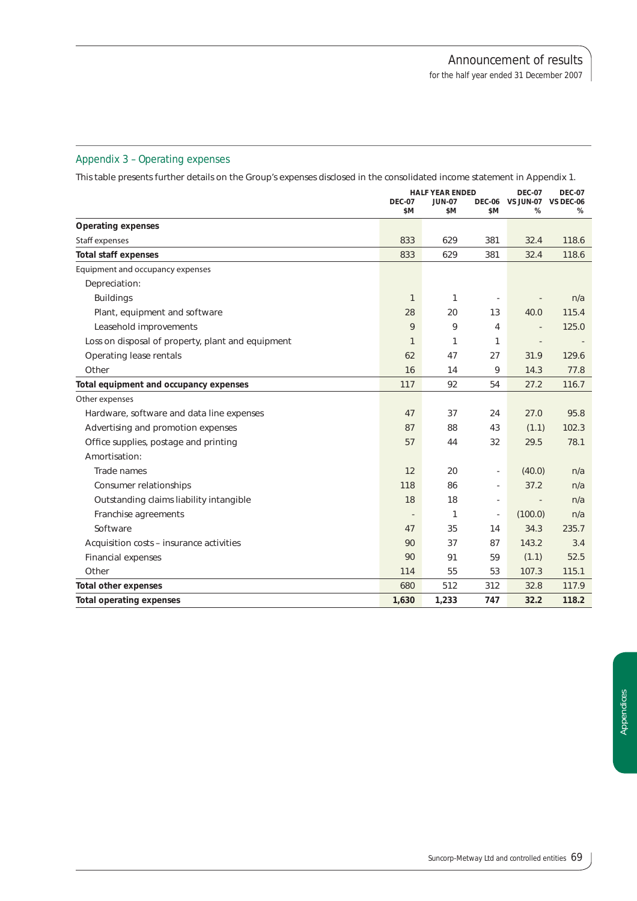## Appendix 3 – Operating expenses

This table presents further details on the Group's expenses disclosed in the consolidated income statement in Appendix 1.

| | HALF YEAR ENDED | | | DEC-07 | DEC-07 |
|---|---|---|---|---|---|
| | DEC-07 $M | JUN-07 $M | DEC-06 $M | VS JUN-07 % | VS DEC-06 % |
| **Operating expenses** | | | | | |
| Staff expenses | 833 | 629 | 381 | 32.4 | 118.6 |
| **Total staff expenses** | 833 | 629 | 381 | 32.4 | 118.6 |
| Equipment and occupancy expenses | | | | | |
| Depreciation: | | | | | |
| Buildings | 1 | 1 | - | - | n/a |
| Plant, equipment and software | 28 | 20 | 13 | 40.0 | 115.4 |
| Leasehold improvements | 9 | 9 | 4 | - | 125.0 |
| Loss on disposal of property, plant and equipment | 1 | 1 | 1 | - | - |
| Operating lease rentals | 62 | 47 | 27 | 31.9 | 129.6 |
| Other | 16 | 14 | 9 | 14.3 | 77.8 |
| **Total equipment and occupancy expenses** | 117 | 92 | 54 | 27.2 | 116.7 |
| Other expenses | | | | | |
| Hardware, software and data line expenses | 47 | 37 | 24 | 27.0 | 95.8 |
| Advertising and promotion expenses | 87 | 88 | 43 | (1.1) | 102.3 |
| Office supplies, postage and printing | 57 | 44 | 32 | 29.5 | 78.1 |
| Amortisation: | | | | | |
| Trade names | 12 | 20 | - | (40.0) | n/a |
| Consumer relationships | 118 | 86 | - | 37.2 | n/a |
| Outstanding claims liability intangible | 18 | 18 | - | - | n/a |
| Franchise agreements | - | 1 | - | (100.0) | n/a |
| Software | 47 | 35 | 14 | 34.3 | 235.7 |
| Acquisition costs – insurance activities | 90 | 37 | 87 | 143.2 | 3.4 |
| Financial expenses | 90 | 91 | 59 | (1.1) | 52.5 |
| Other | 114 | 55 | 53 | 107.3 | 115.1 |
| **Total other expenses** | 680 | 512 | 312 | 32.8 | 117.9 |
| **Total operating expenses** | **1,630** | **1,233** | **747** | **32.2** | **118.2** |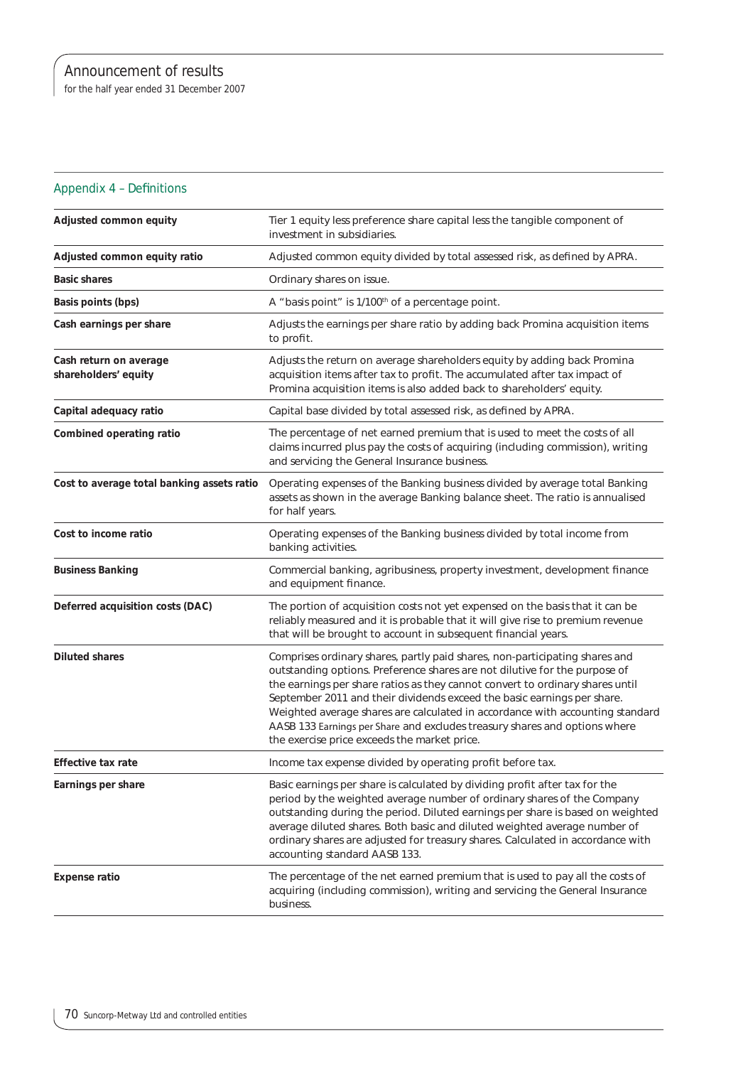## Appendix 4 – Definitions

| | |
|---|---|
| **Adjusted common equity** | Tier 1 equity less preference share capital less the tangible component of investment in subsidiaries. |
| **Adjusted common equity ratio** | Adjusted common equity divided by total assessed risk, as defined by APRA. |
| **Basic shares** | Ordinary shares on issue. |
| **Basis points (bps)** | A "basis point" is 1/100th of a percentage point. |
| **Cash earnings per share** | Adjusts the earnings per share ratio by adding back Promina acquisition items to profit. |
| **Cash return on average shareholders' equity** | Adjusts the return on average shareholders equity by adding back Promina acquisition items after tax to profit. The accumulated after tax impact of Promina acquisition items is also added back to shareholders' equity. |
| **Capital adequacy ratio** | Capital base divided by total assessed risk, as defined by APRA. |
| **Combined operating ratio** | The percentage of net earned premium that is used to meet the costs of all claims incurred plus pay the costs of acquiring (including commission), writing and servicing the General Insurance business. |
| **Cost to average total banking assets ratio** | Operating expenses of the Banking business divided by average total Banking assets as shown in the average Banking balance sheet. The ratio is annualised for half years. |
| **Cost to income ratio** | Operating expenses of the Banking business divided by total income from banking activities. |
| **Business Banking** | Commercial banking, agribusiness, property investment, development finance and equipment finance. |
| **Deferred acquisition costs (DAC)** | The portion of acquisition costs not yet expensed on the basis that it can be reliably measured and it is probable that it will give rise to premium revenue that will be brought to account in subsequent financial years. |
| **Diluted shares** | Comprises ordinary shares, partly paid shares, non-participating shares and outstanding options. Preference shares are not dilutive for the purpose of the earnings per share ratios as they cannot convert to ordinary shares until September 2011 and their dividends exceed the basic earnings per share. Weighted average shares are calculated in accordance with accounting standard AASB 133 *Earnings per Share* and excludes treasury shares and options where the exercise price exceeds the market price. |
| **Effective tax rate** | Income tax expense divided by operating profit before tax. |
| **Earnings per share** | Basic earnings per share is calculated by dividing profit after tax for the period by the weighted average number of ordinary shares of the Company outstanding during the period. Diluted earnings per share is based on weighted average diluted shares. Both basic and diluted weighted average number of ordinary shares are adjusted for treasury shares. Calculated in accordance with accounting standard AASB 133. |
| **Expense ratio** | The percentage of the net earned premium that is used to pay all the costs of acquiring (including commission), writing and servicing the General Insurance business. |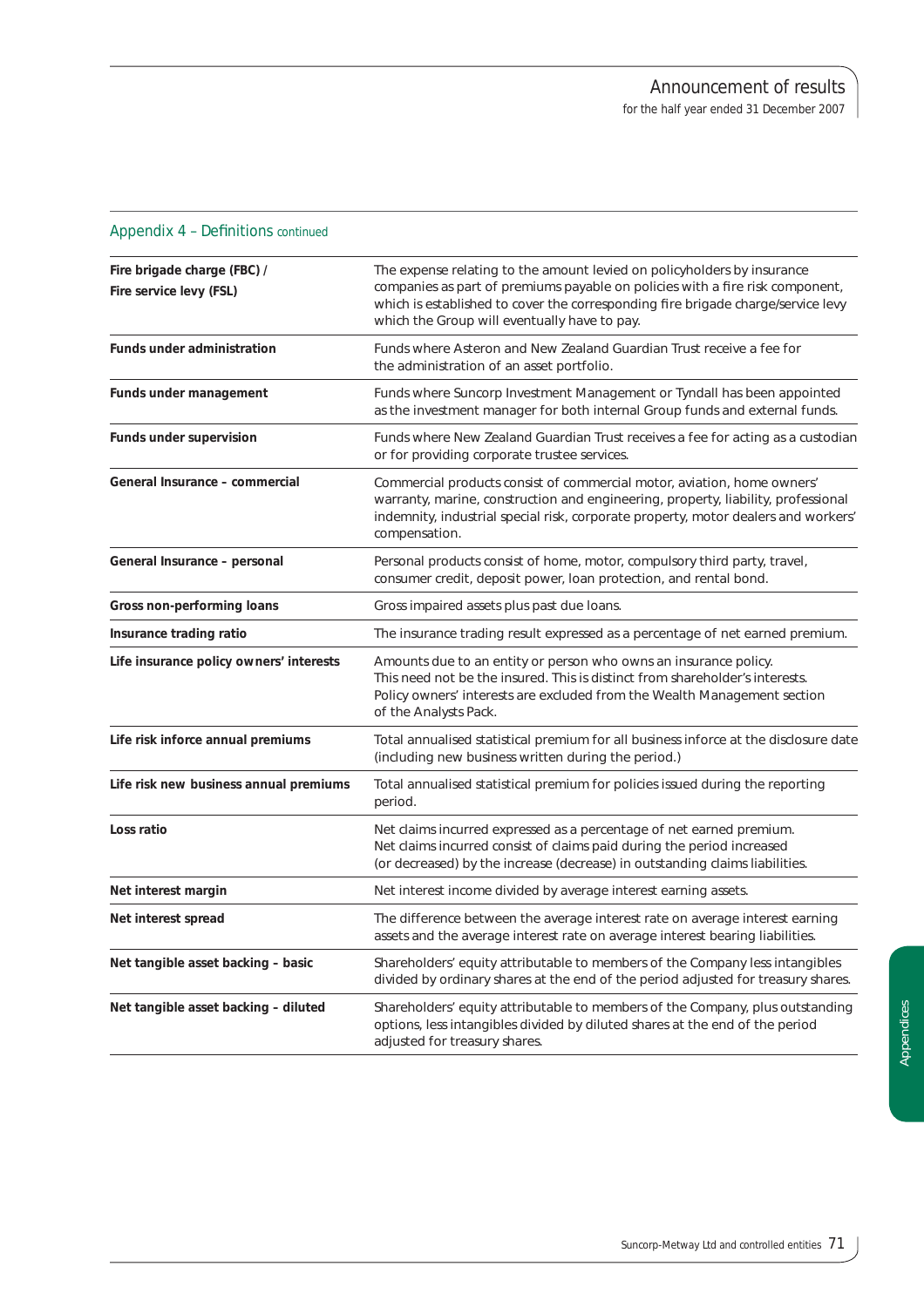## Appendix 4 – Definitions continued

| Term | Definition |
|---|---|
| **Fire brigade charge (FBC) / Fire service levy (FSL)** | The expense relating to the amount levied on policyholders by insurance companies as part of premiums payable on policies with a fire risk component, which is established to cover the corresponding fire brigade charge/service levy which the Group will eventually have to pay. |
| **Funds under administration** | Funds where Asteron and New Zealand Guardian Trust receive a fee for the administration of an asset portfolio. |
| **Funds under management** | Funds where Suncorp Investment Management or Tyndall has been appointed as the investment manager for both internal Group funds and external funds. |
| **Funds under supervision** | Funds where New Zealand Guardian Trust receives a fee for acting as a custodian or for providing corporate trustee services. |
| **General Insurance – commercial** | Commercial products consist of commercial motor, aviation, home owners' warranty, marine, construction and engineering, property, liability, professional indemnity, industrial special risk, corporate property, motor dealers and workers' compensation. |
| **General Insurance – personal** | Personal products consist of home, motor, compulsory third party, travel, consumer credit, deposit power, loan protection, and rental bond. |
| **Gross non-performing loans** | Gross impaired assets plus past due loans. |
| **Insurance trading ratio** | The insurance trading result expressed as a percentage of net earned premium. |
| **Life insurance policy owners' interests** | Amounts due to an entity or person who owns an insurance policy. This need not be the insured. This is distinct from shareholder's interests. Policy owners' interests are excluded from the Wealth Management section of the Analysts Pack. |
| **Life risk inforce annual premiums** | Total annualised statistical premium for all business inforce at the disclosure date (including new business written during the period.) |
| **Life risk new business annual premiums** | Total annualised statistical premium for policies issued during the reporting period. |
| **Loss ratio** | Net claims incurred expressed as a percentage of net earned premium. Net claims incurred consist of claims paid during the period increased (or decreased) by the increase (decrease) in outstanding claims liabilities. |
| **Net interest margin** | Net interest income divided by average interest earning assets. |
| **Net interest spread** | The difference between the average interest rate on average interest earning assets and the average interest rate on average interest bearing liabilities. |
| **Net tangible asset backing – basic** | Shareholders' equity attributable to members of the Company less intangibles divided by ordinary shares at the end of the period adjusted for treasury shares. |
| **Net tangible asset backing – diluted** | Shareholders' equity attributable to members of the Company, plus outstanding options, less intangibles divided by diluted shares at the end of the period adjusted for treasury shares. |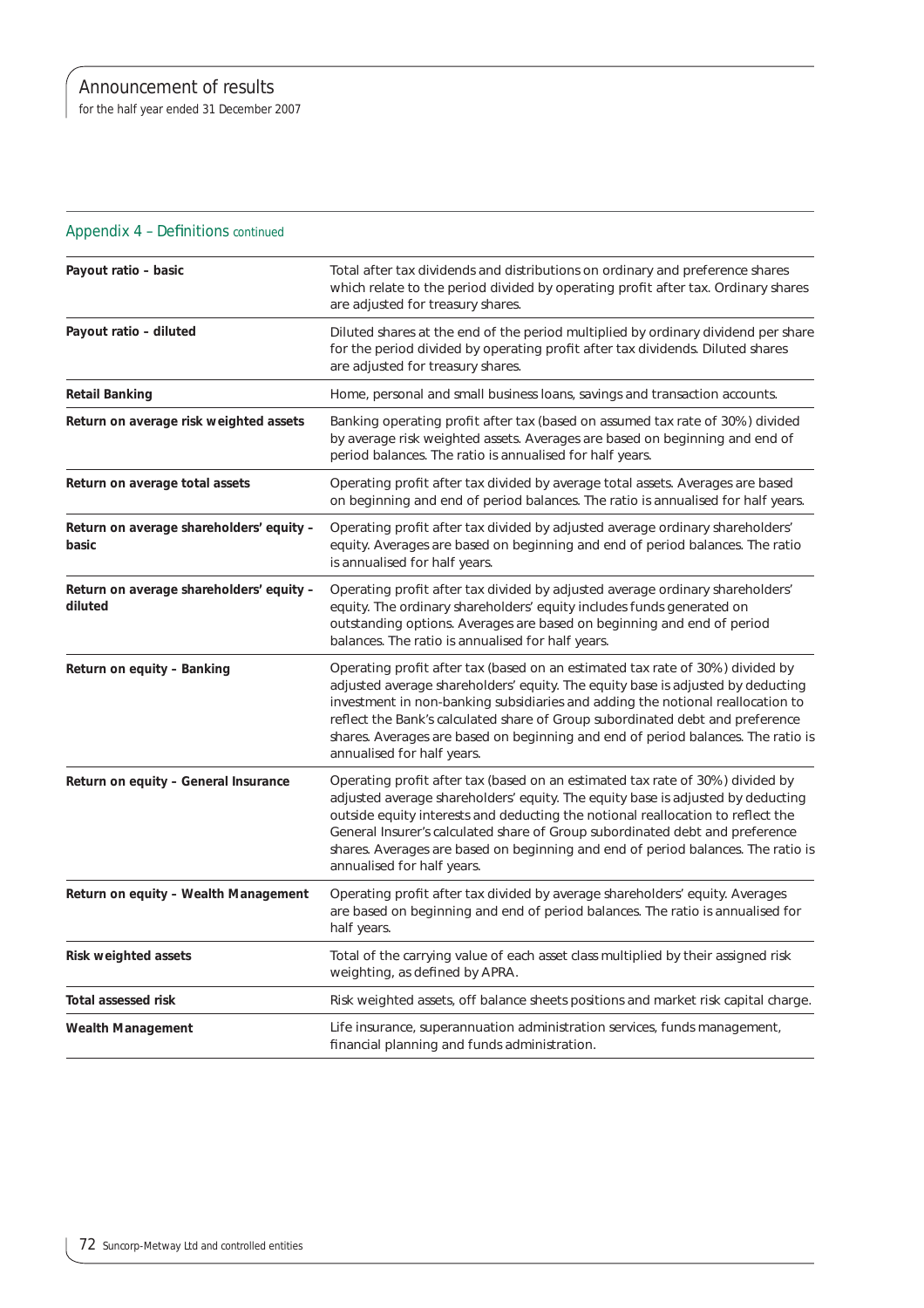## Appendix 4 – Definitions continued

| | |
|---|---|
| **Payout ratio – basic** | Total after tax dividends and distributions on ordinary and preference shares which relate to the period divided by operating profit after tax. Ordinary shares are adjusted for treasury shares. |
| **Payout ratio – diluted** | Diluted shares at the end of the period multiplied by ordinary dividend per share for the period divided by operating profit after tax dividends. Diluted shares are adjusted for treasury shares. |
| **Retail Banking** | Home, personal and small business loans, savings and transaction accounts. |
| **Return on average risk weighted assets** | Banking operating profit after tax (based on assumed tax rate of 30%) divided by average risk weighted assets. Averages are based on beginning and end of period balances. The ratio is annualised for half years. |
| **Return on average total assets** | Operating profit after tax divided by average total assets. Averages are based on beginning and end of period balances. The ratio is annualised for half years. |
| **Return on average shareholders' equity – basic** | Operating profit after tax divided by adjusted average ordinary shareholders' equity. Averages are based on beginning and end of period balances. The ratio is annualised for half years. |
| **Return on average shareholders' equity – diluted** | Operating profit after tax divided by adjusted average ordinary shareholders' equity. The ordinary shareholders' equity includes funds generated on outstanding options. Averages are based on beginning and end of period balances. The ratio is annualised for half years. |
| **Return on equity – Banking** | Operating profit after tax (based on an estimated tax rate of 30%) divided by adjusted average shareholders' equity. The equity base is adjusted by deducting investment in non-banking subsidiaries and adding the notional reallocation to reflect the Bank's calculated share of Group subordinated debt and preference shares. Averages are based on beginning and end of period balances. The ratio is annualised for half years. |
| **Return on equity – General Insurance** | Operating profit after tax (based on an estimated tax rate of 30%) divided by adjusted average shareholders' equity. The equity base is adjusted by deducting outside equity interests and deducting the notional reallocation to reflect the General Insurer's calculated share of Group subordinated debt and preference shares. Averages are based on beginning and end of period balances. The ratio is annualised for half years. |
| **Return on equity – Wealth Management** | Operating profit after tax divided by average shareholders' equity. Averages are based on beginning and end of period balances. The ratio is annualised for half years. |
| **Risk weighted assets** | Total of the carrying value of each asset class multiplied by their assigned risk weighting, as defined by APRA. |
| **Total assessed risk** | Risk weighted assets, off balance sheets positions and market risk capital charge. |
| **Wealth Management** | Life insurance, superannuation administration services, funds management, financial planning and funds administration. |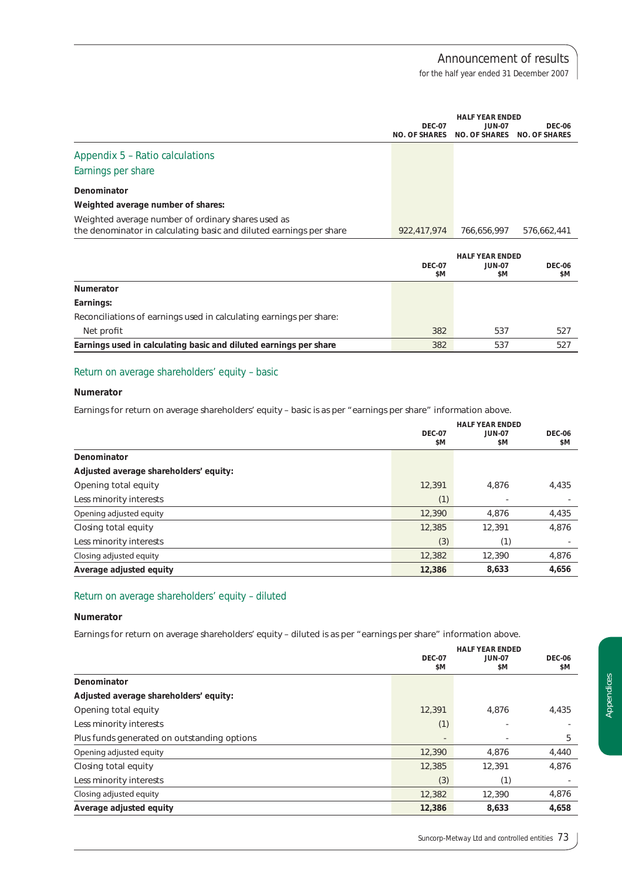## Appendix 5 – Ratio calculations

### Earnings per share

| | HALF YEAR ENDED | | |
|---|---|---|---|
| | DEC-07 NO. OF SHARES | JUN-07 NO. OF SHARES | DEC-06 NO. OF SHARES |
| **Denominator** | | | |
| **Weighted average number of shares:** | | | |
| Weighted average number of ordinary shares used as the denominator in calculating basic and diluted earnings per share | 922,417,974 | 766,656,997 | 576,662,441 |

| | HALF YEAR ENDED | | |
|---|---|---|---|
| | DEC-07 $M | JUN-07 $M | DEC-06 $M |
| **Numerator** | | | |
| **Earnings:** | | | |
| Reconciliations of earnings used in calculating earnings per share: | | | |
| Net profit | 382 | 537 | 527 |
| **Earnings used in calculating basic and diluted earnings per share** | 382 | 537 | 527 |

### Return on average shareholders' equity – basic

**Numerator**

Earnings for return on average shareholders' equity – basic is as per "earnings per share" information above.

| | HALF YEAR ENDED | | |
|---|---|---|---|
| | DEC-07 $M | JUN-07 $M | DEC-06 $M |
| **Denominator** | | | |
| **Adjusted average shareholders' equity:** | | | |
| Opening total equity | 12,391 | 4,876 | 4,435 |
| Less minority interests | (1) | - | - |
| Opening adjusted equity | 12,390 | 4,876 | 4,435 |
| Closing total equity | 12,385 | 12,391 | 4,876 |
| Less minority interests | (3) | (1) | - |
| Closing adjusted equity | 12,382 | 12,390 | 4,876 |
| **Average adjusted equity** | **12,386** | **8,633** | **4,656** |

### Return on average shareholders' equity – diluted

**Numerator**

Earnings for return on average shareholders' equity – diluted is as per "earnings per share" information above.

| | HALF YEAR ENDED | | |
|---|---|---|---|
| | DEC-07 $M | JUN-07 $M | DEC-06 $M |
| **Denominator** | | | |
| **Adjusted average shareholders' equity:** | | | |
| Opening total equity | 12,391 | 4,876 | 4,435 |
| Less minority interests | (1) | - | - |
| Plus funds generated on outstanding options | - | - | 5 |
| Opening adjusted equity | 12,390 | 4,876 | 4,440 |
| Closing total equity | 12,385 | 12,391 | 4,876 |
| Less minority interests | (3) | (1) | - |
| Closing adjusted equity | 12,382 | 12,390 | 4,876 |
| **Average adjusted equity** | **12,386** | **8,633** | **4,658** |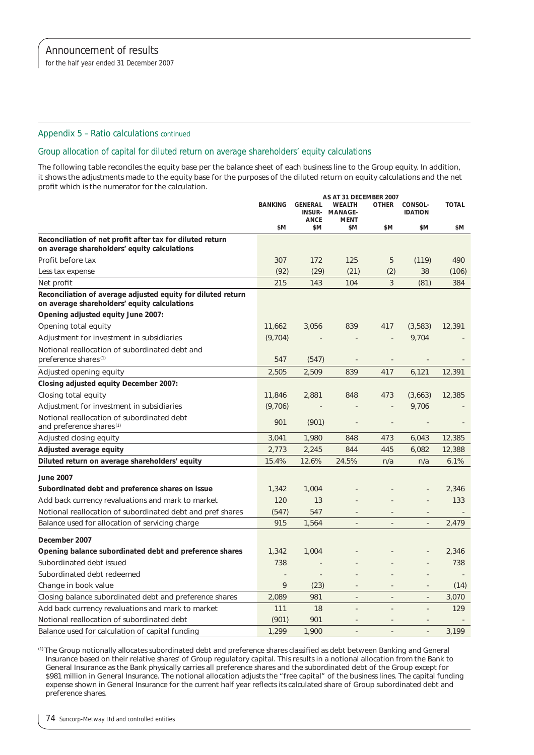## Appendix 5 – Ratio calculations continued

### Group allocation of capital for diluted return on average shareholders' equity calculations

The following table reconciles the equity base per the balance sheet of each business line to the Group equity. In addition, it shows the adjustments made to the equity base for the purposes of the diluted return on equity calculations and the net profit which is the numerator for the calculation.

| | AS AT 31 DECEMBER 2007 | | | | | |
|---|---|---|---|---|---|---|
| | BANKING | GENERAL INSURANCE | WEALTH MANAGEMENT | OTHER | CONSOLIDATION | TOTAL |
| | $M | $M | $M | $M | $M | $M |
| **Reconciliation of net profit after tax for diluted return on average shareholders' equity calculations** | | | | | | |
| Profit before tax | 307 | 172 | 125 | 5 | (119) | 490 |
| Less tax expense | (92) | (29) | (21) | (2) | 38 | (106) |
| Net profit | 215 | 143 | 104 | 3 | (81) | 384 |
| **Reconciliation of average adjusted equity for diluted return on average shareholders' equity calculations** | | | | | | |
| **Opening adjusted equity June 2007:** | | | | | | |
| Opening total equity | 11,662 | 3,056 | 839 | 417 | (3,583) | 12,391 |
| Adjustment for investment in subsidiaries | (9,704) | - | - | - | 9,704 | - |
| Notional reallocation of subordinated debt and preference shares[1] | 547 | (547) | - | - | - | - |
| Adjusted opening equity | 2,505 | 2,509 | 839 | 417 | 6,121 | 12,391 |
| **Closing adjusted equity December 2007:** | | | | | | |
| Closing total equity | 11,846 | 2,881 | 848 | 473 | (3,663) | 12,385 |
| Adjustment for investment in subsidiaries | (9,706) | - | - | - | 9,706 | - |
| Notional reallocation of subordinated debt and preference shares[1] | 901 | (901) | - | - | - | - |
| Adjusted closing equity | 3,041 | 1,980 | 848 | 473 | 6,043 | 12,385 |
| **Adjusted average equity** | 2,773 | 2,245 | 844 | 445 | 6,082 | 12,388 |
| **Diluted return on average shareholders' equity** | 15.4% | 12.6% | 24.5% | n/a | n/a | 6.1% |
| **June 2007** | | | | | | |
| **Subordinated debt and preference shares on issue** | 1,342 | 1,004 | - | - | - | 2,346 |
| Add back currency revaluations and mark to market | 120 | 13 | - | - | - | 133 |
| Notional reallocation of subordinated debt and pref shares | (547) | 547 | - | - | - | - |
| Balance used for allocation of servicing charge | 915 | 1,564 | - | - | - | 2,479 |
| **December 2007** | | | | | | |
| **Opening balance subordinated debt and preference shares** | 1,342 | 1,004 | - | - | - | 2,346 |
| Subordinated debt issued | 738 | - | - | - | - | 738 |
| Subordinated debt redeemed | - | - | - | - | - | - |
| Change in book value | 9 | (23) | - | - | - | (14) |
| Closing balance subordinated debt and preference shares | 2,089 | 981 | - | - | - | 3,070 |
| Add back currency revaluations and mark to market | 111 | 18 | - | - | - | 129 |
| Notional reallocation of subordinated debt | (901) | 901 | - | - | - | - |
| Balance used for calculation of capital funding | 1,299 | 1,900 | - | - | - | 3,199 |

[1] The Group notionally allocates subordinated debt and preference shares classified as debt between Banking and General Insurance based on their relative shares' of Group regulatory capital. This results in a notional allocation from the Bank to General Insurance as the Bank physically carries all preference shares and the subordinated debt of the Group except for $981 million in General Insurance. The notional allocation adjusts the "free capital" of the business lines. The capital funding expense shown in General Insurance for the current half year reflects its calculated share of Group subordinated debt and preference shares.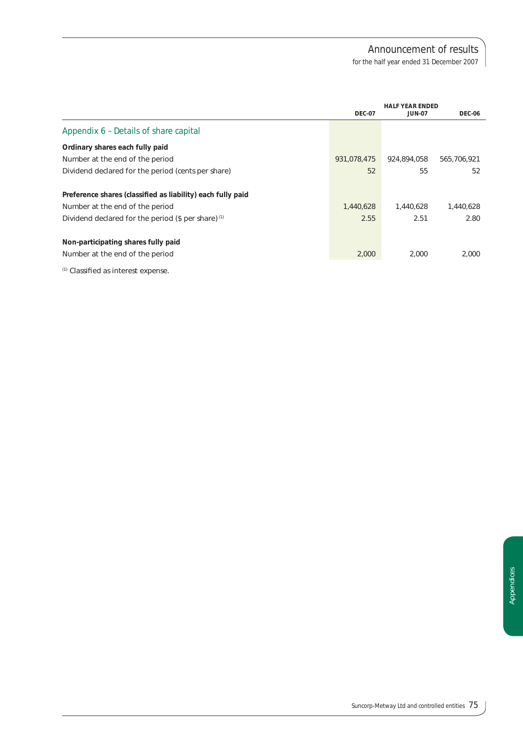| | HALF YEAR ENDED | | |
|---|---|---|---|
| | DEC-07 | JUN-07 | DEC-06 |
| **Appendix 6 – Details of share capital** | | | |
| **Ordinary shares each fully paid** | | | |
| Number at the end of the period | 931,078,475 | 924,894,058 | 565,706,921 |
| Dividend declared for the period (cents per share) | 52 | 55 | 52 |
| **Preference shares (classified as liability) each fully paid** | | | |
| Number at the end of the period | 1,440,628 | 1,440,628 | 1,440,628 |
| Dividend declared for the period ($ per share) [1] | 2.55 | 2.51 | 2.80 |
| **Non-participating shares fully paid** | | | |
| Number at the end of the period | 2,000 | 2,000 | 2,000 |

[1] Classified as interest expense.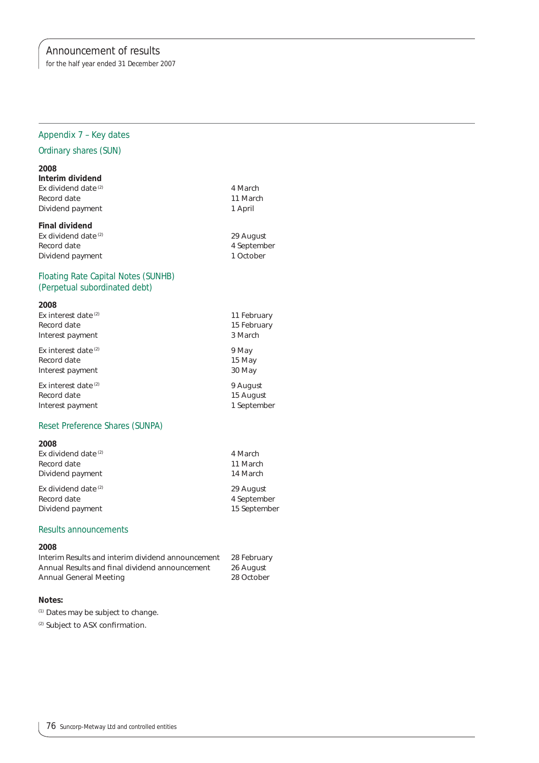# Announcement of results

for the half year ended 31 December 2007

## Appendix 7 – Key dates

### Ordinary shares (SUN)

| | |
|---|---|
| **2008** | |
| **Interim dividend** | |
| Ex dividend date [2] | 4 March |
| Record date | 11 March |
| Dividend payment | 1 April |
| **Final dividend** | |
| Ex dividend date [2] | 29 August |
| Record date | 4 September |
| Dividend payment | 1 October |

### Floating Rate Capital Notes (SUNHB) (Perpetual subordinated debt)

| | |
|---|---|
| **2008** | |
| Ex interest date [2] | 11 February |
| Record date | 15 February |
| Interest payment | 3 March |
| Ex interest date [2] | 9 May |
| Record date | 15 May |
| Interest payment | 30 May |
| Ex interest date [2] | 9 August |
| Record date | 15 August |
| Interest payment | 1 September |

### Reset Preference Shares (SUNPA)

| | |
|---|---|
| **2008** | |
| Ex dividend date [2] | 4 March |
| Record date | 11 March |
| Dividend payment | 14 March |
| Ex dividend date [2] | 29 August |
| Record date | 4 September |
| Dividend payment | 15 September |

### Results announcements

| | |
|---|---|
| **2008** | |
| Interim Results and interim dividend announcement | 28 February |
| Annual Results and final dividend announcement | 26 August |
| Annual General Meeting | 28 October |

**Notes:**

[1] Dates may be subject to change.

[2] Subject to ASX confirmation.